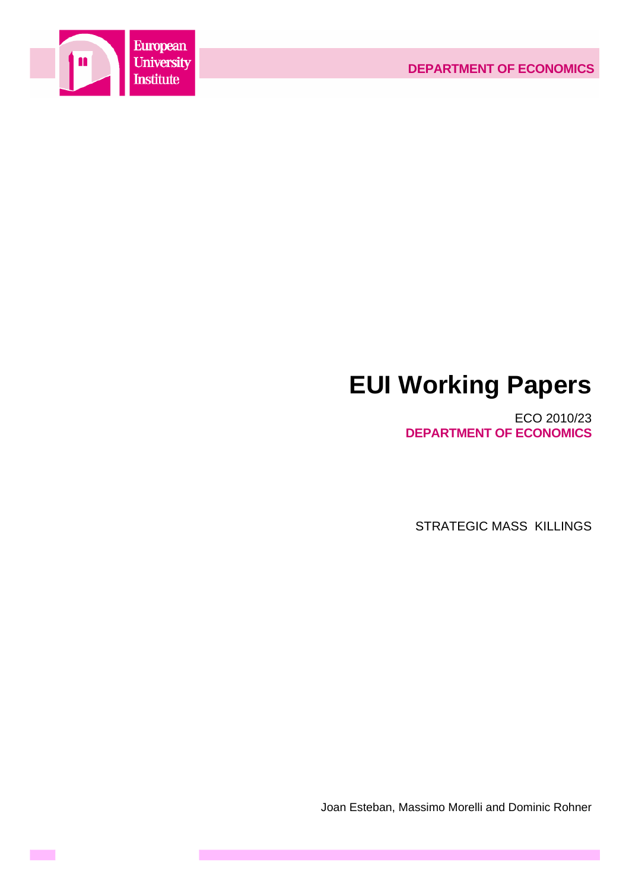European University Institute

DEPARTMENT OF ECONOMICS

# EUI Working Papers

ECO 2010/23
**DEPARTMENT OF ECONOMICS**

STRATEGIC MASS KILLINGS

Joan Esteban, Massimo Morelli and Dominic Rohner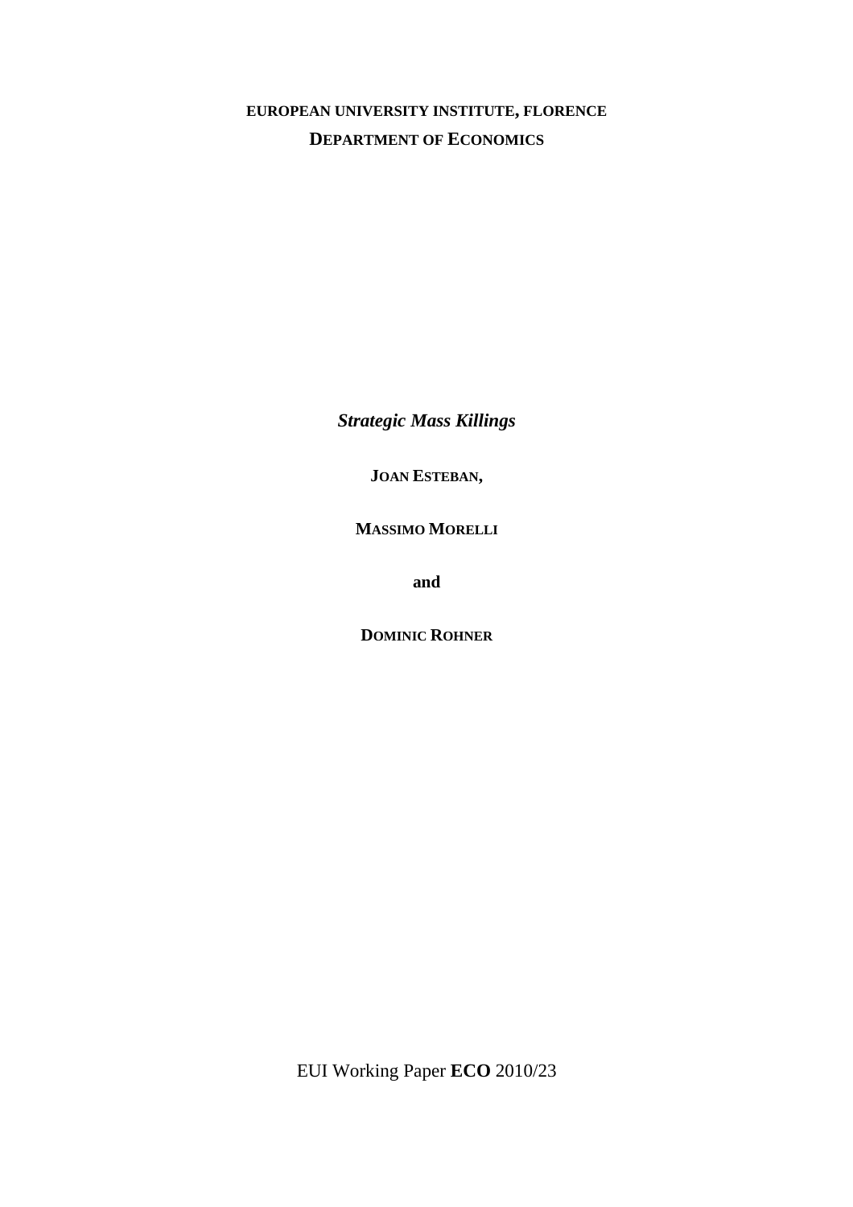**EUROPEAN UNIVERSITY INSTITUTE, FLORENCE**

**DEPARTMENT OF ECONOMICS**

***Strategic Mass Killings***

**JOAN ESTEBAN,**

**MASSIMO MORELLI**

**and**

**DOMINIC ROHNER**

EUI Working Paper **ECO** 2010/23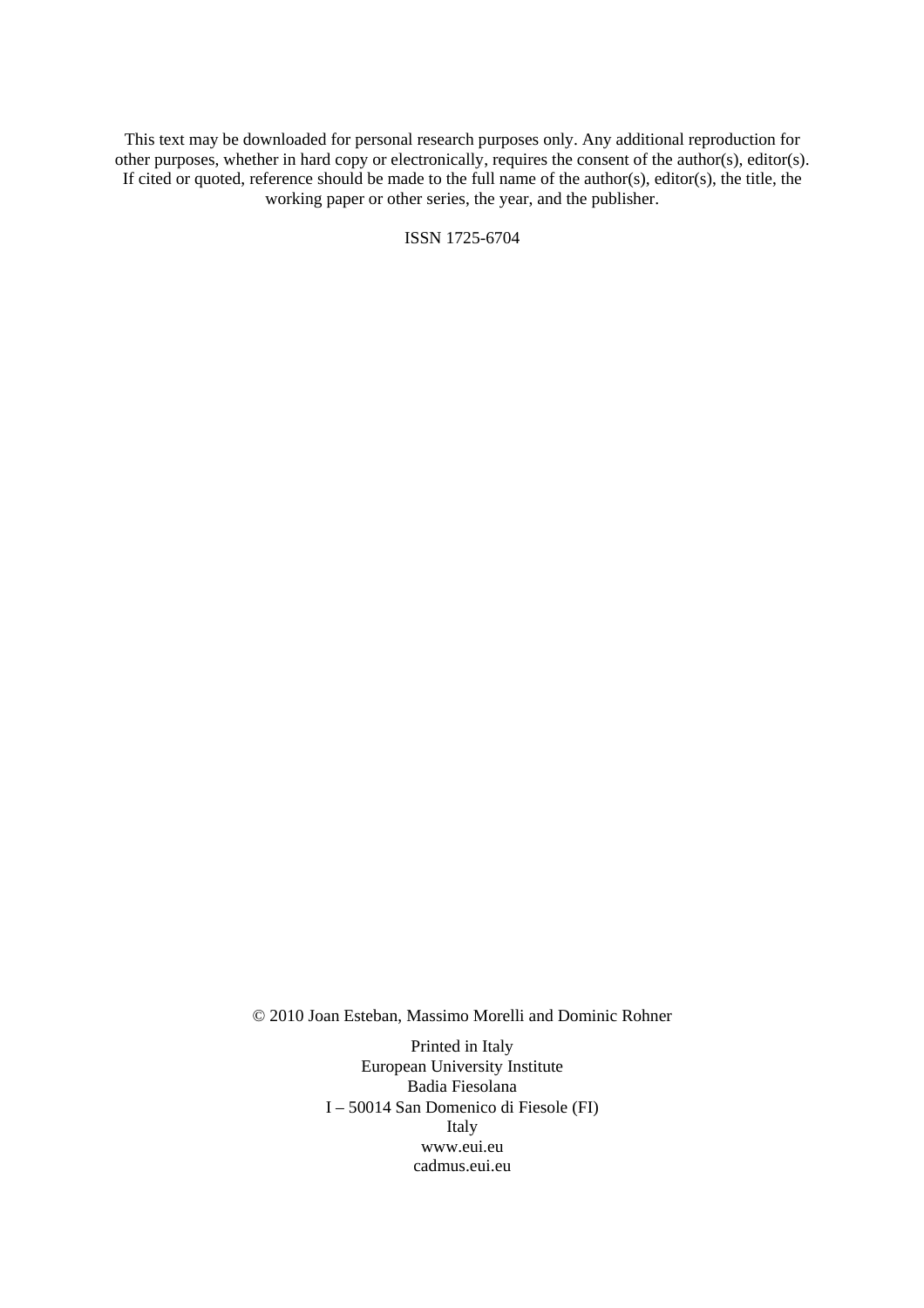This text may be downloaded for personal research purposes only. Any additional reproduction for other purposes, whether in hard copy or electronically, requires the consent of the author(s), editor(s). If cited or quoted, reference should be made to the full name of the author(s), editor(s), the title, the working paper or other series, the year, and the publisher.

ISSN 1725-6704

© 2010 Joan Esteban, Massimo Morelli and Dominic Rohner

Printed in Italy
European University Institute
Badia Fiesolana
I – 50014 San Domenico di Fiesole (FI)
Italy
www.eui.eu
cadmus.eui.eu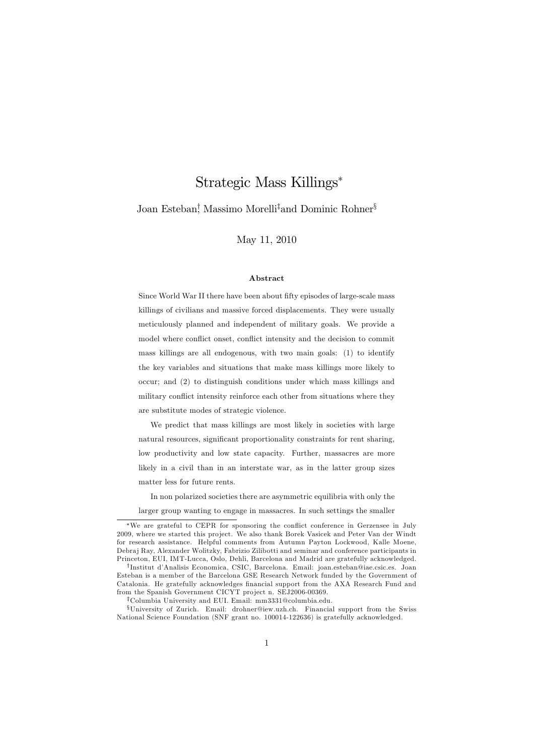# Strategic Mass Killings*

Joan Esteban[†], Massimo Morelli[‡] and Dominic Rohner[§]

May 11, 2010

#### Abstract

Since World War II there have been about fifty episodes of large-scale mass killings of civilians and massive forced displacements. They were usually meticulously planned and independent of military goals. We provide a model where conflict onset, conflict intensity and the decision to commit mass killings are all endogenous, with two main goals: (1) to identify the key variables and situations that make mass killings more likely to occur; and (2) to distinguish conditions under which mass killings and military conflict intensity reinforce each other from situations where they are substitute modes of strategic violence.

We predict that mass killings are most likely in societies with large natural resources, significant proportionality constraints for rent sharing, low productivity and low state capacity. Further, massacres are more likely in a civil than in an interstate war, as in the latter group sizes matter less for future rents.

In non polarized societies there are asymmetric equilibria with only the larger group wanting to engage in massacres. In such settings the smaller

---

*We are grateful to CEPR for sponsoring the conflict conference in Gerzensee in July 2009, where we started this project. We also thank Borek Vasicek and Peter Van der Windt for research assistance. Helpful comments from Autumn Payton Lockwood, Kalle Moene, Debraj Ray, Alexander Wolitzky, Fabrizio Zilibotti and seminar and conference participants in Princeton, EUI, IMT-Lucca, Oslo, Dehli, Barcelona and Madrid are gratefully acknowledged.

†Institut d'Analisis Economica, CSIC, Barcelona. Email: joan.esteban@iae.csic.es. Joan Esteban is a member of the Barcelona GSE Research Network funded by the Government of Catalonia. He gratefully acknowledges financial support from the AXA Research Fund and from the Spanish Government CICYT project n. SEJ2006-00369.

‡Columbia University and EUI. Email: mm3331@columbia.edu.

§University of Zurich. Email: drohner@iew.uzh.ch. Financial support from the Swiss National Science Foundation (SNF grant no. 100014-122636) is gratefully acknowledged.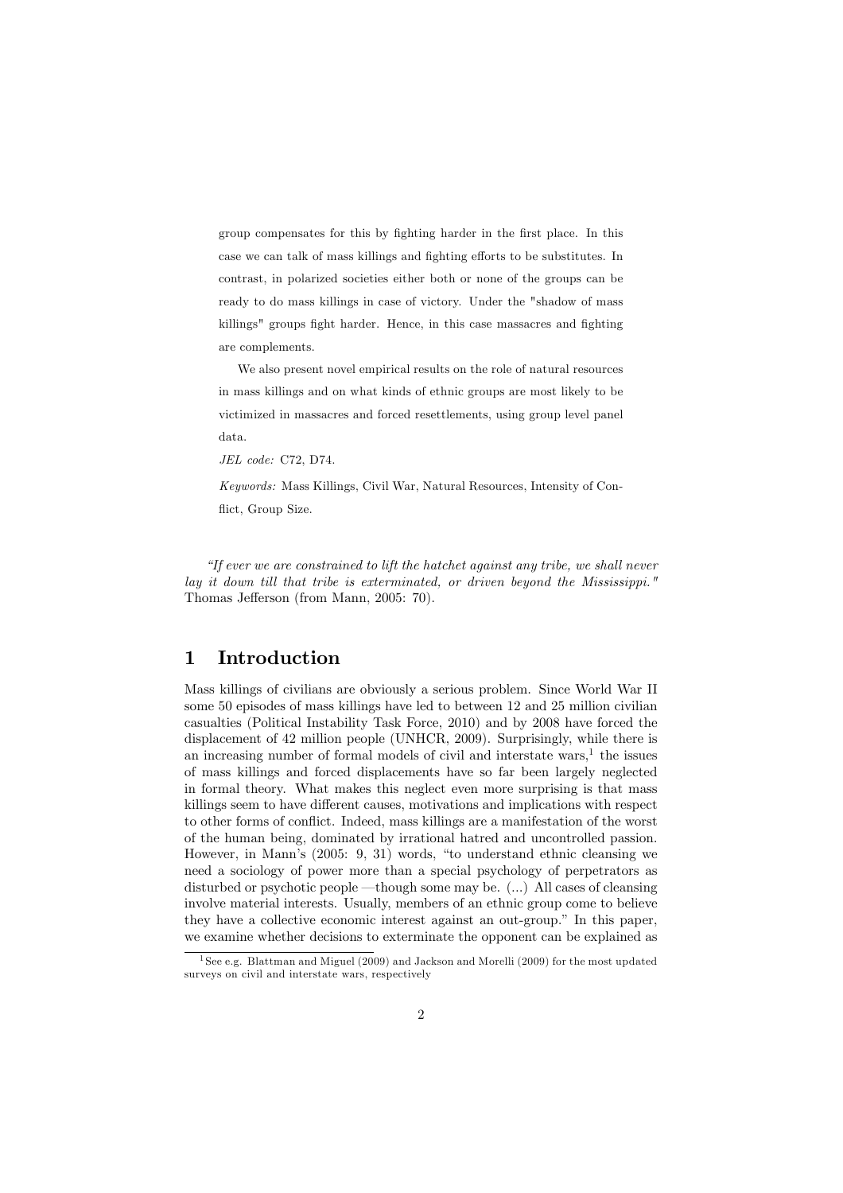group compensates for this by fighting harder in the first place. In this case we can talk of mass killings and fighting efforts to be substitutes. In contrast, in polarized societies either both or none of the groups can be ready to do mass killings in case of victory. Under the "shadow of mass killings" groups fight harder. Hence, in this case massacres and fighting are complements.

We also present novel empirical results on the role of natural resources in mass killings and on what kinds of ethnic groups are most likely to be victimized in massacres and forced resettlements, using group level panel data.

*JEL code:* C72, D74.

*Keywords:* Mass Killings, Civil War, Natural Resources, Intensity of Conflict, Group Size.

*"If ever we are constrained to lift the hatchet against any tribe, we shall never lay it down till that tribe is exterminated, or driven beyond the Mississippi."* Thomas Jefferson (from Mann, 2005: 70).

## 1 Introduction

Mass killings of civilians are obviously a serious problem. Since World War II some 50 episodes of mass killings have led to between 12 and 25 million civilian casualties (Political Instability Task Force, 2010) and by 2008 have forced the displacement of 42 million people (UNHCR, 2009). Surprisingly, while there is an increasing number of formal models of civil and interstate wars,[1] the issues of mass killings and forced displacements have so far been largely neglected in formal theory. What makes this neglect even more surprising is that mass killings seem to have different causes, motivations and implications with respect to other forms of conflict. Indeed, mass killings are a manifestation of the worst of the human being, dominated by irrational hatred and uncontrolled passion. However, in Mann's (2005: 9, 31) words, "to understand ethnic cleansing we need a sociology of power more than a special psychology of perpetrators as disturbed or psychotic people —though some may be. (...) All cases of cleansing involve material interests. Usually, members of an ethnic group come to believe they have a collective economic interest against an out-group." In this paper, we examine whether decisions to exterminate the opponent can be explained as

[1] See e.g. Blattman and Miguel (2009) and Jackson and Morelli (2009) for the most updated surveys on civil and interstate wars, respectively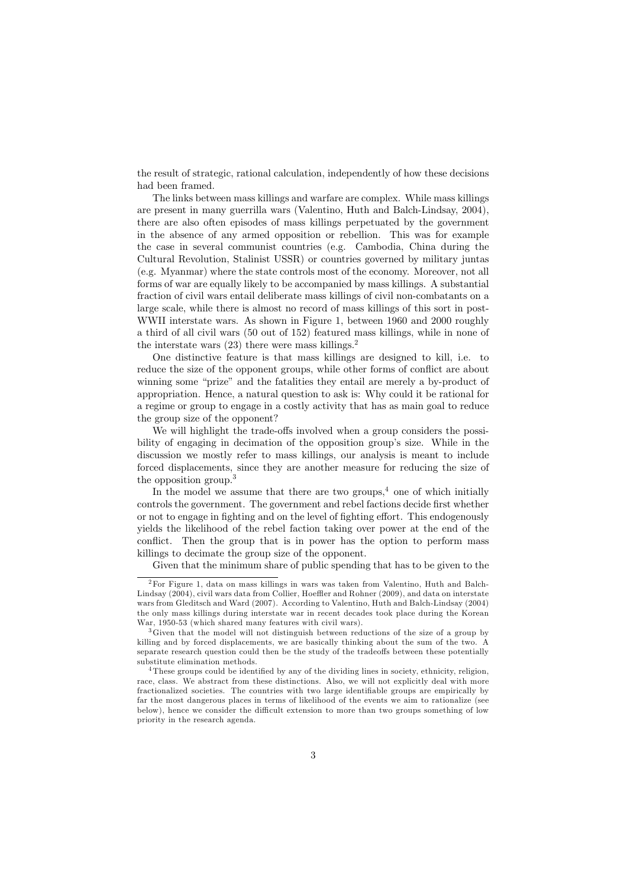the result of strategic, rational calculation, independently of how these decisions had been framed.

The links between mass killings and warfare are complex. While mass killings are present in many guerrilla wars (Valentino, Huth and Balch-Lindsay, 2004), there are also often episodes of mass killings perpetuated by the government in the absence of any armed opposition or rebellion. This was for example the case in several communist countries (e.g. Cambodia, China during the Cultural Revolution, Stalinist USSR) or countries governed by military juntas (e.g. Myanmar) where the state controls most of the economy. Moreover, not all forms of war are equally likely to be accompanied by mass killings. A substantial fraction of civil wars entail deliberate mass killings of civil non-combatants on a large scale, while there is almost no record of mass killings of this sort in post-WWII interstate wars. As shown in Figure 1, between 1960 and 2000 roughly a third of all civil wars (50 out of 152) featured mass killings, while in none of the interstate wars (23) there were mass killings.[2]

One distinctive feature is that mass killings are designed to kill, i.e. to reduce the size of the opponent groups, while other forms of conflict are about winning some "prize" and the fatalities they entail are merely a by-product of appropriation. Hence, a natural question to ask is: Why could it be rational for a regime or group to engage in a costly activity that has as main goal to reduce the group size of the opponent?

We will highlight the trade-offs involved when a group considers the possibility of engaging in decimation of the opposition group's size. While in the discussion we mostly refer to mass killings, our analysis is meant to include forced displacements, since they are another measure for reducing the size of the opposition group.[3]

In the model we assume that there are two groups,[4] one of which initially controls the government. The government and rebel factions decide first whether or not to engage in fighting and on the level of fighting effort. This endogenously yields the likelihood of the rebel faction taking over power at the end of the conflict. Then the group that is in power has the option to perform mass killings to decimate the group size of the opponent.

Given that the minimum share of public spending that has to be given to the

---

[2] For Figure 1, data on mass killings in wars was taken from Valentino, Huth and Balch-Lindsay (2004), civil wars data from Collier, Hoeffler and Rohner (2009), and data on interstate wars from Gleditsch and Ward (2007). According to Valentino, Huth and Balch-Lindsay (2004) the only mass killings during interstate war in recent decades took place during the Korean War, 1950-53 (which shared many features with civil wars).

[3] Given that the model will not distinguish between reductions of the size of a group by killing and by forced displacements, we are basically thinking about the sum of the two. A separate research question could then be the study of the tradeoffs between these potentially substitute elimination methods.

[4] These groups could be identified by any of the dividing lines in society, ethnicity, religion, race, class. We abstract from these distinctions. Also, we will not explicitly deal with more fractionalized societies. The countries with two large identifiable groups are empirically by far the most dangerous places in terms of likelihood of the events we aim to rationalize (see below), hence we consider the difficult extension to more than two groups something of low priority in the research agenda.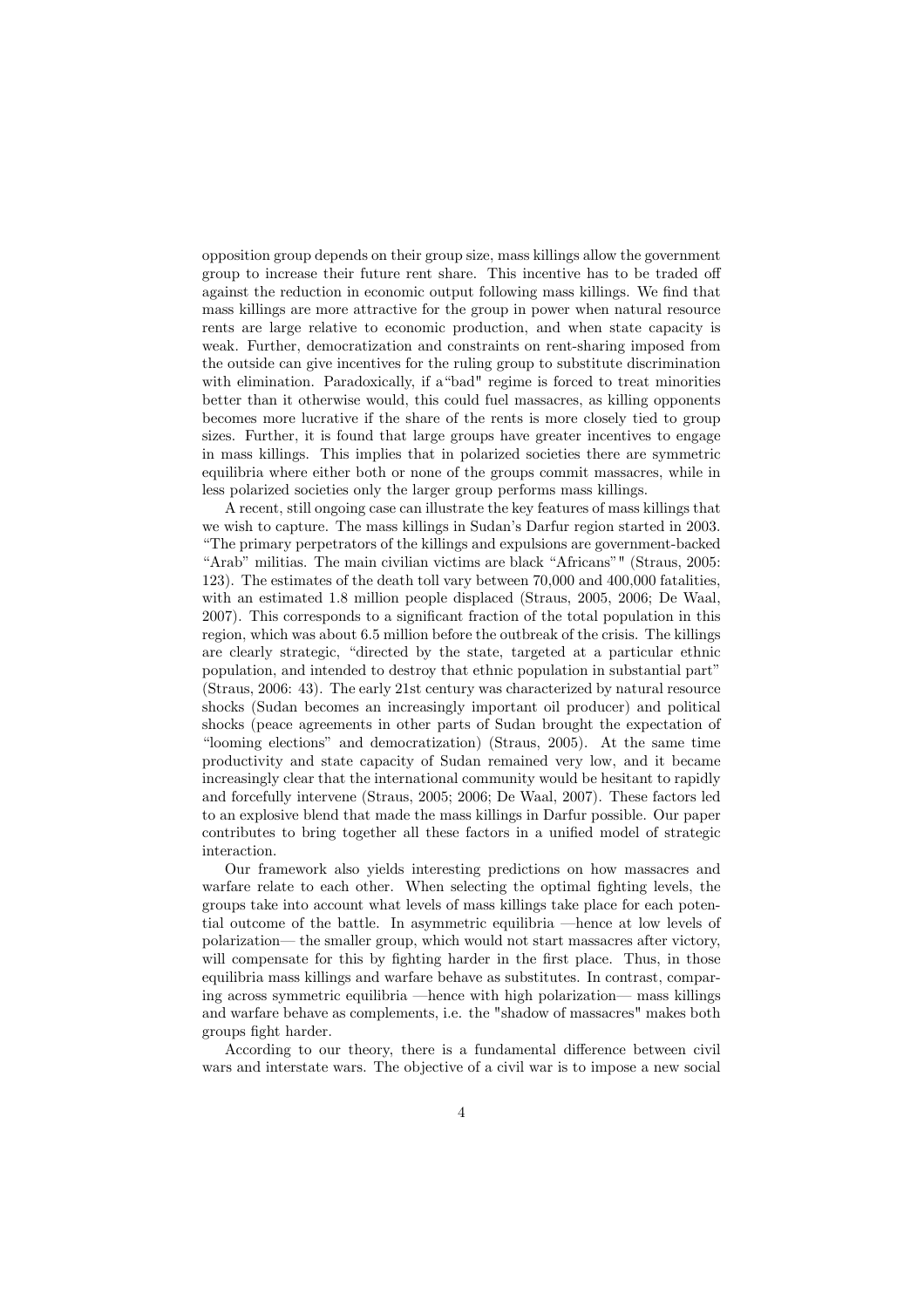opposition group depends on their group size, mass killings allow the government group to increase their future rent share. This incentive has to be traded off against the reduction in economic output following mass killings. We find that mass killings are more attractive for the group in power when natural resource rents are large relative to economic production, and when state capacity is weak. Further, democratization and constraints on rent-sharing imposed from the outside can give incentives for the ruling group to substitute discrimination with elimination. Paradoxically, if a"bad" regime is forced to treat minorities better than it otherwise would, this could fuel massacres, as killing opponents becomes more lucrative if the share of the rents is more closely tied to group sizes. Further, it is found that large groups have greater incentives to engage in mass killings. This implies that in polarized societies there are symmetric equilibria where either both or none of the groups commit massacres, while in less polarized societies only the larger group performs mass killings.

A recent, still ongoing case can illustrate the key features of mass killings that we wish to capture. The mass killings in Sudan's Darfur region started in 2003. "The primary perpetrators of the killings and expulsions are government-backed "Arab" militias. The main civilian victims are black "Africans"" (Straus, 2005: 123). The estimates of the death toll vary between 70,000 and 400,000 fatalities, with an estimated 1.8 million people displaced (Straus, 2005, 2006; De Waal, 2007). This corresponds to a significant fraction of the total population in this region, which was about 6.5 million before the outbreak of the crisis. The killings are clearly strategic, "directed by the state, targeted at a particular ethnic population, and intended to destroy that ethnic population in substantial part" (Straus, 2006: 43). The early 21st century was characterized by natural resource shocks (Sudan becomes an increasingly important oil producer) and political shocks (peace agreements in other parts of Sudan brought the expectation of "looming elections" and democratization) (Straus, 2005). At the same time productivity and state capacity of Sudan remained very low, and it became increasingly clear that the international community would be hesitant to rapidly and forcefully intervene (Straus, 2005; 2006; De Waal, 2007). These factors led to an explosive blend that made the mass killings in Darfur possible. Our paper contributes to bring together all these factors in a unified model of strategic interaction.

Our framework also yields interesting predictions on how massacres and warfare relate to each other. When selecting the optimal fighting levels, the groups take into account what levels of mass killings take place for each potential outcome of the battle. In asymmetric equilibria —hence at low levels of polarization— the smaller group, which would not start massacres after victory, will compensate for this by fighting harder in the first place. Thus, in those equilibria mass killings and warfare behave as substitutes. In contrast, comparing across symmetric equilibria —hence with high polarization— mass killings and warfare behave as complements, i.e. the "shadow of massacres" makes both groups fight harder.

According to our theory, there is a fundamental difference between civil wars and interstate wars. The objective of a civil war is to impose a new social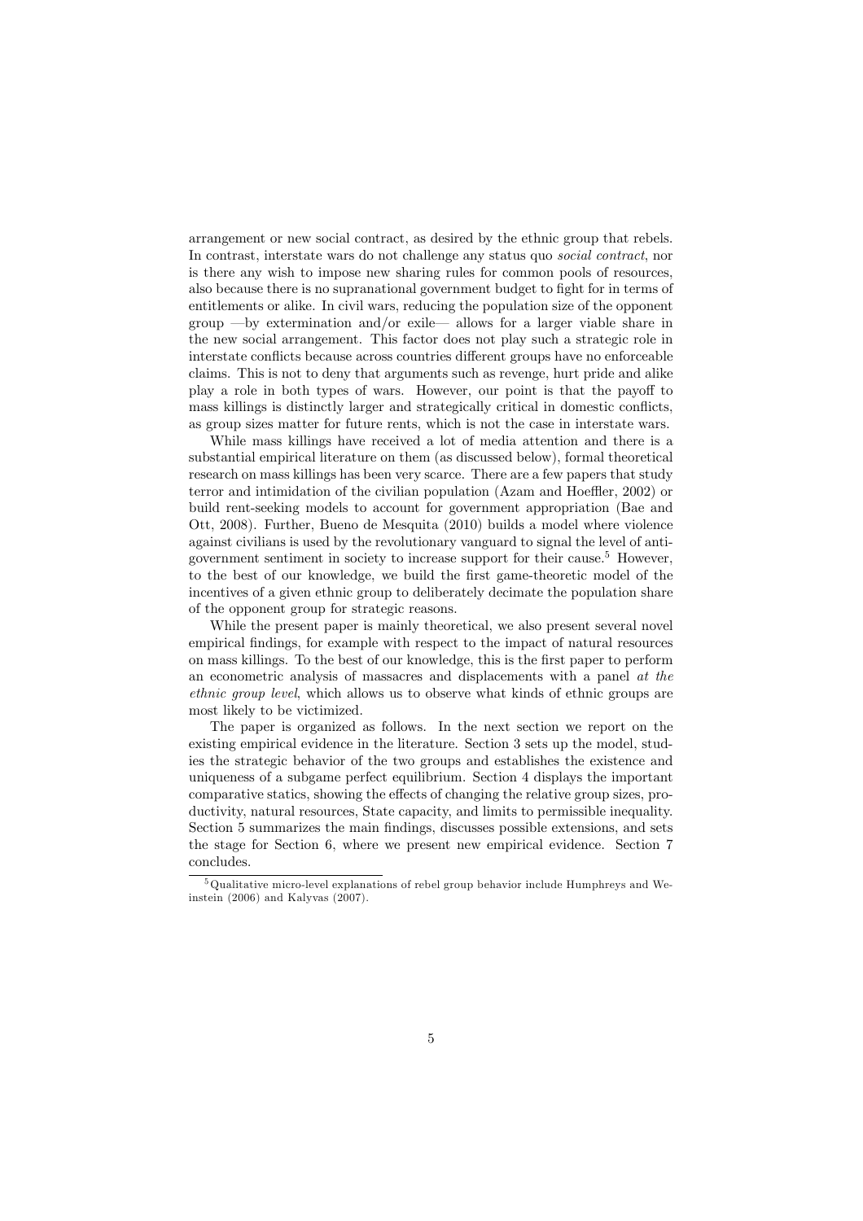arrangement or new social contract, as desired by the ethnic group that rebels. In contrast, interstate wars do not challenge any status quo *social contract*, nor is there any wish to impose new sharing rules for common pools of resources, also because there is no supranational government budget to fight for in terms of entitlements or alike. In civil wars, reducing the population size of the opponent group —by extermination and/or exile— allows for a larger viable share in the new social arrangement. This factor does not play such a strategic role in interstate conflicts because across countries different groups have no enforceable claims. This is not to deny that arguments such as revenge, hurt pride and alike play a role in both types of wars. However, our point is that the payoff to mass killings is distinctly larger and strategically critical in domestic conflicts, as group sizes matter for future rents, which is not the case in interstate wars.

While mass killings have received a lot of media attention and there is a substantial empirical literature on them (as discussed below), formal theoretical research on mass killings has been very scarce. There are a few papers that study terror and intimidation of the civilian population (Azam and Hoeffler, 2002) or build rent-seeking models to account for government appropriation (Bae and Ott, 2008). Further, Bueno de Mesquita (2010) builds a model where violence against civilians is used by the revolutionary vanguard to signal the level of anti-government sentiment in society to increase support for their cause.[5] However, to the best of our knowledge, we build the first game-theoretic model of the incentives of a given ethnic group to deliberately decimate the population share of the opponent group for strategic reasons.

While the present paper is mainly theoretical, we also present several novel empirical findings, for example with respect to the impact of natural resources on mass killings. To the best of our knowledge, this is the first paper to perform an econometric analysis of massacres and displacements with a panel *at the ethnic group level*, which allows us to observe what kinds of ethnic groups are most likely to be victimized.

The paper is organized as follows. In the next section we report on the existing empirical evidence in the literature. Section 3 sets up the model, studies the strategic behavior of the two groups and establishes the existence and uniqueness of a subgame perfect equilibrium. Section 4 displays the important comparative statics, showing the effects of changing the relative group sizes, productivity, natural resources, State capacity, and limits to permissible inequality. Section 5 summarizes the main findings, discusses possible extensions, and sets the stage for Section 6, where we present new empirical evidence. Section 7 concludes.

[5] Qualitative micro-level explanations of rebel group behavior include Humphreys and Weinstein (2006) and Kalyvas (2007).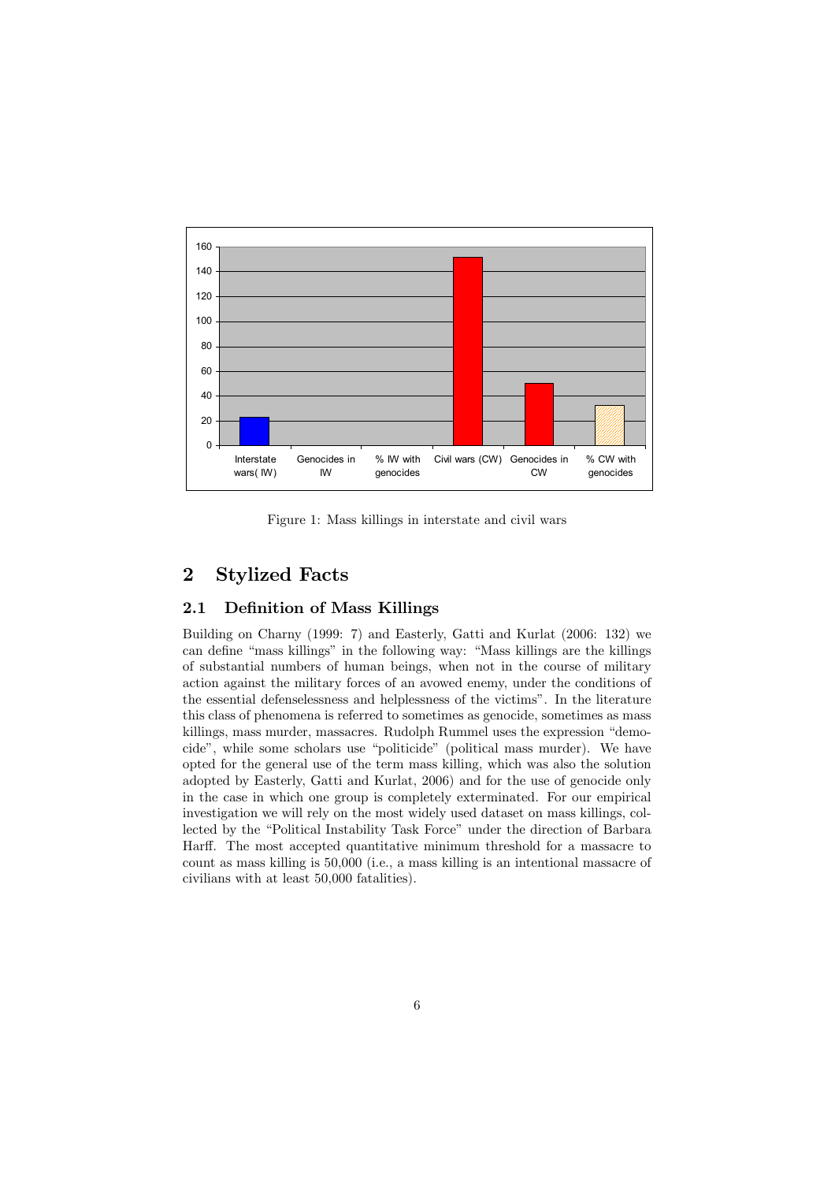Figure 1: Mass killings in interstate and civil wars

## 2 Stylized Facts

### 2.1 Definition of Mass Killings

Building on Charny (1999: 7) and Easterly, Gatti and Kurlat (2006: 132) we can define "mass killings" in the following way: "Mass killings are the killings of substantial numbers of human beings, when not in the course of military action against the military forces of an avowed enemy, under the conditions of the essential defenselessness and helplessness of the victims". In the literature this class of phenomena is referred to sometimes as genocide, sometimes as mass killings, mass murder, massacres. Rudolph Rummel uses the expression "democide", while some scholars use "politicide" (political mass murder). We have opted for the general use of the term mass killing, which was also the solution adopted by Easterly, Gatti and Kurlat, 2006) and for the use of genocide only in the case in which one group is completely exterminated. For our empirical investigation we will rely on the most widely used dataset on mass killings, collected by the "Political Instability Task Force" under the direction of Barbara Harff. The most accepted quantitative minimum threshold for a massacre to count as mass killing is 50,000 (i.e., a mass killing is an intentional massacre of civilians with at least 50,000 fatalities).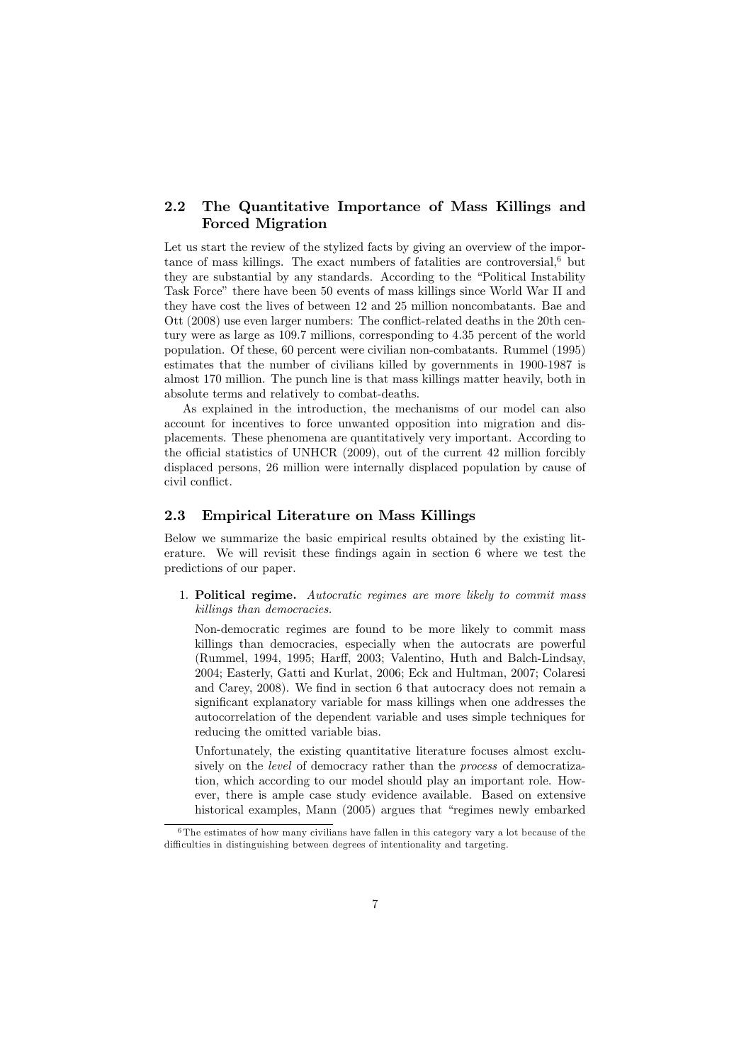## 2.2 The Quantitative Importance of Mass Killings and Forced Migration

Let us start the review of the stylized facts by giving an overview of the importance of mass killings. The exact numbers of fatalities are controversial,[6] but they are substantial by any standards. According to the "Political Instability Task Force" there have been 50 events of mass killings since World War II and they have cost the lives of between 12 and 25 million noncombatants. Bae and Ott (2008) use even larger numbers: The conflict-related deaths in the 20th century were as large as 109.7 millions, corresponding to 4.35 percent of the world population. Of these, 60 percent were civilian non-combatants. Rummel (1995) estimates that the number of civilians killed by governments in 1900-1987 is almost 170 million. The punch line is that mass killings matter heavily, both in absolute terms and relatively to combat-deaths.

As explained in the introduction, the mechanisms of our model can also account for incentives to force unwanted opposition into migration and displacements. These phenomena are quantitatively very important. According to the official statistics of UNHCR (2009), out of the current 42 million forcibly displaced persons, 26 million were internally displaced population by cause of civil conflict.

## 2.3 Empirical Literature on Mass Killings

Below we summarize the basic empirical results obtained by the existing literature. We will revisit these findings again in section 6 where we test the predictions of our paper.

1. **Political regime.** *Autocratic regimes are more likely to commit mass killings than democracies.*

   Non-democratic regimes are found to be more likely to commit mass killings than democracies, especially when the autocrats are powerful (Rummel, 1994, 1995; Harff, 2003; Valentino, Huth and Balch-Lindsay, 2004; Easterly, Gatti and Kurlat, 2006; Eck and Hultman, 2007; Colaresi and Carey, 2008). We find in section 6 that autocracy does not remain a significant explanatory variable for mass killings when one addresses the autocorrelation of the dependent variable and uses simple techniques for reducing the omitted variable bias.

   Unfortunately, the existing quantitative literature focuses almost exclusively on the *level* of democracy rather than the *process* of democratization, which according to our model should play an important role. However, there is ample case study evidence available. Based on extensive historical examples, Mann (2005) argues that "regimes newly embarked

[6] The estimates of how many civilians have fallen in this category vary a lot because of the difficulties in distinguishing between degrees of intentionality and targeting.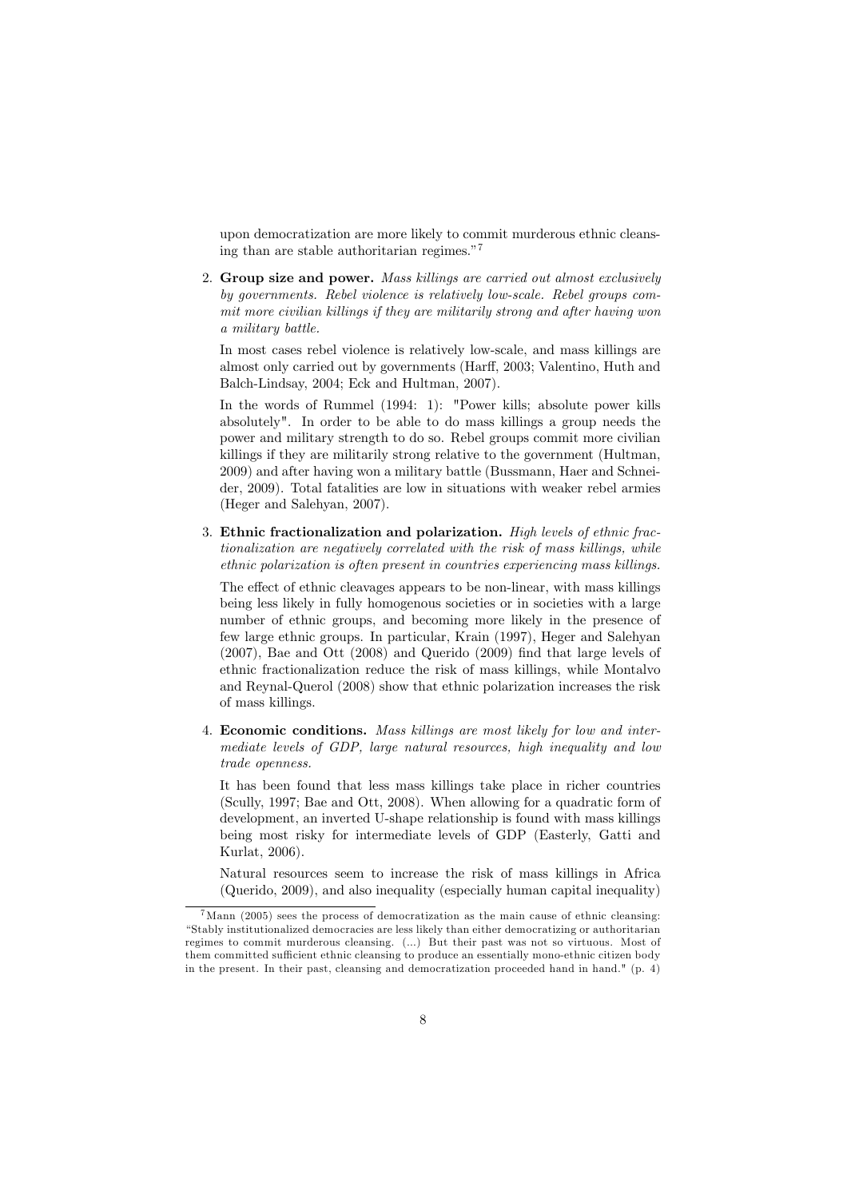upon democratization are more likely to commit murderous ethnic cleansing than are stable authoritarian regimes."[7]

2. **Group size and power.** *Mass killings are carried out almost exclusively by governments. Rebel violence is relatively low-scale. Rebel groups commit more civilian killings if they are militarily strong and after having won a military battle.*

   In most cases rebel violence is relatively low-scale, and mass killings are almost only carried out by governments (Harff, 2003; Valentino, Huth and Balch-Lindsay, 2004; Eck and Hultman, 2007).

   In the words of Rummel (1994: 1): "Power kills; absolute power kills absolutely". In order to be able to do mass killings a group needs the power and military strength to do so. Rebel groups commit more civilian killings if they are militarily strong relative to the government (Hultman, 2009) and after having won a military battle (Bussmann, Haer and Schneider, 2009). Total fatalities are low in situations with weaker rebel armies (Heger and Salehyan, 2007).

3. **Ethnic fractionalization and polarization.** *High levels of ethnic fractionalization are negatively correlated with the risk of mass killings, while ethnic polarization is often present in countries experiencing mass killings.*

   The effect of ethnic cleavages appears to be non-linear, with mass killings being less likely in fully homogenous societies or in societies with a large number of ethnic groups, and becoming more likely in the presence of few large ethnic groups. In particular, Krain (1997), Heger and Salehyan (2007), Bae and Ott (2008) and Querido (2009) find that large levels of ethnic fractionalization reduce the risk of mass killings, while Montalvo and Reynal-Querol (2008) show that ethnic polarization increases the risk of mass killings.

4. **Economic conditions.** *Mass killings are most likely for low and intermediate levels of GDP, large natural resources, high inequality and low trade openness.*

   It has been found that less mass killings take place in richer countries (Scully, 1997; Bae and Ott, 2008). When allowing for a quadratic form of development, an inverted U-shape relationship is found with mass killings being most risky for intermediate levels of GDP (Easterly, Gatti and Kurlat, 2006).

   Natural resources seem to increase the risk of mass killings in Africa (Querido, 2009), and also inequality (especially human capital inequality)

[7] Mann (2005) sees the process of democratization as the main cause of ethnic cleansing: "Stably institutionalized democracies are less likely than either democratizing or authoritarian regimes to commit murderous cleansing. (...) But their past was not so virtuous. Most of them committed sufficient ethnic cleansing to produce an essentially mono-ethnic citizen body in the present. In their past, cleansing and democratization proceeded hand in hand." (p. 4)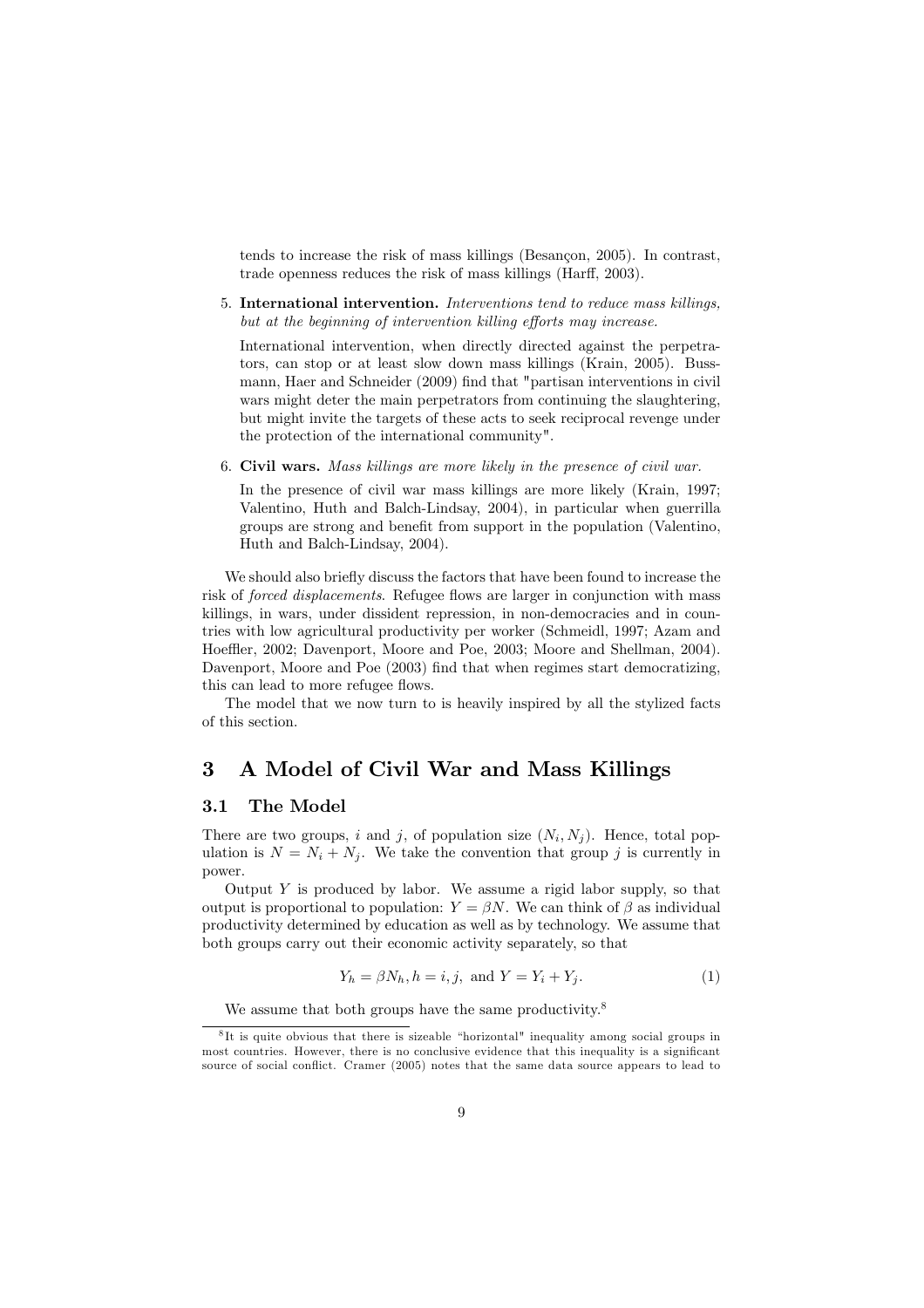tends to increase the risk of mass killings (Besançon, 2005). In contrast, trade openness reduces the risk of mass killings (Harff, 2003).

5. **International intervention.** *Interventions tend to reduce mass killings, but at the beginning of intervention killing efforts may increase.*

   International intervention, when directly directed against the perpetrators, can stop or at least slow down mass killings (Krain, 2005). Bussmann, Haer and Schneider (2009) find that "partisan interventions in civil wars might deter the main perpetrators from continuing the slaughtering, but might invite the targets of these acts to seek reciprocal revenge under the protection of the international community".

6. **Civil wars.** *Mass killings are more likely in the presence of civil war.*

   In the presence of civil war mass killings are more likely (Krain, 1997; Valentino, Huth and Balch-Lindsay, 2004), in particular when guerrilla groups are strong and benefit from support in the population (Valentino, Huth and Balch-Lindsay, 2004).

We should also briefly discuss the factors that have been found to increase the risk of *forced displacements*. Refugee flows are larger in conjunction with mass killings, in wars, under dissident repression, in non-democracies and in countries with low agricultural productivity per worker (Schmeidl, 1997; Azam and Hoeffler, 2002; Davenport, Moore and Poe, 2003; Moore and Shellman, 2004). Davenport, Moore and Poe (2003) find that when regimes start democratizing, this can lead to more refugee flows.

The model that we now turn to is heavily inspired by all the stylized facts of this section.

# 3 A Model of Civil War and Mass Killings

## 3.1 The Model

There are two groups, $i$ and $j$, of population size $(N_i, N_j)$. Hence, total population is $N = N_i + N_j$. We take the convention that group $j$ is currently in power.

Output $Y$ is produced by labor. We assume a rigid labor supply, so that output is proportional to population: $Y = \beta N$. We can think of $\beta$ as individual productivity determined by education as well as by technology. We assume that both groups carry out their economic activity separately, so that

$$Y_h = \beta N_h, h = i, j, \text{ and } Y = Y_i + Y_j. \tag{1}$$

We assume that both groups have the same productivity.[8]

[8] It is quite obvious that there is sizeable "horizontal" inequality among social groups in most countries. However, there is no conclusive evidence that this inequality is a significant source of social conflict. Cramer (2005) notes that the same data source appears to lead to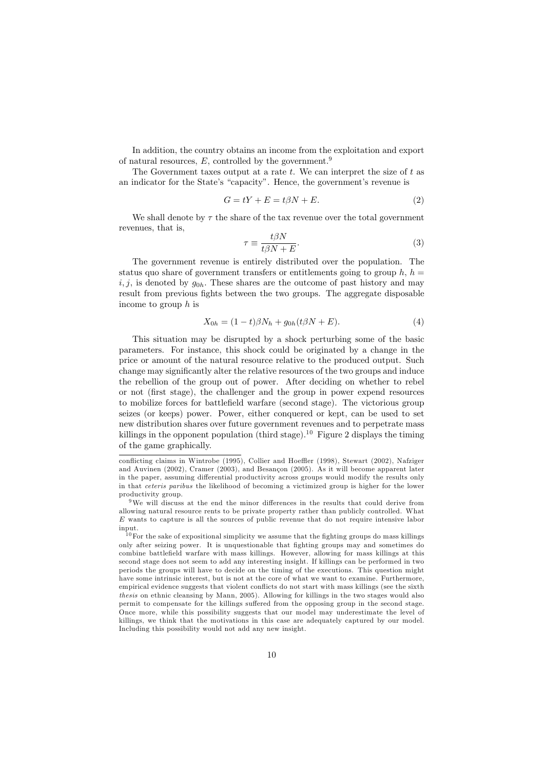In addition, the country obtains an income from the exploitation and export of natural resources, $E$, controlled by the government.[9]

The Government taxes output at a rate $t$. We can interpret the size of $t$ as an indicator for the State's "capacity". Hence, the government's revenue is

$$G = tY + E = t\beta N + E. \tag{2}$$

We shall denote by $\tau$ the share of the tax revenue over the total government revenues, that is,

$$\tau \equiv \frac{t\beta N}{t\beta N + E}. \tag{3}$$

The government revenue is entirely distributed over the population. The status quo share of government transfers or entitlements going to group $h$, $h = i, j$, is denoted by $g_{0h}$. These shares are the outcome of past history and may result from previous fights between the two groups. The aggregate disposable income to group $h$ is

$$X_{0h} = (1-t)\beta N_h + g_{0h}(t\beta N + E). \tag{4}$$

This situation may be disrupted by a shock perturbing some of the basic parameters. For instance, this shock could be originated by a change in the price or amount of the natural resource relative to the produced output. Such change may significantly alter the relative resources of the two groups and induce the rebellion of the group out of power. After deciding on whether to rebel or not (first stage), the challenger and the group in power expend resources to mobilize forces for battlefield warfare (second stage). The victorious group seizes (or keeps) power. Power, either conquered or kept, can be used to set new distribution shares over future government revenues and to perpetrate mass killings in the opponent population (third stage).[10] Figure 2 displays the timing of the game graphically.

---

conflicting claims in Wintrobe (1995), Collier and Hoeffler (1998), Stewart (2002), Nafziger and Auvinen (2002), Cramer (2003), and Besançon (2005). As it will become apparent later in the paper, assuming differential productivity across groups would modify the results only in that *ceteris paribus* the likelihood of becoming a victimized group is higher for the lower productivity group.

[9] We will discuss at the end the minor differences in the results that could derive from allowing natural resource rents to be private property rather than publicly controlled. What $E$ wants to capture is all the sources of public revenue that do not require intensive labor input.

[10] For the sake of expositional simplicity we assume that the fighting groups do mass killings only after seizing power. It is unquestionable that fighting groups may and sometimes do combine battlefield warfare with mass killings. However, allowing for mass killings at this second stage does not seem to add any interesting insight. If killings can be performed in two periods the groups will have to decide on the timing of the executions. This question might have some intrinsic interest, but is not at the core of what we want to examine. Furthermore, empirical evidence suggests that violent conflicts do not start with mass killings (see the sixth *thesis* on ethnic cleansing by Mann, 2005). Allowing for killings in the two stages would also permit to compensate for the killings suffered from the opposing group in the second stage. Once more, while this possibility suggests that our model may underestimate the level of killings, we think that the motivations in this case are adequately captured by our model. Including this possibility would not add any new insight.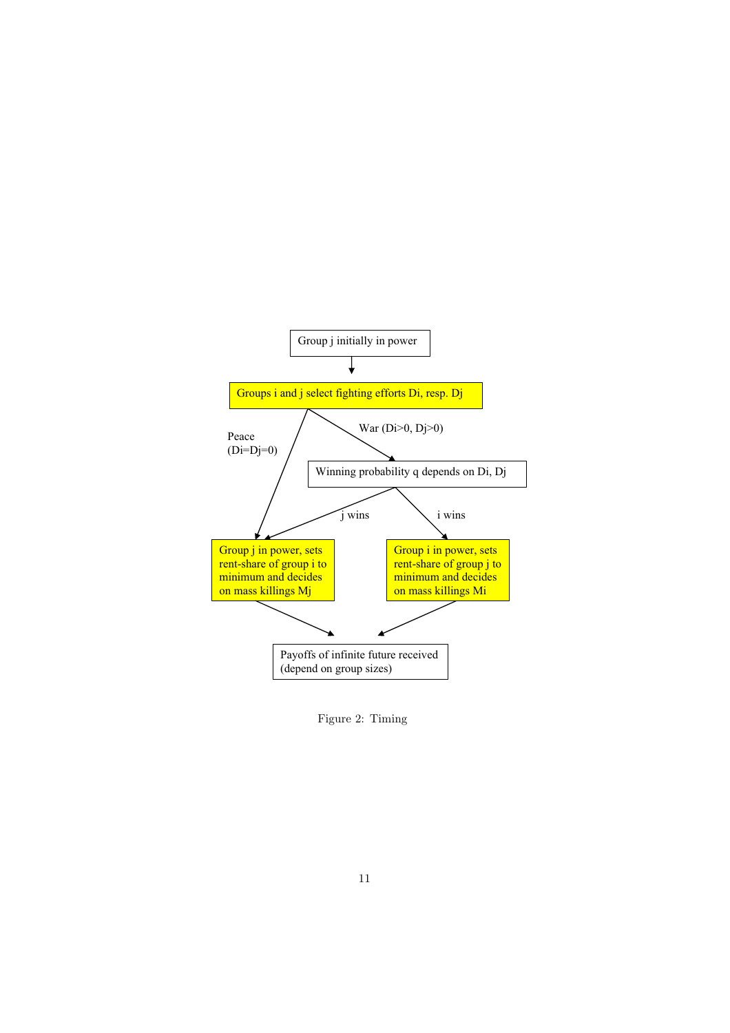Group j initially in power

Groups i and j select fighting efforts Di, resp. Dj

Peace (Di=Dj=0)

War (Di>0, Dj>0)

Winning probability q depends on Di, Dj

j wins

i wins

Group j in power, sets rent-share of group i to minimum and decides on mass killings Mj

Group i in power, sets rent-share of group j to minimum and decides on mass killings Mi

Payoffs of infinite future received (depend on group sizes)

Figure 2: Timing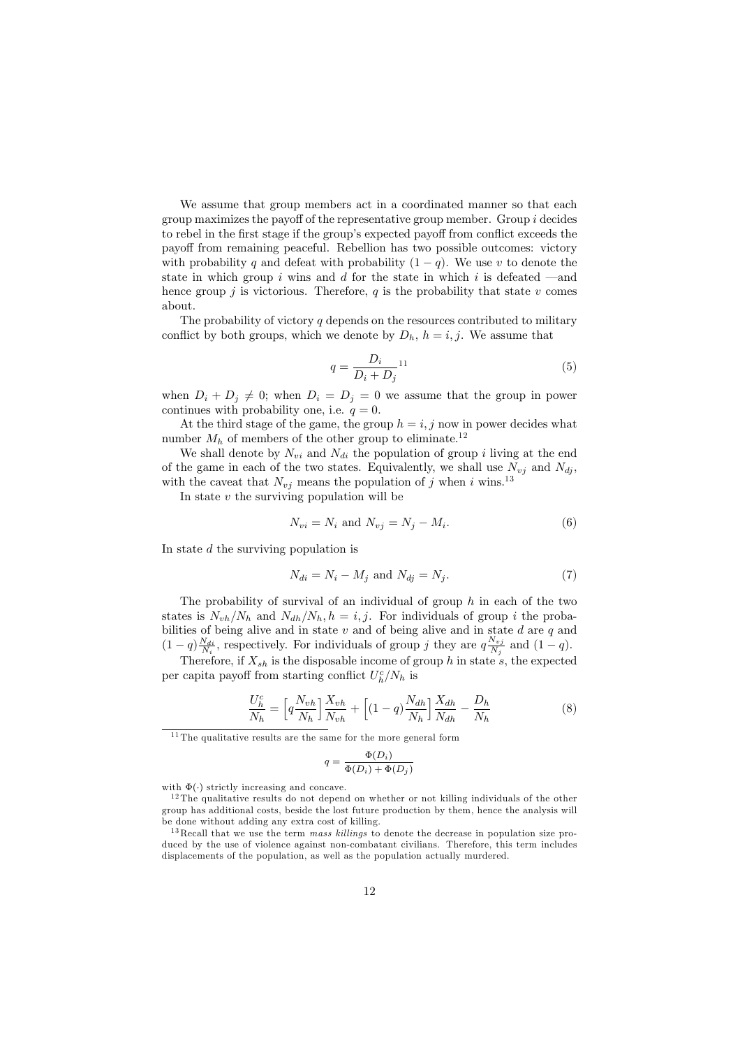We assume that group members act in a coordinated manner so that each group maximizes the payoff of the representative group member. Group $i$ decides to rebel in the first stage if the group's expected payoff from conflict exceeds the payoff from remaining peaceful. Rebellion has two possible outcomes: victory with probability $q$ and defeat with probability $(1-q)$. We use $v$ to denote the state in which group $i$ wins and $d$ for the state in which $i$ is defeated —and hence group $j$ is victorious. Therefore, $q$ is the probability that state $v$ comes about.

The probability of victory $q$ depends on the resources contributed to military conflict by both groups, which we denote by $D_h$, $h = i, j$. We assume that

$$q = \frac{D_i}{D_i + D_j} \tag{5}$$

[11]

when $D_i + D_j \neq 0$; when $D_i = D_j = 0$ we assume that the group in power continues with probability one, i.e. $q = 0$.

At the third stage of the game, the group $h = i, j$ now in power decides what number $M_h$ of members of the other group to eliminate.[12]

We shall denote by $N_{vi}$ and $N_{di}$ the population of group $i$ living at the end of the game in each of the two states. Equivalently, we shall use $N_{vj}$ and $N_{dj}$, with the caveat that $N_{vj}$ means the population of $j$ when $i$ wins.[13]

In state $v$ the surviving population will be

$$N_{vi} = N_i \text{ and } N_{vj} = N_j - M_i. \tag{6}$$

In state $d$ the surviving population is

$$N_{di} = N_i - M_j \text{ and } N_{dj} = N_j. \tag{7}$$

The probability of survival of an individual of group $h$ in each of the two states is $N_{vh}/N_h$ and $N_{dh}/N_h, h = i, j$. For individuals of group $i$ the probabilities of being alive and in state $v$ and of being alive and in state $d$ are $q$ and $(1-q)\frac{N_{di}}{N_i}$, respectively. For individuals of group $j$ they are $q\frac{N_{vj}}{N_j}$ and $(1-q)$.

Therefore, if $X_{sh}$ is the disposable income of group $h$ in state $s$, the expected per capita payoff from starting conflict $U_h^c/N_h$ is

$$\frac{U_h^c}{N_h} = \left[q\frac{N_{vh}}{N_h}\right]\frac{X_{vh}}{N_{vh}} + \left[(1-q)\frac{N_{dh}}{N_h}\right]\frac{X_{dh}}{N_{dh}} - \frac{D_h}{N_h} \tag{8}$$

[11] The qualitative results are the same for the more general form

$$q = \frac{\Phi(D_i)}{\Phi(D_i) + \Phi(D_j)}$$

with $\Phi(\cdot)$ strictly increasing and concave.

[12] The qualitative results do not depend on whether or not killing individuals of the other group has additional costs, beside the lost future production by them, hence the analysis will be done without adding any extra cost of killing.

[13] Recall that we use the term *mass killings* to denote the decrease in population size produced by the use of violence against non-combatant civilians. Therefore, this term includes displacements of the population, as well as the population actually murdered.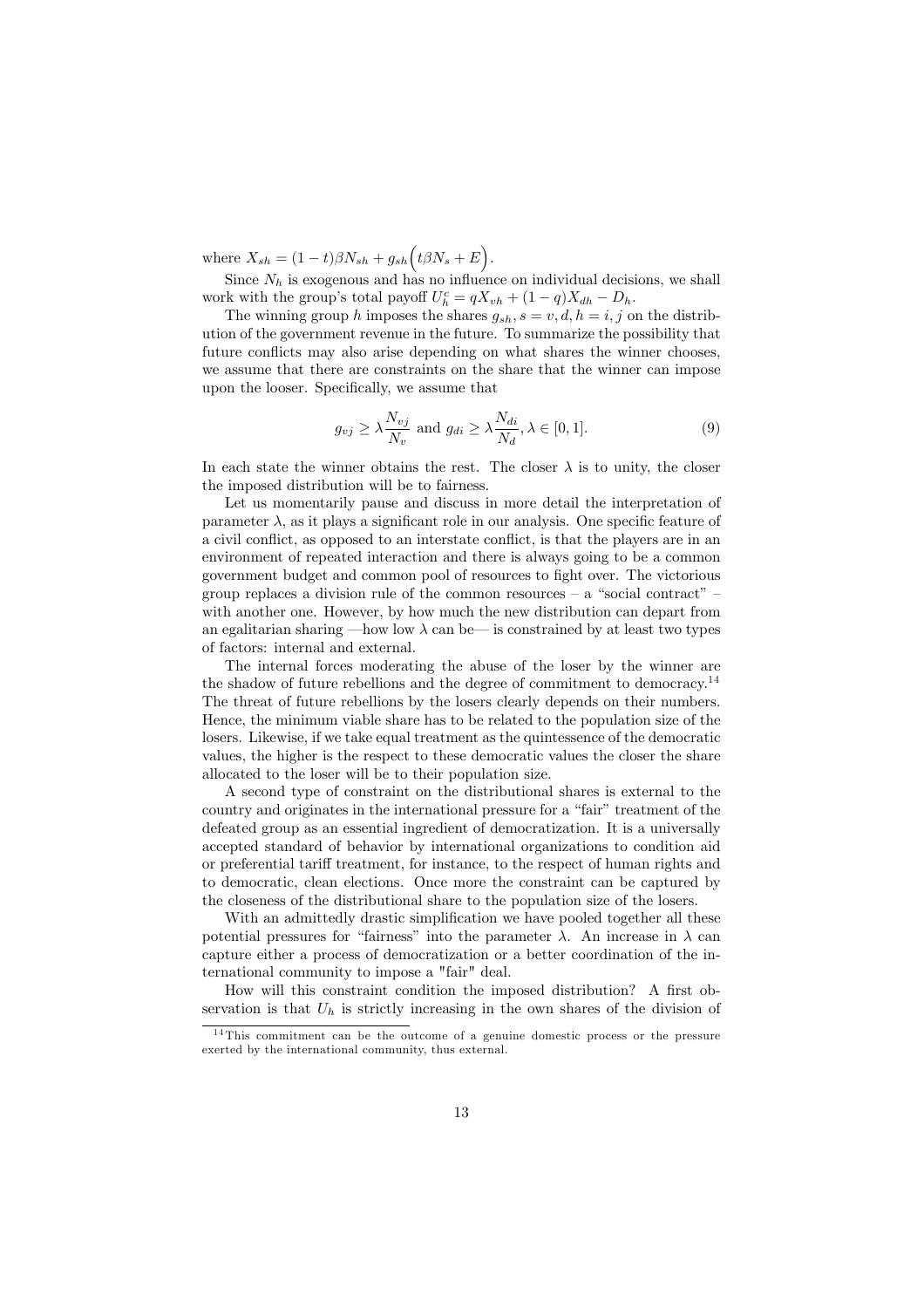where $X_{sh} = (1-t)\beta N_{sh} + g_{sh}\Big(t\beta N_s + E\Big)$.

Since $N_h$ is exogenous and has no influence on individual decisions, we shall work with the group's total payoff $U_h^c = qX_{vh} + (1-q)X_{dh} - D_h$.

The winning group $h$ imposes the shares $g_{sh}, s = v, d, h = i, j$ on the distribution of the government revenue in the future. To summarize the possibility that future conflicts may also arise depending on what shares the winner chooses, we assume that there are constraints on the share that the winner can impose upon the looser. Specifically, we assume that

$$g_{vj} \geq \lambda \frac{N_{vj}}{N_v} \text{ and } g_{di} \geq \lambda \frac{N_{di}}{N_d}, \lambda \in [0,1]. \tag{9}$$

In each state the winner obtains the rest. The closer $\lambda$ is to unity, the closer the imposed distribution will be to fairness.

Let us momentarily pause and discuss in more detail the interpretation of parameter $\lambda$, as it plays a significant role in our analysis. One specific feature of a civil conflict, as opposed to an interstate conflict, is that the players are in an environment of repeated interaction and there is always going to be a common government budget and common pool of resources to fight over. The victorious group replaces a division rule of the common resources – a "social contract" – with another one. However, by how much the new distribution can depart from an egalitarian sharing —how low $\lambda$ can be— is constrained by at least two types of factors: internal and external.

The internal forces moderating the abuse of the loser by the winner are the shadow of future rebellions and the degree of commitment to democracy.[14] The threat of future rebellions by the losers clearly depends on their numbers. Hence, the minimum viable share has to be related to the population size of the losers. Likewise, if we take equal treatment as the quintessence of the democratic values, the higher is the respect to these democratic values the closer the share allocated to the loser will be to their population size.

A second type of constraint on the distributional shares is external to the country and originates in the international pressure for a "fair" treatment of the defeated group as an essential ingredient of democratization. It is a universally accepted standard of behavior by international organizations to condition aid or preferential tariff treatment, for instance, to the respect of human rights and to democratic, clean elections. Once more the constraint can be captured by the closeness of the distributional share to the population size of the losers.

With an admittedly drastic simplification we have pooled together all these potential pressures for "fairness" into the parameter $\lambda$. An increase in $\lambda$ can capture either a process of democratization or a better coordination of the international community to impose a "fair" deal.

How will this constraint condition the imposed distribution? A first observation is that $U_h$ is strictly increasing in the own shares of the division of

[14] This commitment can be the outcome of a genuine domestic process or the pressure exerted by the international community, thus external.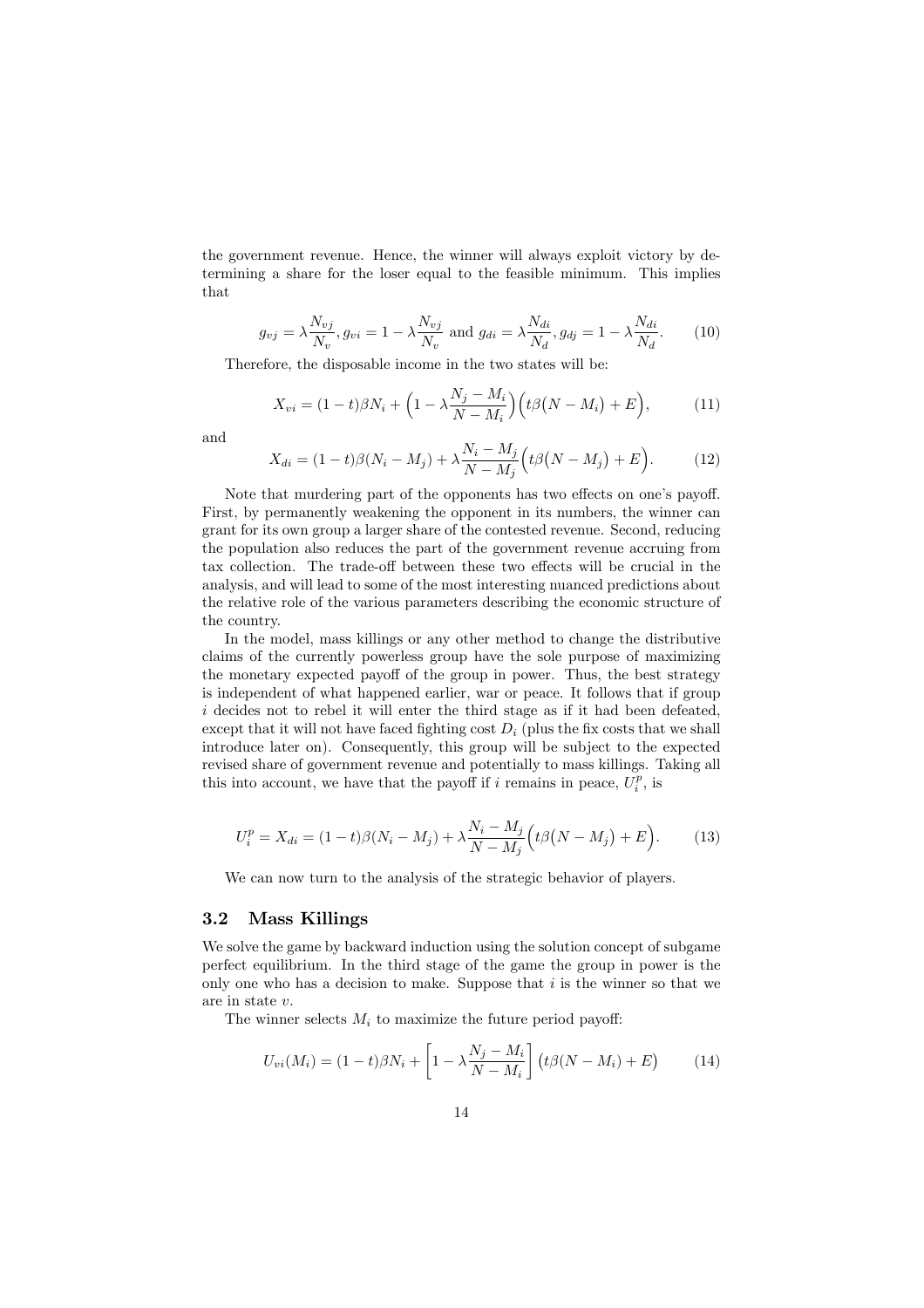the government revenue. Hence, the winner will always exploit victory by determining a share for the loser equal to the feasible minimum. This implies that

$$g_{vj} = \lambda \frac{N_{vj}}{N_v}, g_{vi} = 1 - \lambda \frac{N_{vj}}{N_v} \text{ and } g_{di} = \lambda \frac{N_{di}}{N_d}, g_{dj} = 1 - \lambda \frac{N_{di}}{N_d}. \tag{10}$$

Therefore, the disposable income in the two states will be:

$$X_{vi} = (1-t)\beta N_i + \Big(1 - \lambda \frac{N_j - M_i}{N - M_i}\Big)\Big(t\beta\big(N - M_i\big) + E\Big), \tag{11}$$

and

$$X_{di} = (1-t)\beta(N_i - M_j) + \lambda \frac{N_i - M_j}{N - M_j}\Big(t\beta\big(N - M_j\big) + E\Big). \tag{12}$$

Note that murdering part of the opponents has two effects on one's payoff. First, by permanently weakening the opponent in its numbers, the winner can grant for its own group a larger share of the contested revenue. Second, reducing the population also reduces the part of the government revenue accruing from tax collection. The trade-off between these two effects will be crucial in the analysis, and will lead to some of the most interesting nuanced predictions about the relative role of the various parameters describing the economic structure of the country.

In the model, mass killings or any other method to change the distributive claims of the currently powerless group have the sole purpose of maximizing the monetary expected payoff of the group in power. Thus, the best strategy is independent of what happened earlier, war or peace. It follows that if group $i$ decides not to rebel it will enter the third stage as if it had been defeated, except that it will not have faced fighting cost $D_i$ (plus the fix costs that we shall introduce later on). Consequently, this group will be subject to the expected revised share of government revenue and potentially to mass killings. Taking all this into account, we have that the payoff if $i$ remains in peace, $U_i^p$, is

$$U_i^p = X_{di} = (1-t)\beta(N_i - M_j) + \lambda \frac{N_i - M_j}{N - M_j}\Big(t\beta\big(N - M_j\big) + E\Big). \tag{13}$$

We can now turn to the analysis of the strategic behavior of players.

## 3.2 Mass Killings

We solve the game by backward induction using the solution concept of subgame perfect equilibrium. In the third stage of the game the group in power is the only one who has a decision to make. Suppose that $i$ is the winner so that we are in state $v$.

The winner selects $M_i$ to maximize the future period payoff:

$$U_{vi}(M_i) = (1-t)\beta N_i + \left[1 - \lambda \frac{N_j - M_i}{N - M_i}\right]\big(t\beta(N - M_i) + E\big) \tag{14}$$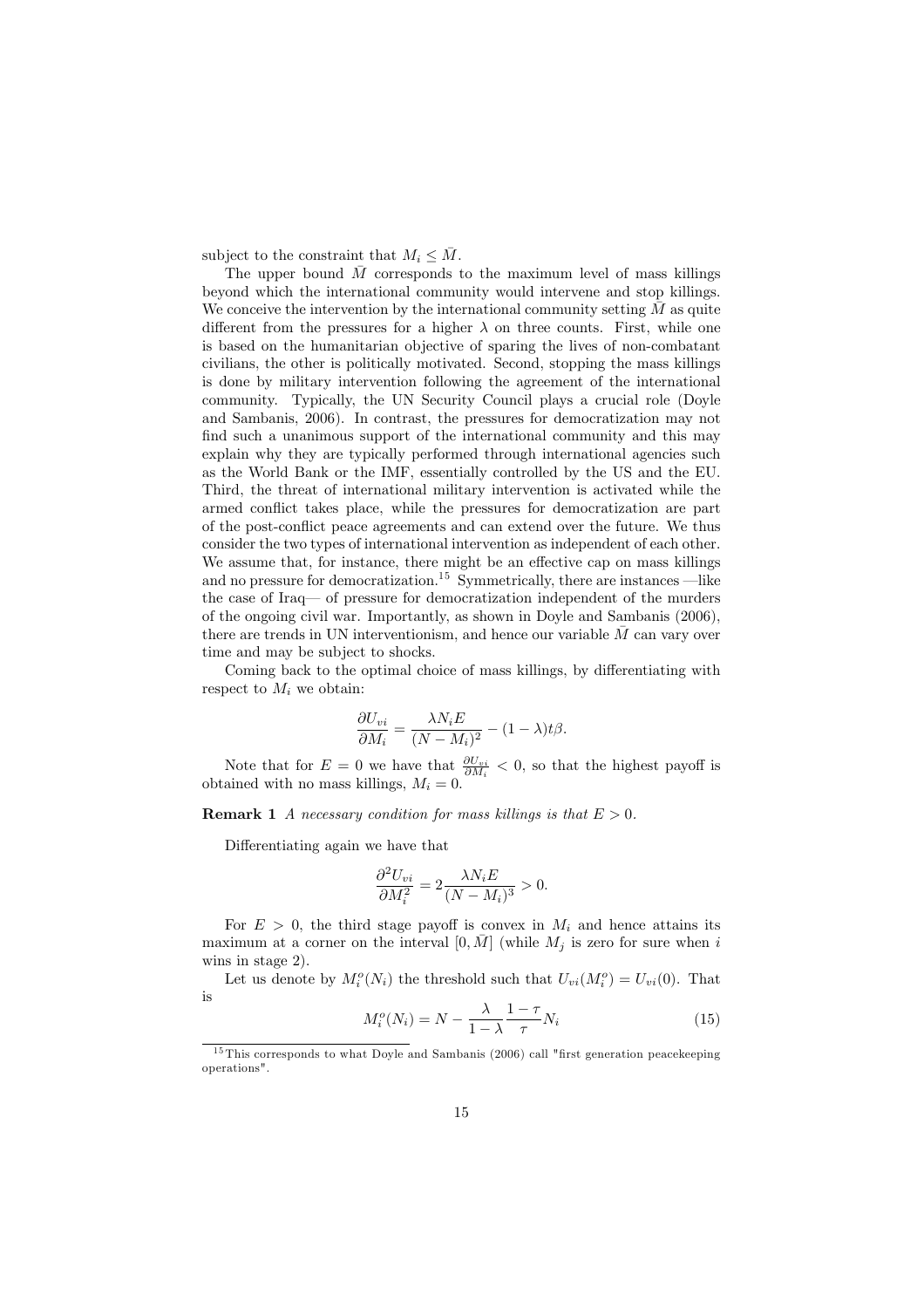subject to the constraint that $M_i \leq \bar{M}$.

The upper bound $\bar{M}$ corresponds to the maximum level of mass killings beyond which the international community would intervene and stop killings. We conceive the intervention by the international community setting $\bar{M}$ as quite different from the pressures for a higher $\lambda$ on three counts. First, while one is based on the humanitarian objective of sparing the lives of non-combatant civilians, the other is politically motivated. Second, stopping the mass killings is done by military intervention following the agreement of the international community. Typically, the UN Security Council plays a crucial role (Doyle and Sambanis, 2006). In contrast, the pressures for democratization may not find such a unanimous support of the international community and this may explain why they are typically performed through international agencies such as the World Bank or the IMF, essentially controlled by the US and the EU. Third, the threat of international military intervention is activated while the armed conflict takes place, while the pressures for democratization are part of the post-conflict peace agreements and can extend over the future. We thus consider the two types of international intervention as independent of each other. We assume that, for instance, there might be an effective cap on mass killings and no pressure for democratization.[15] Symmetrically, there are instances —like the case of Iraq— of pressure for democratization independent of the murders of the ongoing civil war. Importantly, as shown in Doyle and Sambanis (2006), there are trends in UN interventionism, and hence our variable $\bar{M}$ can vary over time and may be subject to shocks.

Coming back to the optimal choice of mass killings, by differentiating with respect to $M_i$ we obtain:

$$\frac{\partial U_{vi}}{\partial M_i} = \frac{\lambda N_i E}{(N - M_i)^2} - (1 - \lambda)t\beta.$$

Note that for $E = 0$ we have that $\frac{\partial U_{vi}}{\partial M_i} < 0$, so that the highest payoff is obtained with no mass killings, $M_i = 0$.

**Remark 1** *A necessary condition for mass killings is that $E > 0$.*

Differentiating again we have that

$$\frac{\partial^2 U_{vi}}{\partial M_i^2} = 2\frac{\lambda N_i E}{(N - M_i)^3} > 0.$$

For $E > 0$, the third stage payoff is convex in $M_i$ and hence attains its maximum at a corner on the interval $[0, \bar{M}]$ (while $M_j$ is zero for sure when $i$ wins in stage 2).

Let us denote by $M_i^o(N_i)$ the threshold such that $U_{vi}(M_i^o) = U_{vi}(0)$. That is

$$M_i^o(N_i) = N - \frac{\lambda}{1 - \lambda}\frac{1 - \tau}{\tau}N_i \tag{15}$$

[15] This corresponds to what Doyle and Sambanis (2006) call "first generation peacekeeping operations".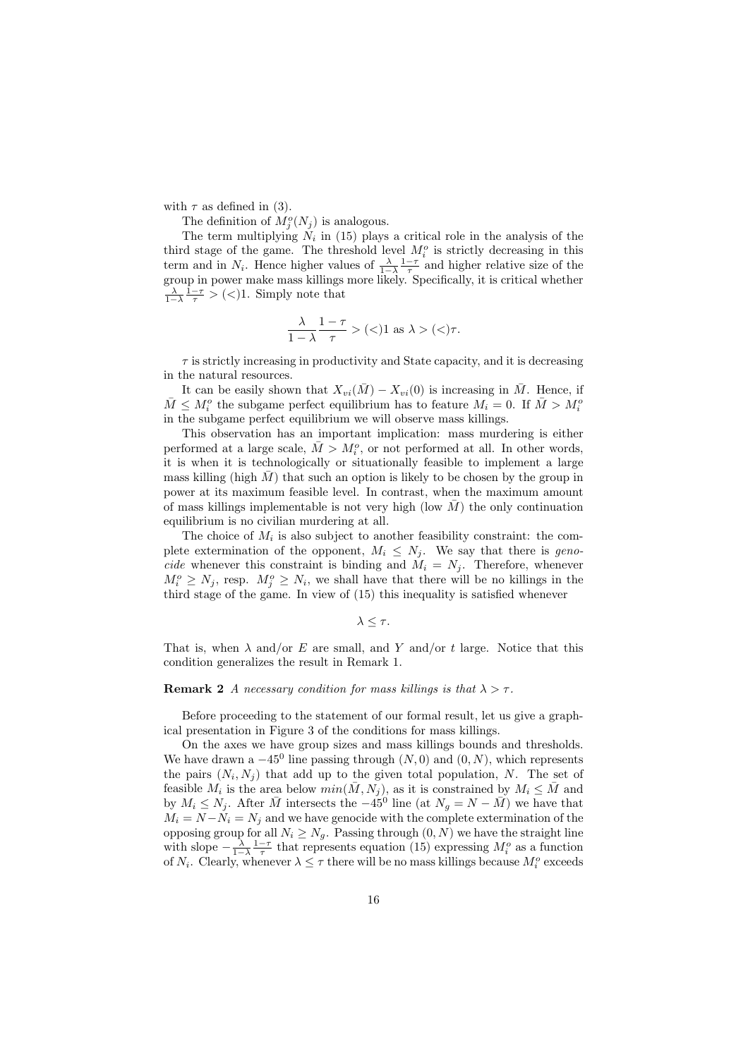with $\tau$ as defined in (3).

The definition of $M_j^o(N_j)$ is analogous.

The term multiplying $N_i$ in (15) plays a critical role in the analysis of the third stage of the game. The threshold level $M_i^o$ is strictly decreasing in this term and in $N_i$. Hence higher values of $\frac{\lambda}{1-\lambda}\frac{1-\tau}{\tau}$ and higher relative size of the group in power make mass killings more likely. Specifically, it is critical whether $\frac{\lambda}{1-\lambda}\frac{1-\tau}{\tau} > (<) 1$. Simply note that

$$\frac{\lambda}{1-\lambda}\frac{1-\tau}{\tau} > (<) 1 \text{ as } \lambda > (<) \tau.$$

$\tau$ is strictly increasing in productivity and State capacity, and it is decreasing in the natural resources.

It can be easily shown that $X_{vi}(\bar{M}) - X_{vi}(0)$ is increasing in $\bar{M}$. Hence, if $\bar{M} \leq M_i^o$ the subgame perfect equilibrium has to feature $M_i = 0$. If $\bar{M} > M_i^o$ in the subgame perfect equilibrium we will observe mass killings.

This observation has an important implication: mass murdering is either performed at a large scale, $\bar{M} > M_i^o$, or not performed at all. In other words, it is when it is technologically or situationally feasible to implement a large mass killing (high $\bar{M}$) that such an option is likely to be chosen by the group in power at its maximum feasible level. In contrast, when the maximum amount of mass killings implementable is not very high (low $\bar{M}$) the only continuation equilibrium is no civilian murdering at all.

The choice of $M_i$ is also subject to another feasibility constraint: the complete extermination of the opponent, $M_i \leq N_j$. We say that there is *genocide* whenever this constraint is binding and $M_i = N_j$. Therefore, whenever $M_i^o \geq N_j$, resp. $M_j^o \geq N_i$, we shall have that there will be no killings in the third stage of the game. In view of (15) this inequality is satisfied whenever

$$\lambda \leq \tau.$$

That is, when $\lambda$ and/or $E$ are small, and $Y$ and/or $t$ large. Notice that this condition generalizes the result in Remark 1.

**Remark 2** *A necessary condition for mass killings is that* $\lambda > \tau$.

Before proceeding to the statement of our formal result, let us give a graphical presentation in Figure 3 of the conditions for mass killings.

On the axes we have group sizes and mass killings bounds and thresholds. We have drawn a $-45^0$ line passing through $(N, 0)$ and $(0, N)$, which represents the pairs $(N_i, N_j)$ that add up to the given total population, $N$. The set of feasible $M_i$ is the area below $min(\bar{M}, N_j)$, as it is constrained by $M_i \leq \bar{M}$ and by $M_i \leq N_j$. After $\bar{M}$ intersects the $-45^0$ line (at $N_g = N - \bar{M}$) we have that $M_i = N - N_i = N_j$ and we have genocide with the complete extermination of the opposing group for all $N_i \geq N_g$. Passing through $(0, N)$ we have the straight line with slope $-\frac{\lambda}{1-\lambda}\frac{1-\tau}{\tau}$ that represents equation (15) expressing $M_i^o$ as a function of $N_i$. Clearly, whenever $\lambda \leq \tau$ there will be no mass killings because $M_i^o$ exceeds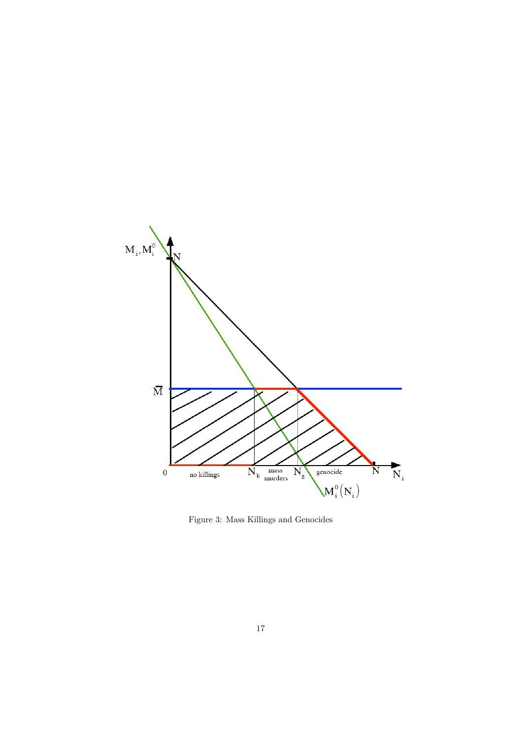Figure 3: Mass Killings and Genocides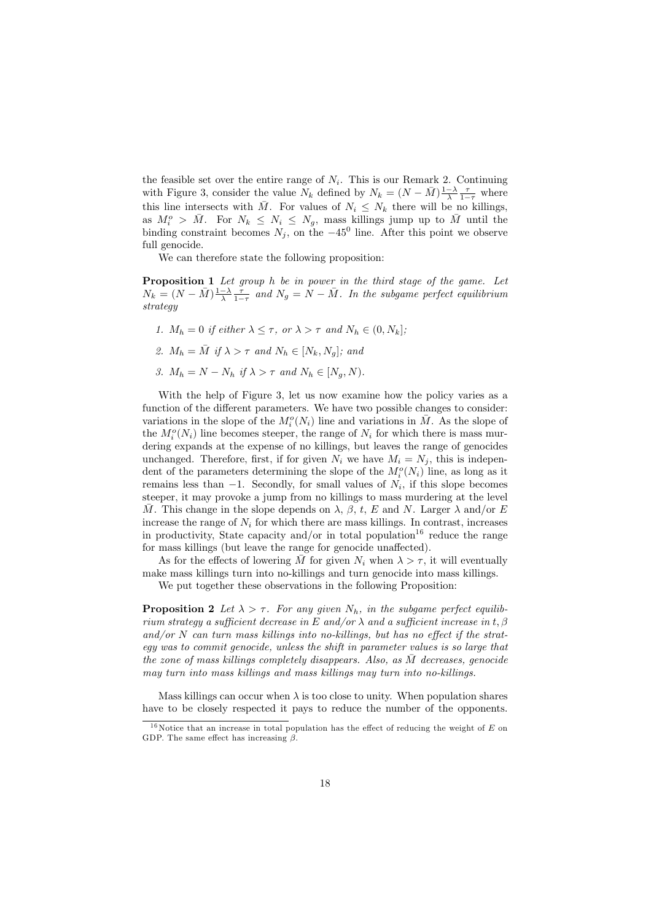the feasible set over the entire range of $N_i$. This is our Remark 2. Continuing with Figure 3, consider the value $N_k$ defined by $N_k = (N - \bar{M})\frac{1-\lambda}{\lambda}\frac{\tau}{1-\tau}$ where this line intersects with $\bar{M}$. For values of $N_i \leq N_k$ there will be no killings, as $M_i^o > \bar{M}$. For $N_k \leq N_i \leq N_g$, mass killings jump up to $\bar{M}$ until the binding constraint becomes $N_j$, on the $-45^0$ line. After this point we observe full genocide.

We can therefore state the following proposition:

**Proposition 1** *Let group h be in power in the third stage of the game. Let $N_k = (N - \bar{M})\frac{1-\lambda}{\lambda}\frac{\tau}{1-\tau}$ and $N_g = N - \bar{M}$. In the subgame perfect equilibrium strategy*

1. *$M_h = 0$ if either $\lambda \leq \tau$, or $\lambda > \tau$ and $N_h \in (0, N_k]$;*
2. *$M_h = \bar{M}$ if $\lambda > \tau$ and $N_h \in [N_k, N_g]$; and*
3. *$M_h = N - N_h$ if $\lambda > \tau$ and $N_h \in [N_g, N)$.*

With the help of Figure 3, let us now examine how the policy varies as a function of the different parameters. We have two possible changes to consider: variations in the slope of the $M_i^o(N_i)$ line and variations in $\bar{M}$. As the slope of the $M_i^o(N_i)$ line becomes steeper, the range of $N_i$ for which there is mass murdering expands at the expense of no killings, but leaves the range of genocides unchanged. Therefore, first, if for given $N_i$ we have $M_i = N_j$, this is independent of the parameters determining the slope of the $M_i^o(N_i)$ line, as long as it remains less than $-1$. Secondly, for small values of $N_i$, if this slope becomes steeper, it may provoke a jump from no killings to mass murdering at the level $\bar{M}$. This change in the slope depends on $\lambda$, $\beta$, $t$, $E$ and $N$. Larger $\lambda$ and/or $E$ increase the range of $N_i$ for which there are mass killings. In contrast, increases in productivity, State capacity and/or in total population[16] reduce the range for mass killings (but leave the range for genocide unaffected).

As for the effects of lowering $\bar{M}$ for given $N_i$ when $\lambda > \tau$, it will eventually make mass killings turn into no-killings and turn genocide into mass killings.

We put together these observations in the following Proposition:

**Proposition 2** *Let $\lambda > \tau$. For any given $N_h$, in the subgame perfect equilibrium strategy a sufficient decrease in $E$ and/or $\lambda$ and a sufficient increase in $t, \beta$ and/or $N$ can turn mass killings into no-killings, but has no effect if the strategy was to commit genocide, unless the shift in parameter values is so large that the zone of mass killings completely disappears. Also, as $\bar{M}$ decreases, genocide may turn into mass killings and mass killings may turn into no-killings.*

Mass killings can occur when $\lambda$ is too close to unity. When population shares have to be closely respected it pays to reduce the number of the opponents.

[16] Notice that an increase in total population has the effect of reducing the weight of $E$ on GDP. The same effect has increasing $\beta$.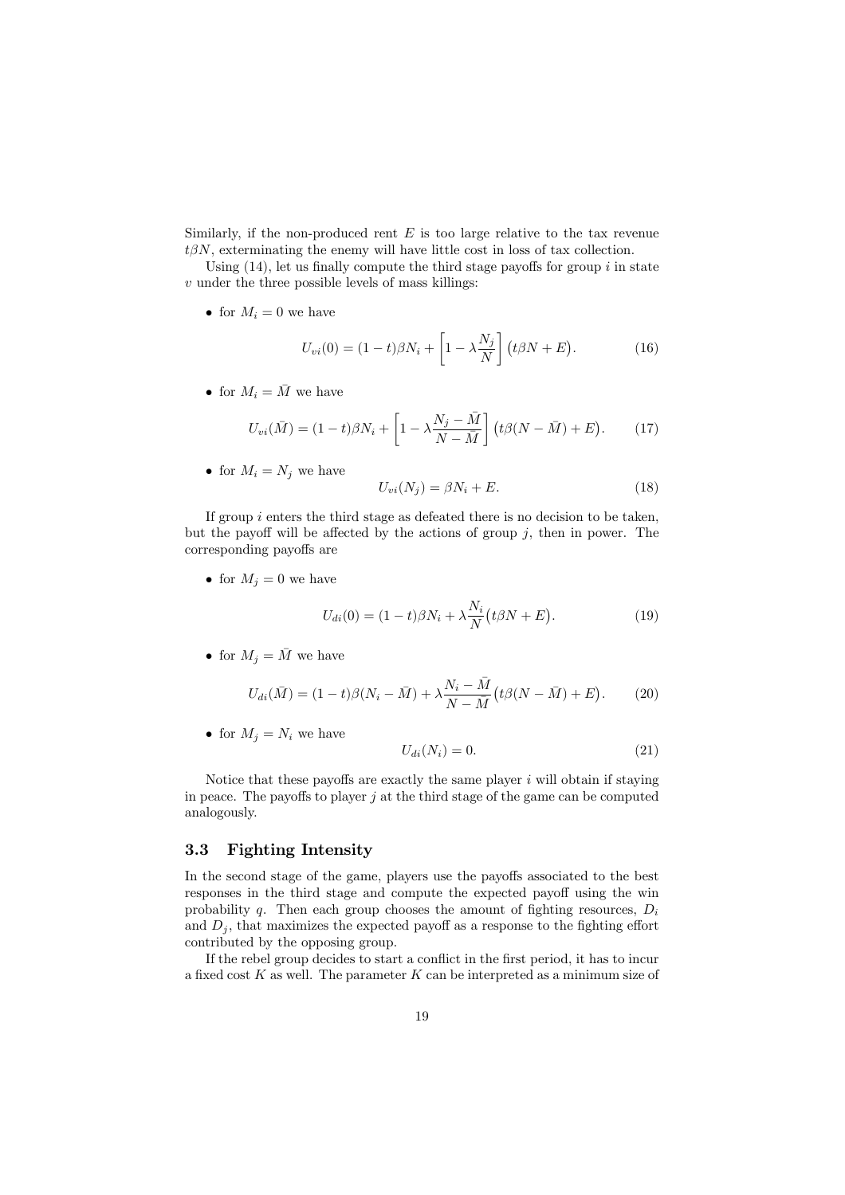Similarly, if the non-produced rent $E$ is too large relative to the tax revenue $t\beta N$, exterminating the enemy will have little cost in loss of tax collection.

Using (14), let us finally compute the third stage payoffs for group $i$ in state $v$ under the three possible levels of mass killings:

- for $M_i = 0$ we have

$$U_{vi}(0) = (1-t)\beta N_i + \left[1 - \lambda \frac{N_j}{N}\right] \big(t\beta N + E\big). \tag{16}$$

- for $M_i = \bar{M}$ we have

$$U_{vi}(\bar{M}) = (1-t)\beta N_i + \left[1 - \lambda \frac{N_j - \bar{M}}{N - \bar{M}}\right] \big(t\beta(N - \bar{M}) + E\big). \tag{17}$$

- for $M_i = N_j$ we have

$$U_{vi}(N_j) = \beta N_i + E. \tag{18}$$

If group $i$ enters the third stage as defeated there is no decision to be taken, but the payoff will be affected by the actions of group $j$, then in power. The corresponding payoffs are

- for $M_j = 0$ we have

$$U_{di}(0) = (1-t)\beta N_i + \lambda \frac{N_i}{N}\big(t\beta N + E\big). \tag{19}$$

- for $M_j = \bar{M}$ we have

$$U_{di}(\bar{M}) = (1-t)\beta(N_i - \bar{M}) + \lambda \frac{N_i - \bar{M}}{N - \bar{M}}\big(t\beta(N - \bar{M}) + E\big). \tag{20}$$

- for $M_j = N_i$ we have

$$U_{di}(N_i) = 0. \tag{21}$$

Notice that these payoffs are exactly the same player $i$ will obtain if staying in peace. The payoffs to player $j$ at the third stage of the game can be computed analogously.

### 3.3 Fighting Intensity

In the second stage of the game, players use the payoffs associated to the best responses in the third stage and compute the expected payoff using the win probability $q$. Then each group chooses the amount of fighting resources, $D_i$ and $D_j$, that maximizes the expected payoff as a response to the fighting effort contributed by the opposing group.

If the rebel group decides to start a conflict in the first period, it has to incur a fixed cost $K$ as well. The parameter $K$ can be interpreted as a minimum size of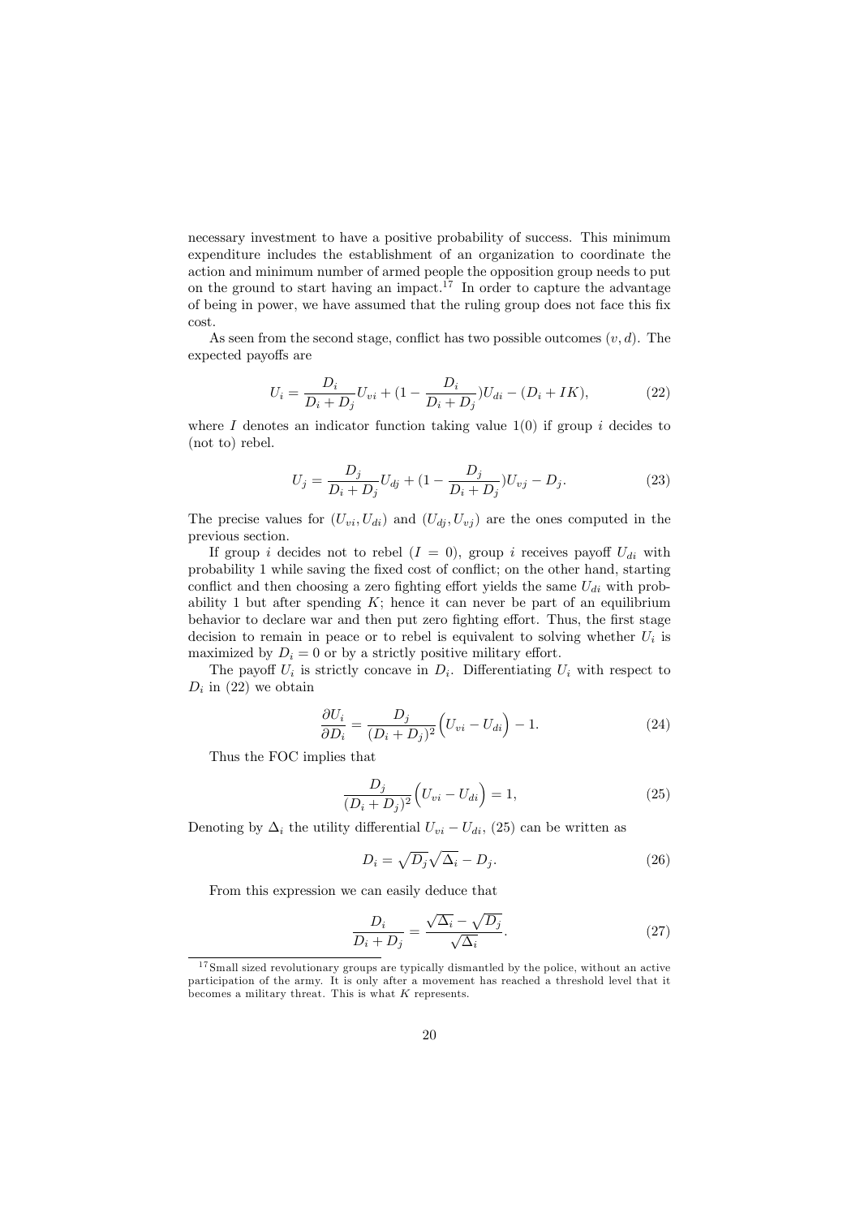necessary investment to have a positive probability of success. This minimum expenditure includes the establishment of an organization to coordinate the action and minimum number of armed people the opposition group needs to put on the ground to start having an impact.[17] In order to capture the advantage of being in power, we have assumed that the ruling group does not face this fix cost.

As seen from the second stage, conflict has two possible outcomes $(v, d)$. The expected payoffs are

$$U_i = \frac{D_i}{D_i + D_j} U_{vi} + (1 - \frac{D_i}{D_i + D_j}) U_{di} - (D_i + IK), \tag{22}$$

where $I$ denotes an indicator function taking value 1(0) if group $i$ decides to (not to) rebel.

$$U_j = \frac{D_j}{D_i + D_j} U_{dj} + (1 - \frac{D_j}{D_i + D_j}) U_{vj} - D_j. \tag{23}$$

The precise values for $(U_{vi}, U_{di})$ and $(U_{dj}, U_{vj})$ are the ones computed in the previous section.

If group $i$ decides not to rebel $(I = 0)$, group $i$ receives payoff $U_{di}$ with probability 1 while saving the fixed cost of conflict; on the other hand, starting conflict and then choosing a zero fighting effort yields the same $U_{di}$ with probability 1 but after spending $K$; hence it can never be part of an equilibrium behavior to declare war and then put zero fighting effort. Thus, the first stage decision to remain in peace or to rebel is equivalent to solving whether $U_i$ is maximized by $D_i = 0$ or by a strictly positive military effort.

The payoff $U_i$ is strictly concave in $D_i$. Differentiating $U_i$ with respect to $D_i$ in (22) we obtain

$$\frac{\partial U_i}{\partial D_i} = \frac{D_j}{(D_i + D_j)^2} \Big( U_{vi} - U_{di} \Big) - 1. \tag{24}$$

Thus the FOC implies that

$$\frac{D_j}{(D_i + D_j)^2} \Big( U_{vi} - U_{di} \Big) = 1, \tag{25}$$

Denoting by $\Delta_i$ the utility differential $U_{vi} - U_{di}$, (25) can be written as

$$D_i = \sqrt{D_j}\sqrt{\Delta_i} - D_j. \tag{26}$$

From this expression we can easily deduce that

$$\frac{D_i}{D_i + D_j} = \frac{\sqrt{\Delta_i} - \sqrt{D_j}}{\sqrt{\Delta_i}}. \tag{27}$$

[17] Small sized revolutionary groups are typically dismantled by the police, without an active participation of the army. It is only after a movement has reached a threshold level that it becomes a military threat. This is what $K$ represents.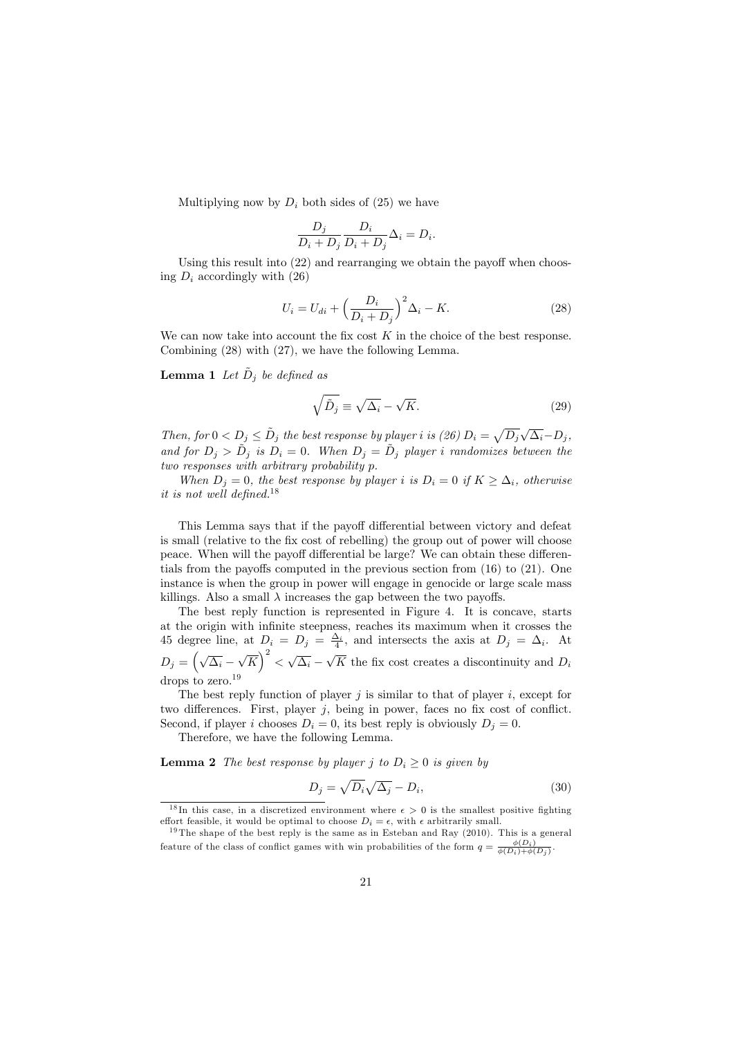Multiplying now by $D_i$ both sides of (25) we have

$$\frac{D_j}{D_i + D_j} \frac{D_i}{D_i + D_j} \Delta_i = D_i.$$

Using this result into (22) and rearranging we obtain the payoff when choosing $D_i$ accordingly with (26)

$$U_i = U_{di} + \Big( \frac{D_i}{D_i + D_j} \Big)^2 \Delta_i - K. \tag{28}$$

We can now take into account the fix cost $K$ in the choice of the best response. Combining (28) with (27), we have the following Lemma.

**Lemma 1** *Let $\tilde{D}_j$ be defined as*

$$\sqrt{\tilde{D}_j} \equiv \sqrt{\Delta_i} - \sqrt{K}. \tag{29}$$

*Then, for $0 < D_j \leq \tilde{D}_j$ the best response by player i is (26) $D_i = \sqrt{D_j}\sqrt{\Delta_i} - D_j$, and for $D_j > \tilde{D}_j$ is $D_i = 0$. When $D_j = \tilde{D}_j$ player i randomizes between the two responses with arbitrary probability p.*

*When $D_j = 0$, the best response by player i is $D_i = 0$ if $K \geq \Delta_i$, otherwise it is not well defined.*[18]

This Lemma says that if the payoff differential between victory and defeat is small (relative to the fix cost of rebelling) the group out of power will choose peace. When will the payoff differential be large? We can obtain these differentials from the payoffs computed in the previous section from (16) to (21). One instance is when the group in power will engage in genocide or large scale mass killings. Also a small $\lambda$ increases the gap between the two payoffs.

The best reply function is represented in Figure 4. It is concave, starts at the origin with infinite steepness, reaches its maximum when it crosses the 45 degree line, at $D_i = D_j = \frac{\Delta_i}{4}$, and intersects the axis at $D_j = \Delta_i$. At $D_j = \left(\sqrt{\Delta_i} - \sqrt{K}\right)^2 < \sqrt{\Delta_i} - \sqrt{K}$ the fix cost creates a discontinuity and $D_i$ drops to zero.[19]

The best reply function of player $j$ is similar to that of player $i$, except for two differences. First, player $j$, being in power, faces no fix cost of conflict. Second, if player $i$ chooses $D_i = 0$, its best reply is obviously $D_j = 0$.

Therefore, we have the following Lemma.

**Lemma 2** *The best response by player j to $D_i \geq 0$ is given by*

$$D_j = \sqrt{D_i}\sqrt{\Delta_j} - D_i, \tag{30}$$

[18] In this case, in a discretized environment where $\epsilon > 0$ is the smallest positive fighting effort feasible, it would be optimal to choose $D_i = \epsilon$, with $\epsilon$ arbitrarily small.

[19] The shape of the best reply is the same as in Esteban and Ray (2010). This is a general feature of the class of conflict games with win probabilities of the form $q = \frac{\phi(D_i)}{\phi(D_i)+\phi(D_j)}$.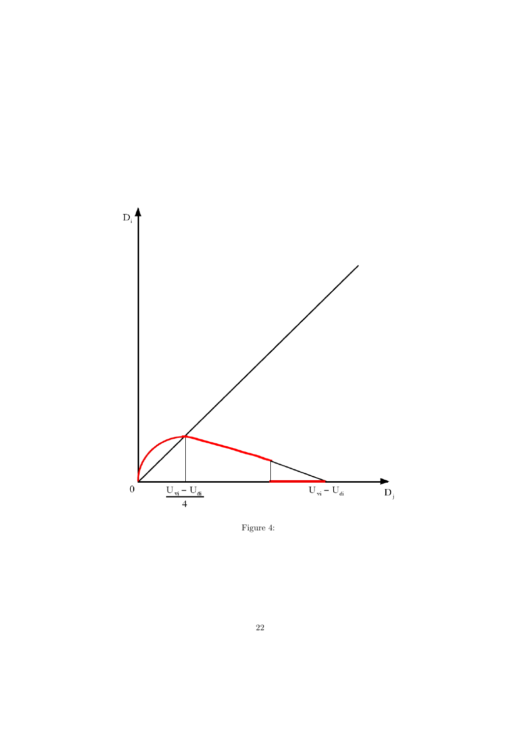Figure 4: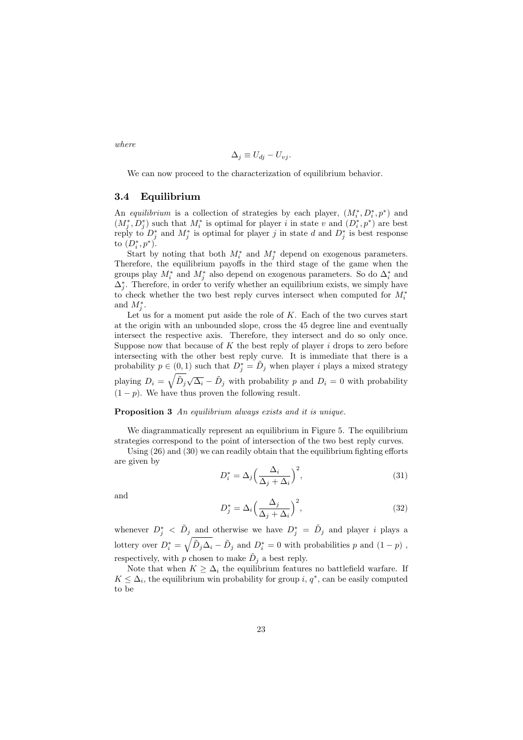*where*

$$\Delta_j \equiv U_{dj} - U_{vj}.$$

We can now proceed to the characterization of equilibrium behavior.

### 3.4 Equilibrium

An *equilibrium* is a collection of strategies by each player, $(M_i^*, D_i^*, p^*)$ and $(M_j^*, D_j^*)$ such that $M_i^*$ is optimal for player $i$ in state $v$ and $(D_i^*, p^*)$ are best reply to $D_j^*$ and $M_j^*$ is optimal for player $j$ in state $d$ and $D_j^*$ is best response to $(D_i^*, p^*)$.

Start by noting that both $M_i^*$ and $M_j^*$ depend on exogenous parameters. Therefore, the equilibrium payoffs in the third stage of the game when the groups play $M_i^*$ and $M_j^*$ also depend on exogenous parameters. So do $\Delta_i^*$ and $\Delta_j^*$. Therefore, in order to verify whether an equilibrium exists, we simply have to check whether the two best reply curves intersect when computed for $M_i^*$ and $M_j^*$.

Let us for a moment put aside the role of $K$. Each of the two curves start at the origin with an unbounded slope, cross the 45 degree line and eventually intersect the respective axis. Therefore, they intersect and do so only once. Suppose now that because of $K$ the best reply of player $i$ drops to zero before intersecting with the other best reply curve. It is immediate that there is a probability $p \in (0,1)$ such that $D_j^* = \tilde{D}_j$ when player $i$ plays a mixed strategy playing $D_i = \sqrt{\tilde{D}_j}\sqrt{\Delta_i} - \tilde{D}_j$ with probability $p$ and $D_i = 0$ with probability $(1-p)$. We have thus proven the following result.

**Proposition 3** *An equilibrium always exists and it is unique.*

We diagrammatically represent an equilibrium in Figure 5. The equilibrium strategies correspond to the point of intersection of the two best reply curves.

Using (26) and (30) we can readily obtain that the equilibrium fighting efforts are given by

$$D_i^* = \Delta_j \Big(\frac{\Delta_i}{\Delta_j + \Delta_i}\Big)^2, \tag{31}$$

and

$$D_j^* = \Delta_i \Big(\frac{\Delta_j}{\Delta_j + \Delta_i}\Big)^2, \tag{32}$$

whenever $D_j^* < \tilde{D}_j$ and otherwise we have $D_j^* = \tilde{D}_j$ and player $i$ plays a lottery over $D_i^* = \sqrt{\tilde{D}_j \Delta_i} - \tilde{D}_j$ and $D_i^* = 0$ with probabilities $p$ and $(1-p)$, respectively, with $p$ chosen to make $\tilde{D}_j$ a best reply.

Note that when $K \geq \Delta_i$ the equilibrium features no battlefield warfare. If $K \leq \Delta_i$, the equilibrium win probability for group $i$, $q^*$, can be easily computed to be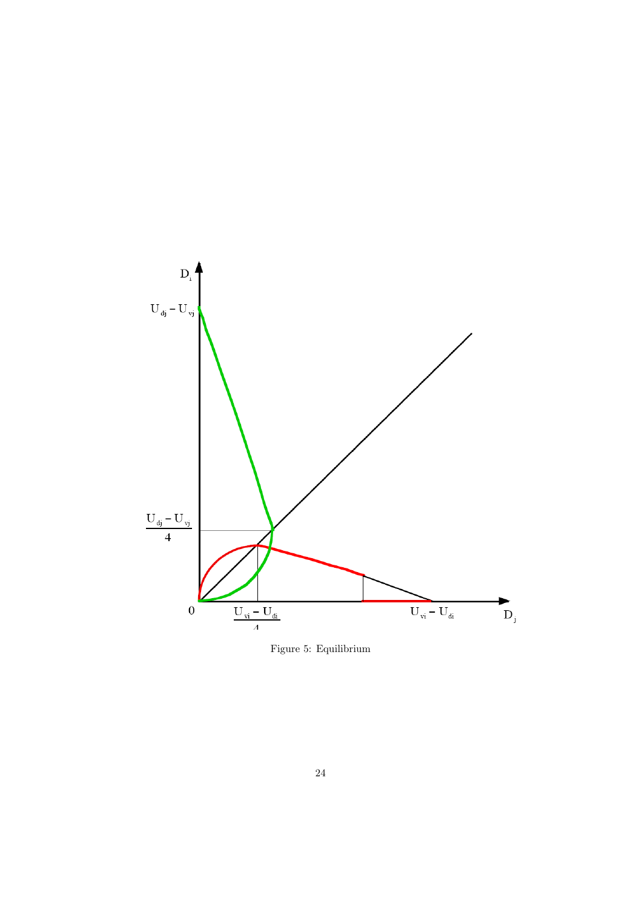$D_i$

$U_{dj} - U_{vj}$

$\frac{U_{dj} - U_{vj}}{4}$

$0$

$\frac{U_{vi} - U_{di}}{4}$

$U_{vi} - U_{di}$

$D_j$

Figure 5: Equilibrium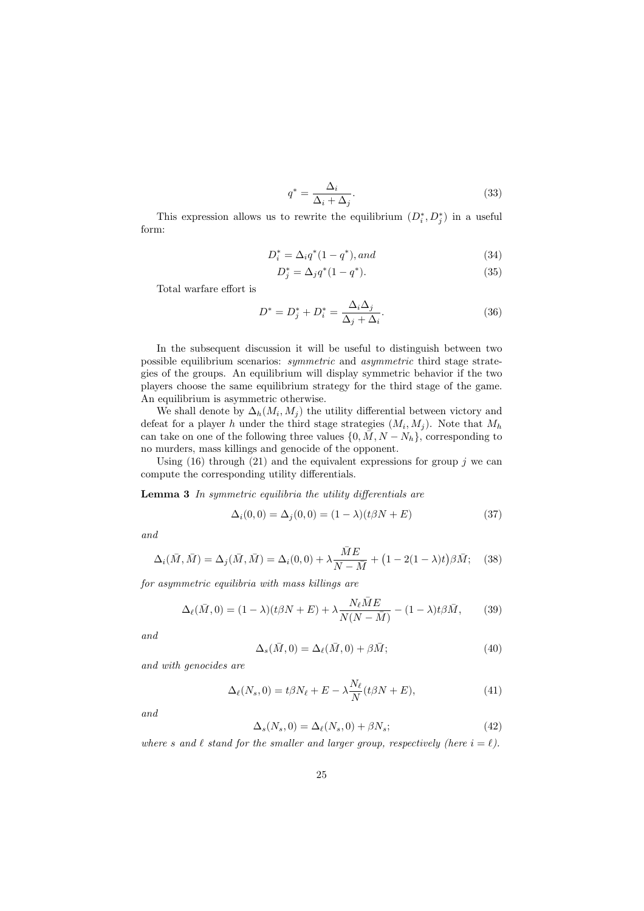$$q^* = \frac{\Delta_i}{\Delta_i + \Delta_j}. \tag{33}$$

This expression allows us to rewrite the equilibrium $(D_i^*, D_j^*)$ in a useful form:

$$D_i^* = \Delta_i q^*(1 - q^*), and \tag{34}$$

$$D_j^* = \Delta_j q^*(1 - q^*). \tag{35}$$

Total warfare effort is

$$D^* = D_j^* + D_i^* = \frac{\Delta_i \Delta_j}{\Delta_j + \Delta_i}. \tag{36}$$

In the subsequent discussion it will be useful to distinguish between two possible equilibrium scenarios: *symmetric* and *asymmetric* third stage strategies of the groups. An equilibrium will display symmetric behavior if the two players choose the same equilibrium strategy for the third stage of the game. An equilibrium is asymmetric otherwise.

We shall denote by $\Delta_h(M_i, M_j)$ the utility differential between victory and defeat for a player $h$ under the third stage strategies $(M_i, M_j)$. Note that $M_h$ can take on one of the following three values $\{0, \bar{M}, N - N_h\}$, corresponding to no murders, mass killings and genocide of the opponent.

Using (16) through (21) and the equivalent expressions for group $j$ we can compute the corresponding utility differentials.

**Lemma 3** *In symmetric equilibria the utility differentials are*

$$\Delta_i(0,0) = \Delta_j(0,0) = (1-\lambda)(t\beta N + E) \tag{37}$$

*and*

$$\Delta_i(\bar{M}, \bar{M}) = \Delta_j(\bar{M}, \bar{M}) = \Delta_i(0,0) + \lambda \frac{\bar{M}E}{N - \bar{M}} + \big(1 - 2(1-\lambda)t\big)\beta \bar{M}; \tag{38}$$

*for asymmetric equilibria with mass killings are*

$$\Delta_\ell(\bar{M}, 0) = (1-\lambda)(t\beta N + E) + \lambda \frac{N_\ell \bar{M} E}{N(N - \bar{M})} - (1-\lambda)t\beta \bar{M}, \tag{39}$$

*and*

$$\Delta_s(\bar{M}, 0) = \Delta_\ell(\bar{M}, 0) + \beta \bar{M}; \tag{40}$$

*and with genocides are*

$$\Delta_\ell(N_s, 0) = t\beta N_\ell + E - \lambda \frac{N_\ell}{N}(t\beta N + E), \tag{41}$$

*and*

$$\Delta_s(N_s, 0) = \Delta_\ell(N_s, 0) + \beta N_s; \tag{42}$$

*where $s$ and $\ell$ stand for the smaller and larger group, respectively (here $i = \ell$).*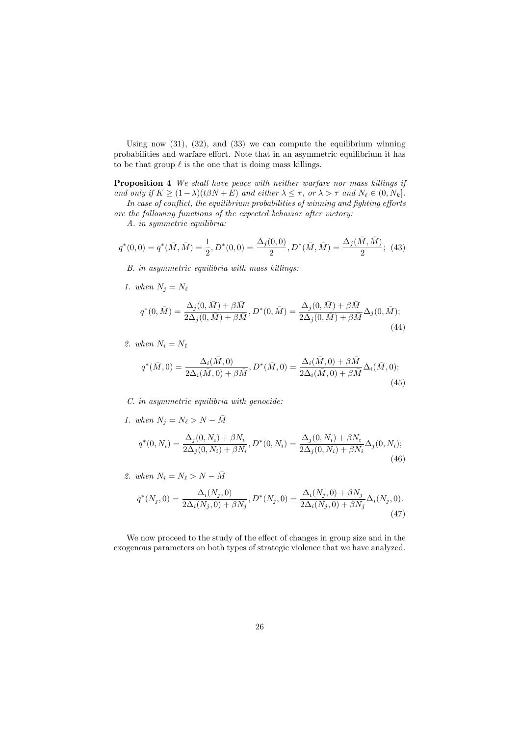Using now (31), (32), and (33) we can compute the equilibrium winning probabilities and warfare effort. Note that in an asymmetric equilibrium it has to be that group $\ell$ is the one that is doing mass killings.

**Proposition 4** *We shall have peace with neither warfare nor mass killings if and only if* $K \geq (1-\lambda)(t\beta N + E)$ *and either* $\lambda \leq \tau$*, or* $\lambda > \tau$ *and* $N_\ell \in (0, N_k]$*.*

*In case of conflict, the equilibrium probabilities of winning and fighting efforts are the following functions of the expected behavior after victory:*

*A. in symmetric equilibria:*

$$q^*(0,0) = q^*(\bar{M},\bar{M}) = \frac{1}{2}, D^*(0,0) = \frac{\Delta_j(0,0)}{2}, D^*(\bar{M},\bar{M}) = \frac{\Delta_j(\bar{M},\bar{M})}{2}; \quad (43)$$

*B. in asymmetric equilibria with mass killings:*

*1. when* $N_j = N_\ell$

$$q^*(0,\bar{M}) = \frac{\Delta_j(0,\bar{M}) + \beta\bar{M}}{2\Delta_j(0,\bar{M}) + \beta\bar{M}}, D^*(0,\bar{M}) = \frac{\Delta_j(0,\bar{M}) + \beta\bar{M}}{2\Delta_j(0,\bar{M}) + \beta\bar{M}}\Delta_j(0,\bar{M}); \quad (44)$$

*2. when* $N_i = N_\ell$

$$q^*(\bar{M},0) = \frac{\Delta_i(\bar{M},0)}{2\Delta_i(\bar{M},0) + \beta\bar{M}}, D^*(\bar{M},0) = \frac{\Delta_i(\bar{M},0) + \beta\bar{M}}{2\Delta_i(\bar{M},0) + \beta\bar{M}}\Delta_i(\bar{M},0); \quad (45)$$

*C. in asymmetric equilibria with genocide:*

*1. when* $N_j = N_\ell > N - \bar{M}$

$$q^*(0,N_i) = \frac{\Delta_j(0,N_i) + \beta N_i}{2\Delta_j(0,N_i) + \beta N_i}, D^*(0,N_i) = \frac{\Delta_j(0,N_i) + \beta N_i}{2\Delta_j(0,N_i) + \beta N_i}\Delta_j(0,N_i); \quad (46)$$

*2. when* $N_i = N_\ell > N - \bar{M}$

$$q^*(N_j,0) = \frac{\Delta_i(N_j,0)}{2\Delta_i(N_j,0) + \beta N_j}, D^*(N_j,0) = \frac{\Delta_i(N_j,0) + \beta N_j}{2\Delta_i(N_j,0) + \beta N_j}\Delta_i(N_j,0). \quad (47)$$

We now proceed to the study of the effect of changes in group size and in the exogenous parameters on both types of strategic violence that we have analyzed.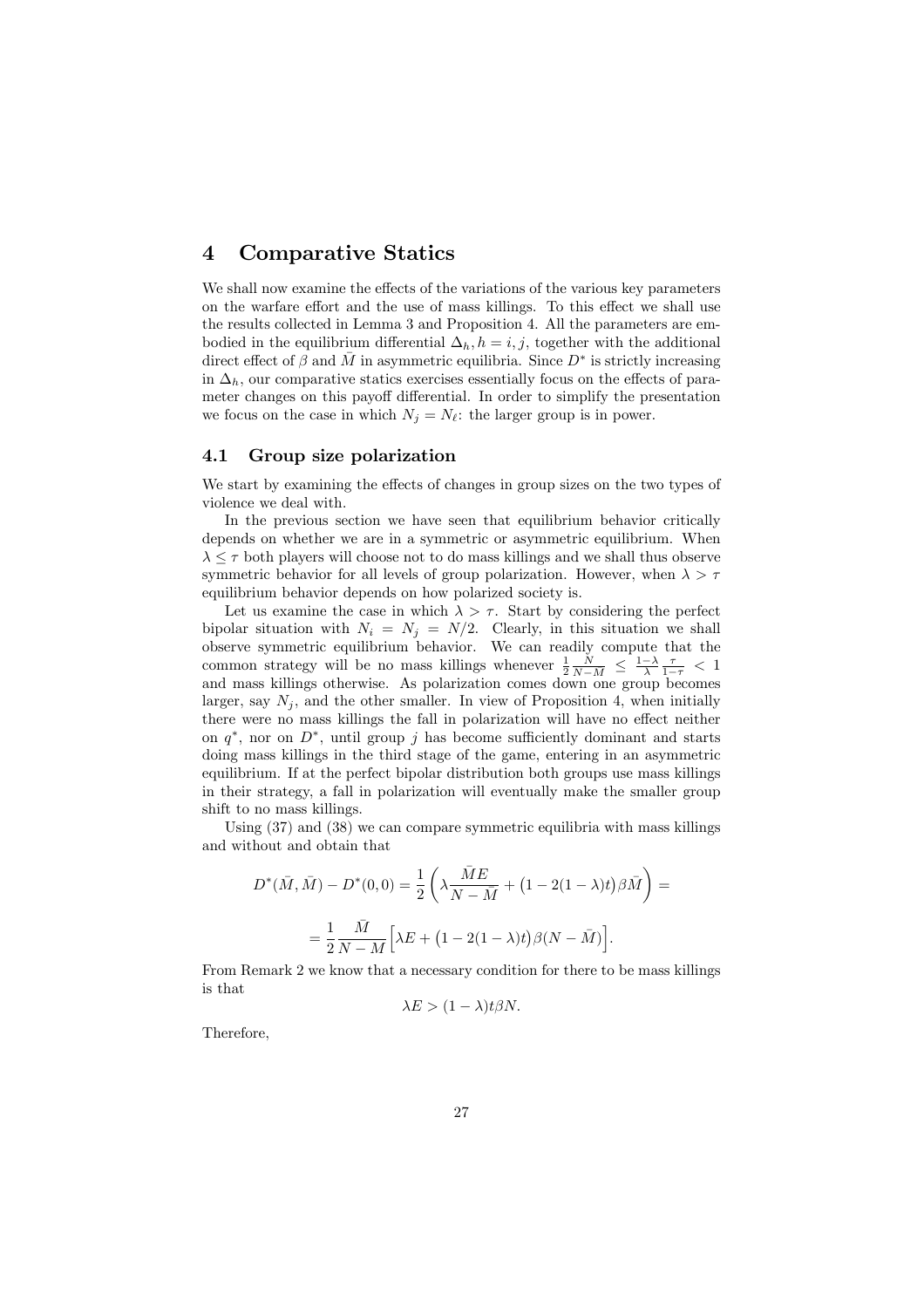## 4 Comparative Statics

We shall now examine the effects of the variations of the various key parameters on the warfare effort and the use of mass killings. To this effect we shall use the results collected in Lemma 3 and Proposition 4. All the parameters are embodied in the equilibrium differential $\Delta_h, h = i, j$, together with the additional direct effect of $\beta$ and $\bar{M}$ in asymmetric equilibria. Since $D^*$ is strictly increasing in $\Delta_h$, our comparative statics exercises essentially focus on the effects of parameter changes on this payoff differential. In order to simplify the presentation we focus on the case in which $N_j = N_\ell$: the larger group is in power.

### 4.1 Group size polarization

We start by examining the effects of changes in group sizes on the two types of violence we deal with.

In the previous section we have seen that equilibrium behavior critically depends on whether we are in a symmetric or asymmetric equilibrium. When $\lambda \leq \tau$ both players will choose not to do mass killings and we shall thus observe symmetric behavior for all levels of group polarization. However, when $\lambda > \tau$ equilibrium behavior depends on how polarized society is.

Let us examine the case in which $\lambda > \tau$. Start by considering the perfect bipolar situation with $N_i = N_j = N/2$. Clearly, in this situation we shall observe symmetric equilibrium behavior. We can readily compute that the common strategy will be no mass killings whenever $\frac{1}{2}\frac{N}{N-M} \leq \frac{1-\lambda}{\lambda}\frac{\tau}{1-\tau} < 1$ and mass killings otherwise. As polarization comes down one group becomes larger, say $N_j$, and the other smaller. In view of Proposition 4, when initially there were no mass killings the fall in polarization will have no effect neither on $q^*$, nor on $D^*$, until group $j$ has become sufficiently dominant and starts doing mass killings in the third stage of the game, entering in an asymmetric equilibrium. If at the perfect bipolar distribution both groups use mass killings in their strategy, a fall in polarization will eventually make the smaller group shift to no mass killings.

Using (37) and (38) we can compare symmetric equilibria with mass killings and without and obtain that

$$D^*(\bar{M}, \bar{M}) - D^*(0, 0) = \frac{1}{2}\left(\lambda \frac{\bar{M}E}{N - \bar{M}} + \big(1 - 2(1-\lambda)t\big)\beta \bar{M}\right) =$$

$$= \frac{1}{2}\frac{\bar{M}}{N - M}\Big[\lambda E + \big(1 - 2(1-\lambda)t\big)\beta(N - \bar{M})\Big].$$

From Remark 2 we know that a necessary condition for there to be mass killings is that

$$\lambda E > (1-\lambda)t\beta N.$$

Therefore,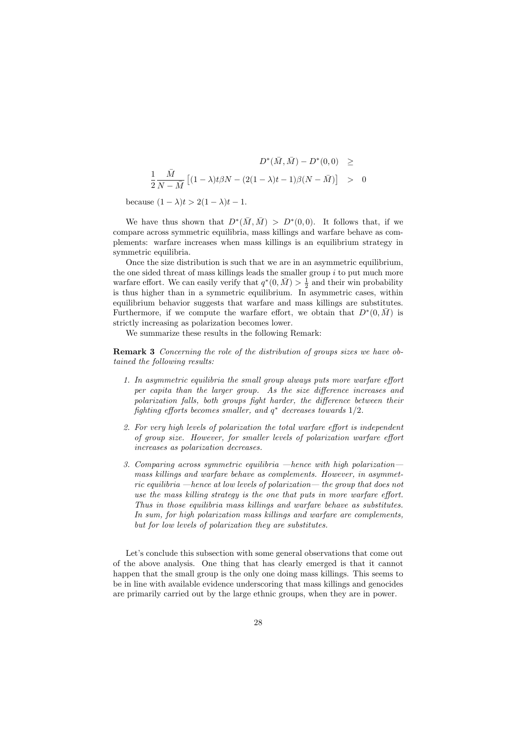$$
\begin{aligned}
D^*(\bar{M},\bar{M}) - D^*(0,0) &\geq \\
\frac{1}{2}\frac{\bar{M}}{N-\bar{M}}\left[(1-\lambda)t\beta N - (2(1-\lambda)t-1)\beta(N-\bar{M})\right] &> 0
\end{aligned}
$$

because $(1-\lambda)t > 2(1-\lambda)t - 1$.

We have thus shown that $D^*(\bar{M},\bar{M}) > D^*(0,0)$. It follows that, if we compare across symmetric equilibria, mass killings and warfare behave as complements: warfare increases when mass killings is an equilibrium strategy in symmetric equilibria.

Once the size distribution is such that we are in an asymmetric equilibrium, the one sided threat of mass killings leads the smaller group $i$ to put much more warfare effort. We can easily verify that $q^*(0,\bar{M}) > \frac{1}{2}$ and their win probability is thus higher than in a symmetric equilibrium. In asymmetric cases, within equilibrium behavior suggests that warfare and mass killings are substitutes. Furthermore, if we compute the warfare effort, we obtain that $D^*(0,\bar{M})$ is strictly increasing as polarization becomes lower.

We summarize these results in the following Remark:

**Remark 3** *Concerning the role of the distribution of groups sizes we have obtained the following results:*

1. *In asymmetric equilibria the small group always puts more warfare effort per capita than the larger group. As the size difference increases and polarization falls, both groups fight harder, the difference between their fighting efforts becomes smaller, and $q^*$ decreases towards $1/2$.*
2. *For very high levels of polarization the total warfare effort is independent of group size. However, for smaller levels of polarization warfare effort increases as polarization decreases.*
3. *Comparing across symmetric equilibria —hence with high polarization— mass killings and warfare behave as complements. However, in asymmetric equilibria —hence at low levels of polarization— the group that does not use the mass killing strategy is the one that puts in more warfare effort. Thus in those equilibria mass killings and warfare behave as substitutes. In sum, for high polarization mass killings and warfare are complements, but for low levels of polarization they are substitutes.*

Let's conclude this subsection with some general observations that come out of the above analysis. One thing that has clearly emerged is that it cannot happen that the small group is the only one doing mass killings. This seems to be in line with available evidence underscoring that mass killings and genocides are primarily carried out by the large ethnic groups, when they are in power.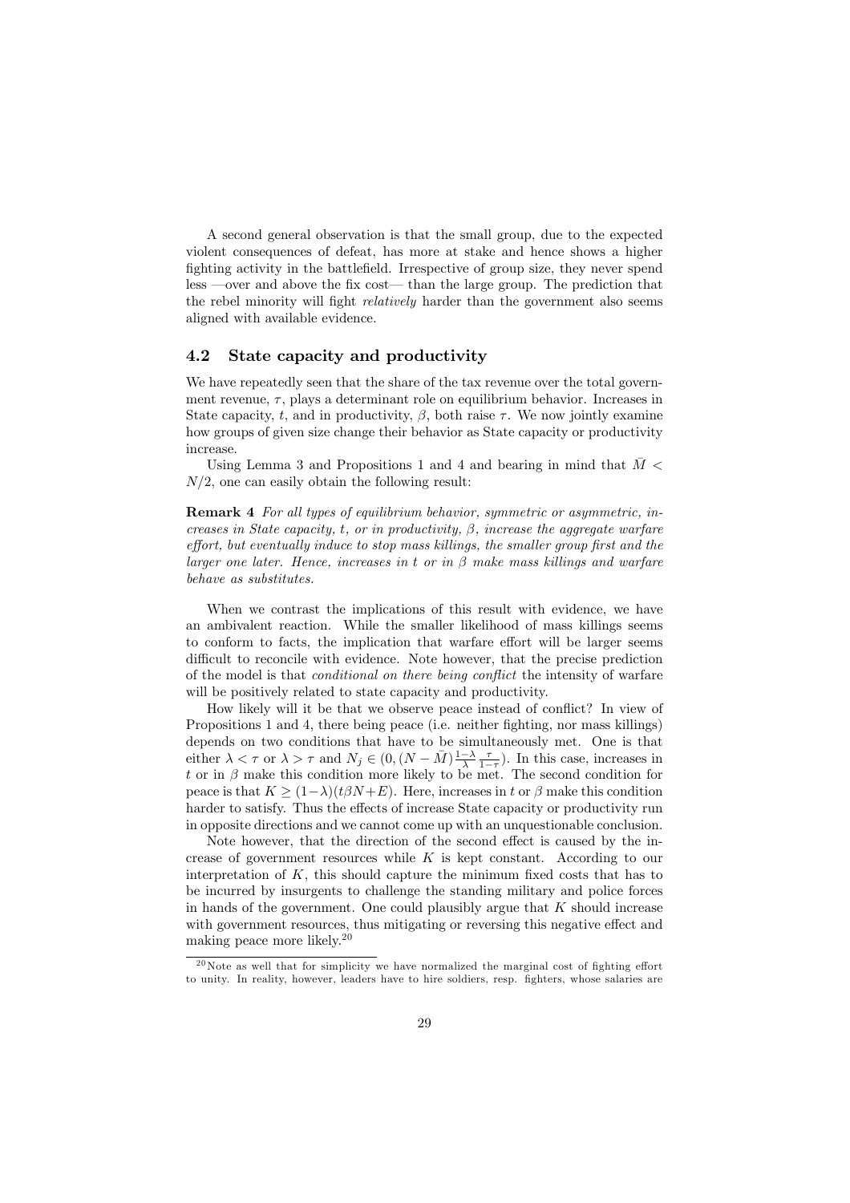A second general observation is that the small group, due to the expected violent consequences of defeat, has more at stake and hence shows a higher fighting activity in the battlefield. Irrespective of group size, they never spend less —over and above the fix cost— than the large group. The prediction that the rebel minority will fight *relatively* harder than the government also seems aligned with available evidence.

## 4.2 State capacity and productivity

We have repeatedly seen that the share of the tax revenue over the total government revenue, $\tau$, plays a determinant role on equilibrium behavior. Increases in State capacity, $t$, and in productivity, $\beta$, both raise $\tau$. We now jointly examine how groups of given size change their behavior as State capacity or productivity increase.

Using Lemma 3 and Propositions 1 and 4 and bearing in mind that $\bar{M} < N/2$, one can easily obtain the following result:

**Remark 4** *For all types of equilibrium behavior, symmetric or asymmetric, increases in State capacity, $t$, or in productivity, $\beta$, increase the aggregate warfare effort, but eventually induce to stop mass killings, the smaller group first and the larger one later. Hence, increases in $t$ or in $\beta$ make mass killings and warfare behave as substitutes.*

When we contrast the implications of this result with evidence, we have an ambivalent reaction. While the smaller likelihood of mass killings seems to conform to facts, the implication that warfare effort will be larger seems difficult to reconcile with evidence. Note however, that the precise prediction of the model is that *conditional on there being conflict* the intensity of warfare will be positively related to state capacity and productivity.

How likely will it be that we observe peace instead of conflict? In view of Propositions 1 and 4, there being peace (i.e. neither fighting, nor mass killings) depends on two conditions that have to be simultaneously met. One is that either $\lambda < \tau$ or $\lambda > \tau$ and $N_j \in (0, (N - \bar{M})\frac{1-\lambda}{\lambda}\frac{\tau}{1-\tau})$. In this case, increases in $t$ or in $\beta$ make this condition more likely to be met. The second condition for peace is that $K \geq (1-\lambda)(t\beta N+E)$. Here, increases in $t$ or $\beta$ make this condition harder to satisfy. Thus the effects of increase State capacity or productivity run in opposite directions and we cannot come up with an unquestionable conclusion.

Note however, that the direction of the second effect is caused by the increase of government resources while $K$ is kept constant. According to our interpretation of $K$, this should capture the minimum fixed costs that has to be incurred by insurgents to challenge the standing military and police forces in hands of the government. One could plausibly argue that $K$ should increase with government resources, thus mitigating or reversing this negative effect and making peace more likely.[20]

[20] Note as well that for simplicity we have normalized the marginal cost of fighting effort to unity. In reality, however, leaders have to hire soldiers, resp. fighters, whose salaries are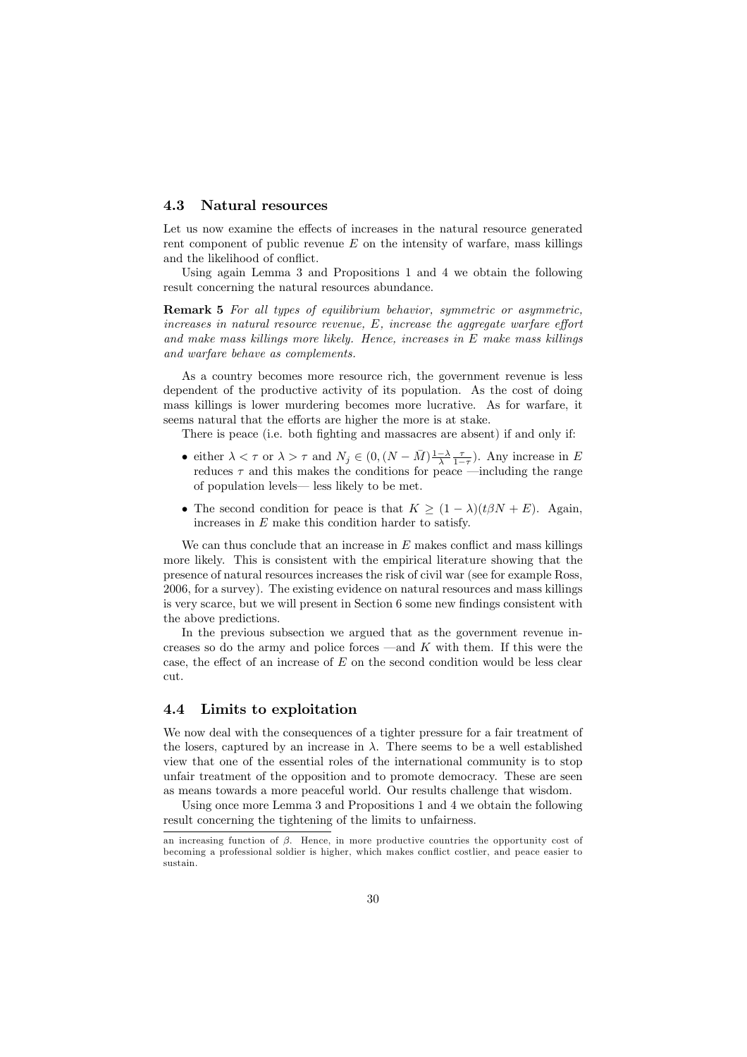### 4.3 Natural resources

Let us now examine the effects of increases in the natural resource generated rent component of public revenue $E$ on the intensity of warfare, mass killings and the likelihood of conflict.

Using again Lemma 3 and Propositions 1 and 4 we obtain the following result concerning the natural resources abundance.

**Remark 5** *For all types of equilibrium behavior, symmetric or asymmetric, increases in natural resource revenue, $E$, increase the aggregate warfare effort and make mass killings more likely. Hence, increases in $E$ make mass killings and warfare behave as complements.*

As a country becomes more resource rich, the government revenue is less dependent of the productive activity of its population. As the cost of doing mass killings is lower murdering becomes more lucrative. As for warfare, it seems natural that the efforts are higher the more is at stake.

There is peace (i.e. both fighting and massacres are absent) if and only if:

- either $\lambda < \tau$ or $\lambda > \tau$ and $N_j \in (0, (N - \bar{M})\frac{1-\lambda}{\lambda}\frac{\tau}{1-\tau})$. Any increase in $E$ reduces $\tau$ and this makes the conditions for peace —including the range of population levels— less likely to be met.
- The second condition for peace is that $K \geq (1-\lambda)(t\beta N + E)$. Again, increases in $E$ make this condition harder to satisfy.

We can thus conclude that an increase in $E$ makes conflict and mass killings more likely. This is consistent with the empirical literature showing that the presence of natural resources increases the risk of civil war (see for example Ross, 2006, for a survey). The existing evidence on natural resources and mass killings is very scarce, but we will present in Section 6 some new findings consistent with the above predictions.

In the previous subsection we argued that as the government revenue increases so do the army and police forces —and $K$ with them. If this were the case, the effect of an increase of $E$ on the second condition would be less clear cut.

### 4.4 Limits to exploitation

We now deal with the consequences of a tighter pressure for a fair treatment of the losers, captured by an increase in $\lambda$. There seems to be a well established view that one of the essential roles of the international community is to stop unfair treatment of the opposition and to promote democracy. These are seen as means towards a more peaceful world. Our results challenge that wisdom.

Using once more Lemma 3 and Propositions 1 and 4 we obtain the following result concerning the tightening of the limits to unfairness.

an increasing function of $\beta$. Hence, in more productive countries the opportunity cost of becoming a professional soldier is higher, which makes conflict costlier, and peace easier to sustain.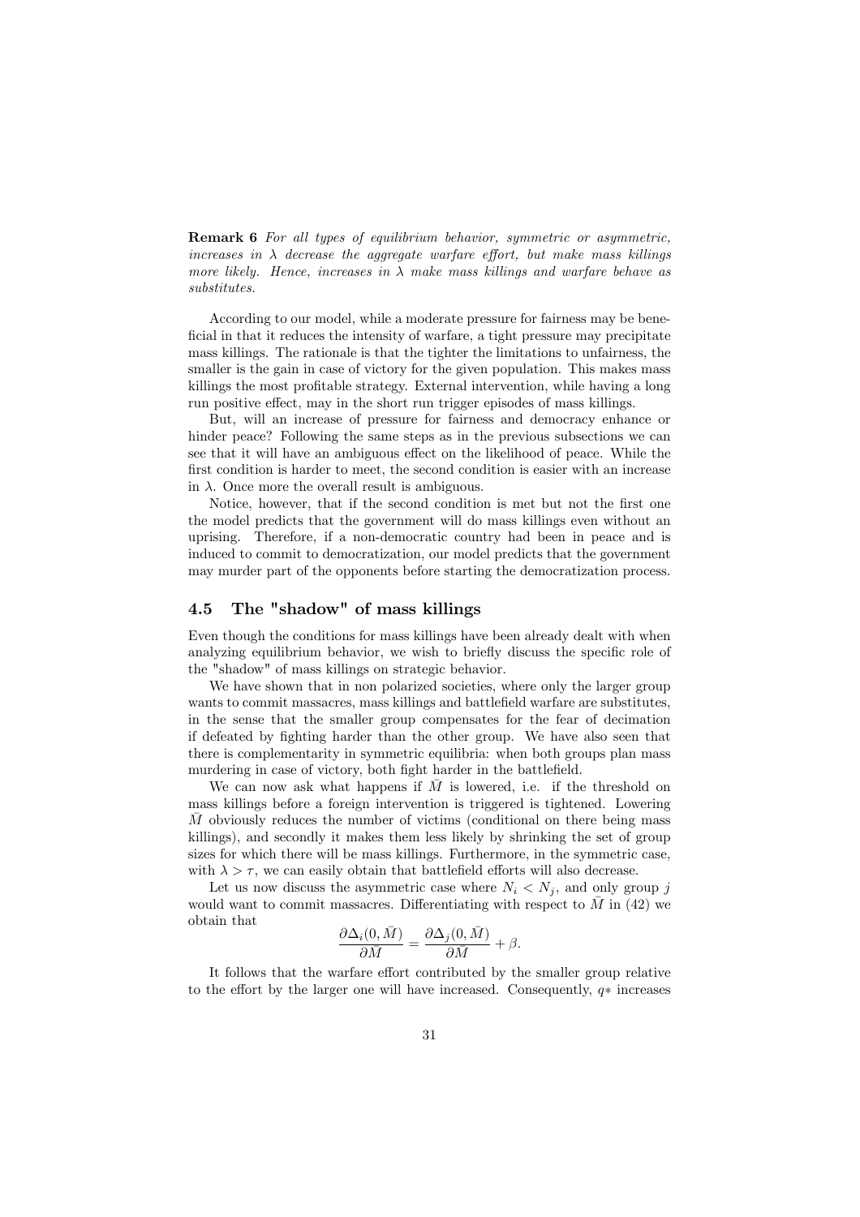**Remark 6** *For all types of equilibrium behavior, symmetric or asymmetric, increases in $\lambda$ decrease the aggregate warfare effort, but make mass killings more likely. Hence, increases in $\lambda$ make mass killings and warfare behave as substitutes.*

According to our model, while a moderate pressure for fairness may be beneficial in that it reduces the intensity of warfare, a tight pressure may precipitate mass killings. The rationale is that the tighter the limitations to unfairness, the smaller is the gain in case of victory for the given population. This makes mass killings the most profitable strategy. External intervention, while having a long run positive effect, may in the short run trigger episodes of mass killings.

But, will an increase of pressure for fairness and democracy enhance or hinder peace? Following the same steps as in the previous subsections we can see that it will have an ambiguous effect on the likelihood of peace. While the first condition is harder to meet, the second condition is easier with an increase in $\lambda$. Once more the overall result is ambiguous.

Notice, however, that if the second condition is met but not the first one the model predicts that the government will do mass killings even without an uprising. Therefore, if a non-democratic country had been in peace and is induced to commit to democratization, our model predicts that the government may murder part of the opponents before starting the democratization process.

## 4.5 The "shadow" of mass killings

Even though the conditions for mass killings have been already dealt with when analyzing equilibrium behavior, we wish to briefly discuss the specific role of the "shadow" of mass killings on strategic behavior.

We have shown that in non polarized societies, where only the larger group wants to commit massacres, mass killings and battlefield warfare are substitutes, in the sense that the smaller group compensates for the fear of decimation if defeated by fighting harder than the other group. We have also seen that there is complementarity in symmetric equilibria: when both groups plan mass murdering in case of victory, both fight harder in the battlefield.

We can now ask what happens if $\bar{M}$ is lowered, i.e. if the threshold on mass killings before a foreign intervention is triggered is tightened. Lowering $\bar{M}$ obviously reduces the number of victims (conditional on there being mass killings), and secondly it makes them less likely by shrinking the set of group sizes for which there will be mass killings. Furthermore, in the symmetric case, with $\lambda > \tau$, we can easily obtain that battlefield efforts will also decrease.

Let us now discuss the asymmetric case where $N_i < N_j$, and only group $j$ would want to commit massacres. Differentiating with respect to $\bar{M}$ in (42) we obtain that

$$\frac{\partial \Delta_i(0, \bar{M})}{\partial \bar{M}} = \frac{\partial \Delta_j(0, \bar{M})}{\partial \bar{M}} + \beta.$$

It follows that the warfare effort contributed by the smaller group relative to the effort by the larger one will have increased. Consequently, $q*$ increases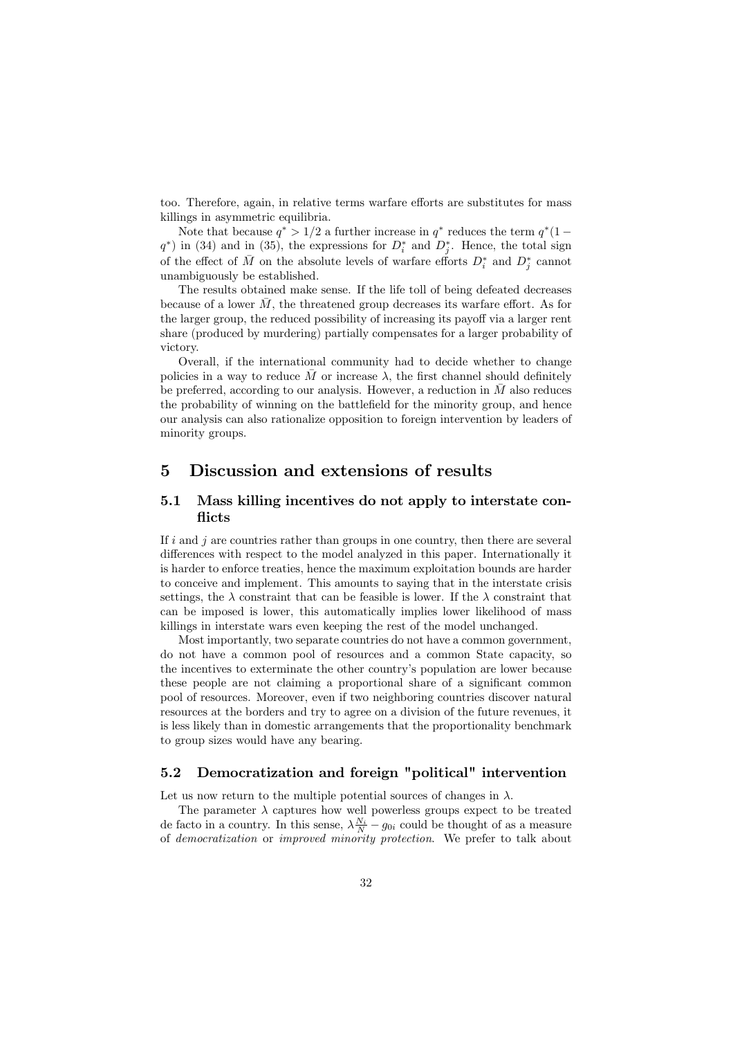too. Therefore, again, in relative terms warfare efforts are substitutes for mass killings in asymmetric equilibria.

Note that because $q^* > 1/2$ a further increase in $q^*$ reduces the term $q^*(1 - q^*)$ in (34) and in (35), the expressions for $D_i^*$ and $D_j^*$. Hence, the total sign of the effect of $\bar{M}$ on the absolute levels of warfare efforts $D_i^*$ and $D_j^*$ cannot unambiguously be established.

The results obtained make sense. If the life toll of being defeated decreases because of a lower $\bar{M}$, the threatened group decreases its warfare effort. As for the larger group, the reduced possibility of increasing its payoff via a larger rent share (produced by murdering) partially compensates for a larger probability of victory.

Overall, if the international community had to decide whether to change policies in a way to reduce $\bar{M}$ or increase $\lambda$, the first channel should definitely be preferred, according to our analysis. However, a reduction in $\bar{M}$ also reduces the probability of winning on the battlefield for the minority group, and hence our analysis can also rationalize opposition to foreign intervention by leaders of minority groups.

# 5 Discussion and extensions of results

## 5.1 Mass killing incentives do not apply to interstate conflicts

If $i$ and $j$ are countries rather than groups in one country, then there are several differences with respect to the model analyzed in this paper. Internationally it is harder to enforce treaties, hence the maximum exploitation bounds are harder to conceive and implement. This amounts to saying that in the interstate crisis settings, the $\lambda$ constraint that can be feasible is lower. If the $\lambda$ constraint that can be imposed is lower, this automatically implies lower likelihood of mass killings in interstate wars even keeping the rest of the model unchanged.

Most importantly, two separate countries do not have a common government, do not have a common pool of resources and a common State capacity, so the incentives to exterminate the other country's population are lower because these people are not claiming a proportional share of a significant common pool of resources. Moreover, even if two neighboring countries discover natural resources at the borders and try to agree on a division of the future revenues, it is less likely than in domestic arrangements that the proportionality benchmark to group sizes would have any bearing.

## 5.2 Democratization and foreign "political" intervention

Let us now return to the multiple potential sources of changes in $\lambda$.

The parameter $\lambda$ captures how well powerless groups expect to be treated de facto in a country. In this sense, $\lambda \frac{N_i}{N} - g_{0i}$ could be thought of as a measure of *democratization* or *improved minority protection*. We prefer to talk about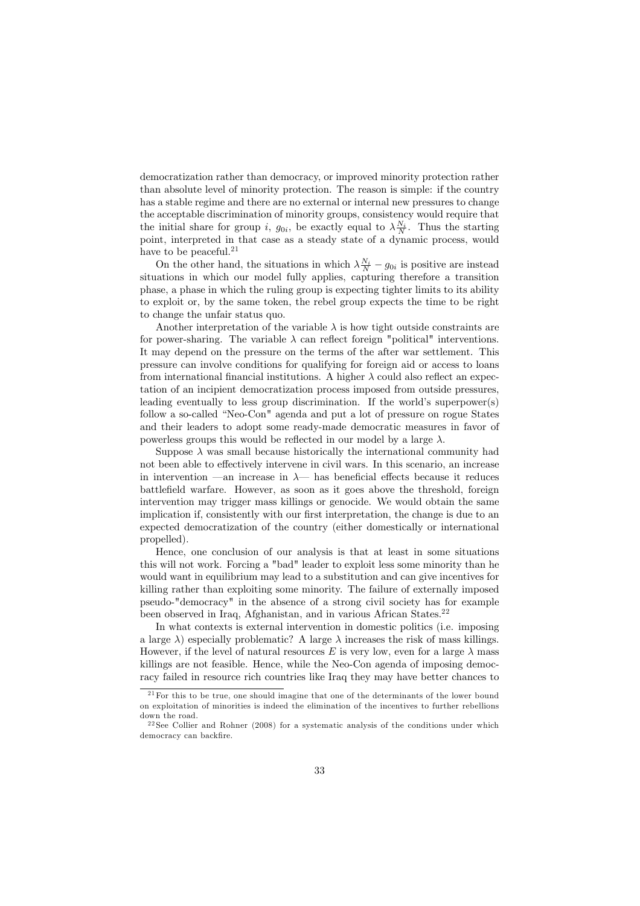democratization rather than democracy, or improved minority protection rather than absolute level of minority protection. The reason is simple: if the country has a stable regime and there are no external or internal new pressures to change the acceptable discrimination of minority groups, consistency would require that the initial share for group $i$, $g_{0i}$, be exactly equal to $\lambda \frac{N_i}{N}$. Thus the starting point, interpreted in that case as a steady state of a dynamic process, would have to be peaceful.[21]

On the other hand, the situations in which $\lambda \frac{N_i}{N} - g_{0i}$ is positive are instead situations in which our model fully applies, capturing therefore a transition phase, a phase in which the ruling group is expecting tighter limits to its ability to exploit or, by the same token, the rebel group expects the time to be right to change the unfair status quo.

Another interpretation of the variable $\lambda$ is how tight outside constraints are for power-sharing. The variable $\lambda$ can reflect foreign "political" interventions. It may depend on the pressure on the terms of the after war settlement. This pressure can involve conditions for qualifying for foreign aid or access to loans from international financial institutions. A higher $\lambda$ could also reflect an expectation of an incipient democratization process imposed from outside pressures, leading eventually to less group discrimination. If the world's superpower(s) follow a so-called "Neo-Con" agenda and put a lot of pressure on rogue States and their leaders to adopt some ready-made democratic measures in favor of powerless groups this would be reflected in our model by a large $\lambda$.

Suppose $\lambda$ was small because historically the international community had not been able to effectively intervene in civil wars. In this scenario, an increase in intervention —an increase in $\lambda$— has beneficial effects because it reduces battlefield warfare. However, as soon as it goes above the threshold, foreign intervention may trigger mass killings or genocide. We would obtain the same implication if, consistently with our first interpretation, the change is due to an expected democratization of the country (either domestically or international propelled).

Hence, one conclusion of our analysis is that at least in some situations this will not work. Forcing a "bad" leader to exploit less some minority than he would want in equilibrium may lead to a substitution and can give incentives for killing rather than exploiting some minority. The failure of externally imposed pseudo-"democracy" in the absence of a strong civil society has for example been observed in Iraq, Afghanistan, and in various African States.[22]

In what contexts is external intervention in domestic politics (i.e. imposing a large $\lambda$) especially problematic? A large $\lambda$ increases the risk of mass killings. However, if the level of natural resources $E$ is very low, even for a large $\lambda$ mass killings are not feasible. Hence, while the Neo-Con agenda of imposing democracy failed in resource rich countries like Iraq they may have better chances to

[21] For this to be true, one should imagine that one of the determinants of the lower bound on exploitation of minorities is indeed the elimination of the incentives to further rebellions down the road.

[22] See Collier and Rohner (2008) for a systematic analysis of the conditions under which democracy can backfire.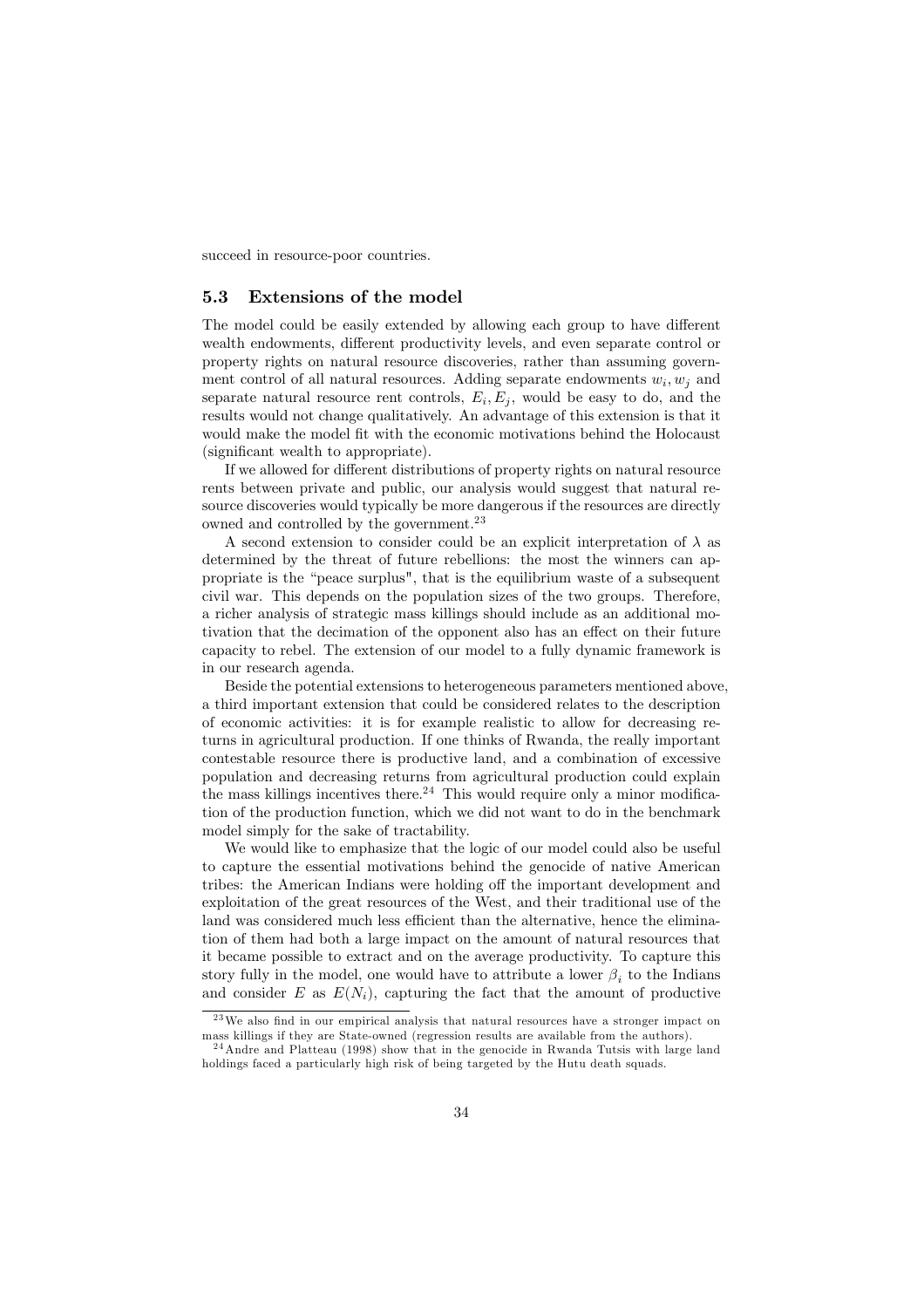succeed in resource-poor countries.

### 5.3 Extensions of the model

The model could be easily extended by allowing each group to have different wealth endowments, different productivity levels, and even separate control or property rights on natural resource discoveries, rather than assuming government control of all natural resources. Adding separate endowments $w_i, w_j$ and separate natural resource rent controls, $E_i, E_j$, would be easy to do, and the results would not change qualitatively. An advantage of this extension is that it would make the model fit with the economic motivations behind the Holocaust (significant wealth to appropriate).

If we allowed for different distributions of property rights on natural resource rents between private and public, our analysis would suggest that natural resource discoveries would typically be more dangerous if the resources are directly owned and controlled by the government.[23]

A second extension to consider could be an explicit interpretation of $\lambda$ as determined by the threat of future rebellions: the most the winners can appropriate is the "peace surplus", that is the equilibrium waste of a subsequent civil war. This depends on the population sizes of the two groups. Therefore, a richer analysis of strategic mass killings should include as an additional motivation that the decimation of the opponent also has an effect on their future capacity to rebel. The extension of our model to a fully dynamic framework is in our research agenda.

Beside the potential extensions to heterogeneous parameters mentioned above, a third important extension that could be considered relates to the description of economic activities: it is for example realistic to allow for decreasing returns in agricultural production. If one thinks of Rwanda, the really important contestable resource there is productive land, and a combination of excessive population and decreasing returns from agricultural production could explain the mass killings incentives there.[24] This would require only a minor modification of the production function, which we did not want to do in the benchmark model simply for the sake of tractability.

We would like to emphasize that the logic of our model could also be useful to capture the essential motivations behind the genocide of native American tribes: the American Indians were holding off the important development and exploitation of the great resources of the West, and their traditional use of the land was considered much less efficient than the alternative, hence the elimination of them had both a large impact on the amount of natural resources that it became possible to extract and on the average productivity. To capture this story fully in the model, one would have to attribute a lower $\beta_i$ to the Indians and consider $E$ as $E(N_i)$, capturing the fact that the amount of productive

---

[23] We also find in our empirical analysis that natural resources have a stronger impact on mass killings if they are State-owned (regression results are available from the authors).

[24] Andre and Platteau (1998) show that in the genocide in Rwanda Tutsis with large land holdings faced a particularly high risk of being targeted by the Hutu death squads.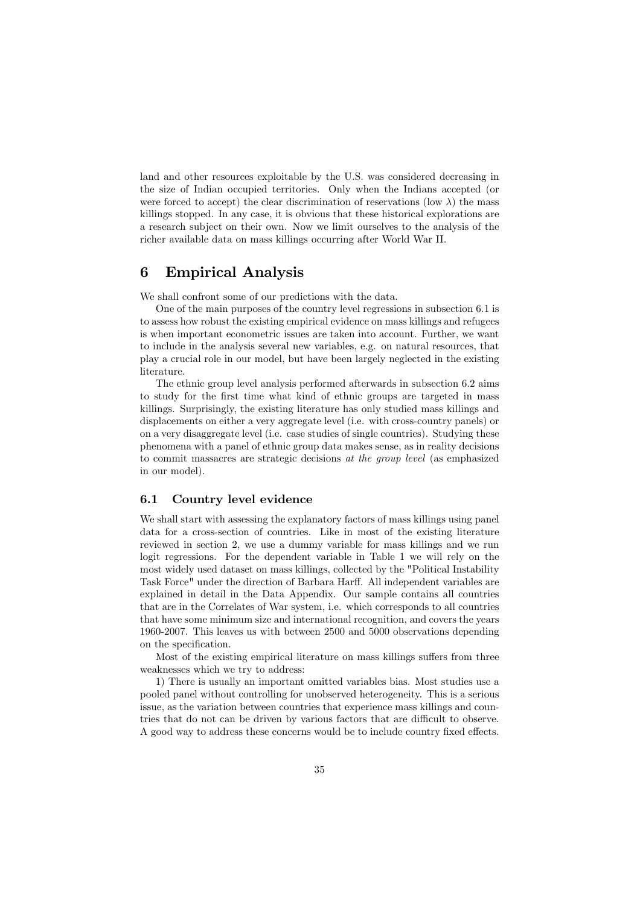land and other resources exploitable by the U.S. was considered decreasing in the size of Indian occupied territories. Only when the Indians accepted (or were forced to accept) the clear discrimination of reservations (low $\lambda$) the mass killings stopped. In any case, it is obvious that these historical explorations are a research subject on their own. Now we limit ourselves to the analysis of the richer available data on mass killings occurring after World War II.

# 6 Empirical Analysis

We shall confront some of our predictions with the data.

One of the main purposes of the country level regressions in subsection 6.1 is to assess how robust the existing empirical evidence on mass killings and refugees is when important econometric issues are taken into account. Further, we want to include in the analysis several new variables, e.g. on natural resources, that play a crucial role in our model, but have been largely neglected in the existing literature.

The ethnic group level analysis performed afterwards in subsection 6.2 aims to study for the first time what kind of ethnic groups are targeted in mass killings. Surprisingly, the existing literature has only studied mass killings and displacements on either a very aggregate level (i.e. with cross-country panels) or on a very disaggregate level (i.e. case studies of single countries). Studying these phenomena with a panel of ethnic group data makes sense, as in reality decisions to commit massacres are strategic decisions *at the group level* (as emphasized in our model).

## 6.1 Country level evidence

We shall start with assessing the explanatory factors of mass killings using panel data for a cross-section of countries. Like in most of the existing literature reviewed in section 2, we use a dummy variable for mass killings and we run logit regressions. For the dependent variable in Table 1 we will rely on the most widely used dataset on mass killings, collected by the "Political Instability Task Force" under the direction of Barbara Harff. All independent variables are explained in detail in the Data Appendix. Our sample contains all countries that are in the Correlates of War system, i.e. which corresponds to all countries that have some minimum size and international recognition, and covers the years 1960-2007. This leaves us with between 2500 and 5000 observations depending on the specification.

Most of the existing empirical literature on mass killings suffers from three weaknesses which we try to address:

1) There is usually an important omitted variables bias. Most studies use a pooled panel without controlling for unobserved heterogeneity. This is a serious issue, as the variation between countries that experience mass killings and countries that do not can be driven by various factors that are difficult to observe. A good way to address these concerns would be to include country fixed effects.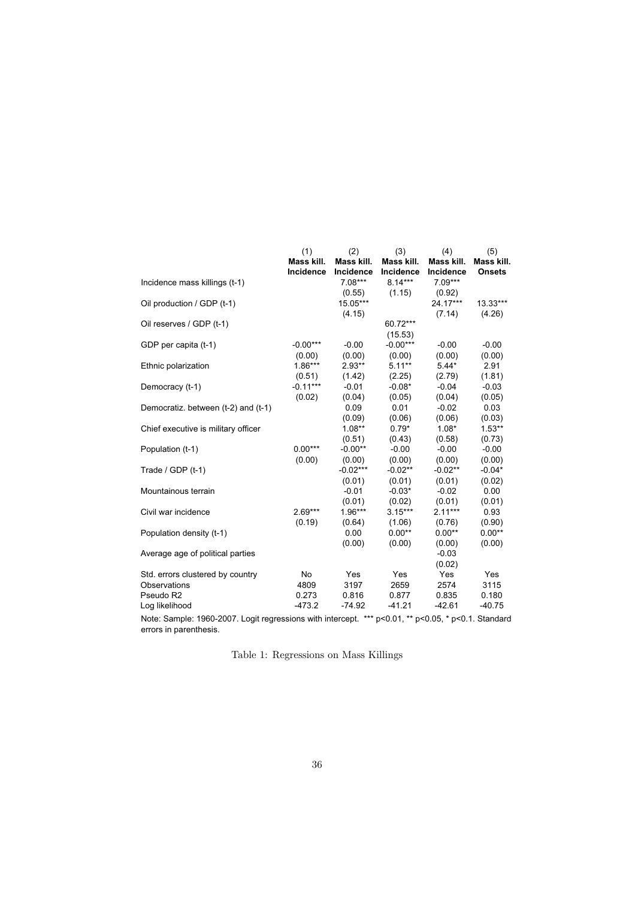| | (1) | (2) | (3) | (4) | (5) |
|---|---|---|---|---|---|
| | **Mass kill. Incidence** | **Mass kill. Incidence** | **Mass kill. Incidence** | **Mass kill. Incidence** | **Mass kill. Onsets** |
| Incidence mass killings (t-1) | | 7.08*** | 8.14*** | 7.09*** | |
| | | (0.55) | (1.15) | (0.92) | |
| Oil production / GDP (t-1) | | 15.05*** | | 24.17*** | 13.33*** |
| | | (4.15) | | (7.14) | (4.26) |
| Oil reserves / GDP (t-1) | | | 60.72*** | | |
| | | | (15.53) | | |
| GDP per capita (t-1) | -0.00*** | -0.00 | -0.00*** | -0.00 | -0.00 |
| | (0.00) | (0.00) | (0.00) | (0.00) | (0.00) |
| Ethnic polarization | 1.86*** | 2.93** | 5.11** | 5.44* | 2.91 |
| | (0.51) | (1.42) | (2.25) | (2.79) | (1.81) |
| Democracy (t-1) | -0.11*** | -0.01 | -0.08* | -0.04 | -0.03 |
| | (0.02) | (0.04) | (0.05) | (0.04) | (0.05) |
| Democratiz. between (t-2) and (t-1) | | 0.09 | 0.01 | -0.02 | 0.03 |
| | | (0.09) | (0.06) | (0.06) | (0.03) |
| Chief executive is military officer | | 1.08** | 0.79* | 1.08* | 1.53** |
| | | (0.51) | (0.43) | (0.58) | (0.73) |
| Population (t-1) | 0.00*** | -0.00** | -0.00 | -0.00 | -0.00 |
| | (0.00) | (0.00) | (0.00) | (0.00) | (0.00) |
| Trade / GDP (t-1) | | -0.02*** | -0.02** | -0.02** | -0.04* |
| | | (0.01) | (0.01) | (0.01) | (0.02) |
| Mountainous terrain | | -0.01 | -0.03* | -0.02 | 0.00 |
| | | (0.01) | (0.02) | (0.01) | (0.01) |
| Civil war incidence | 2.69*** | 1.96*** | 3.15*** | 2.11*** | 0.93 |
| | (0.19) | (0.64) | (1.06) | (0.76) | (0.90) |
| Population density (t-1) | | 0.00 | 0.00** | 0.00** | 0.00** |
| | | (0.00) | (0.00) | (0.00) | (0.00) |
| Average age of political parties | | | | -0.03 | |
| | | | | (0.02) | |
| Std. errors clustered by country | No | Yes | Yes | Yes | Yes |
| Observations | 4809 | 3197 | 2659 | 2574 | 3115 |
| Pseudo R2 | 0.273 | 0.816 | 0.877 | 0.835 | 0.180 |
| Log likelihood | -473.2 | -74.92 | -41.21 | -42.61 | -40.75 |

Note: Sample: 1960-2007. Logit regressions with intercept. *** p<0.01, ** p<0.05, * p<0.1. Standard errors in parenthesis.

Table 1: Regressions on Mass Killings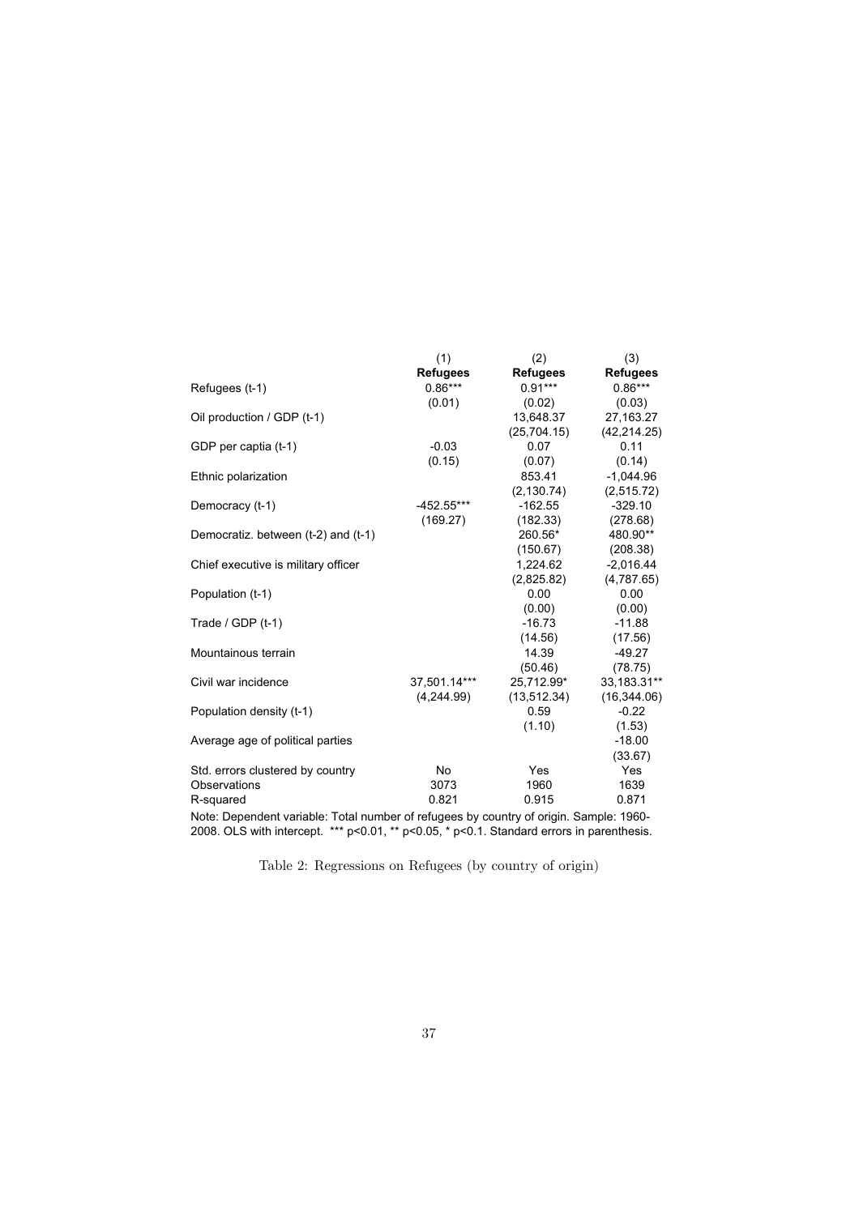| | (1) | (2) | (3) |
|---|---|---|---|
| | **Refugees** | **Refugees** | **Refugees** |
| Refugees (t-1) | 0.86*** | 0.91*** | 0.86*** |
| | (0.01) | (0.02) | (0.03) |
| Oil production / GDP (t-1) | | 13,648.37 | 27,163.27 |
| | | (25,704.15) | (42,214.25) |
| GDP per captia (t-1) | -0.03 | 0.07 | 0.11 |
| | (0.15) | (0.07) | (0.14) |
| Ethnic polarization | | 853.41 | -1,044.96 |
| | | (2,130.74) | (2,515.72) |
| Democracy (t-1) | -452.55*** | -162.55 | -329.10 |
| | (169.27) | (182.33) | (278.68) |
| Democratiz. between (t-2) and (t-1) | | 260.56* | 480.90** |
| | | (150.67) | (208.38) |
| Chief executive is military officer | | 1,224.62 | -2,016.44 |
| | | (2,825.82) | (4,787.65) |
| Population (t-1) | | 0.00 | 0.00 |
| | | (0.00) | (0.00) |
| Trade / GDP (t-1) | | -16.73 | -11.88 |
| | | (14.56) | (17.56) |
| Mountainous terrain | | 14.39 | -49.27 |
| | | (50.46) | (78.75) |
| Civil war incidence | 37,501.14*** | 25,712.99* | 33,183.31** |
| | (4,244.99) | (13,512.34) | (16,344.06) |
| Population density (t-1) | | 0.59 | -0.22 |
| | | (1.10) | (1.53) |
| Average age of political parties | | | -18.00 |
| | | | (33.67) |
| Std. errors clustered by country | No | Yes | Yes |
| Observations | 3073 | 1960 | 1639 |
| R-squared | 0.821 | 0.915 | 0.871 |

Note: Dependent variable: Total number of refugees by country of origin. Sample: 1960-2008. OLS with intercept. *** $p<0.01$, ** $p<0.05$, * $p<0.1$. Standard errors in parenthesis.

Table 2: Regressions on Refugees (by country of origin)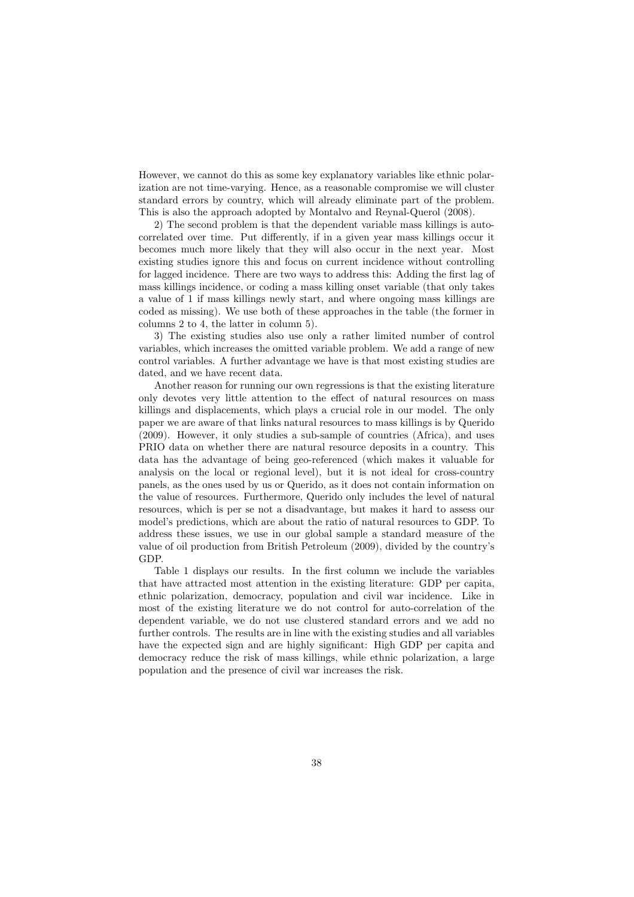However, we cannot do this as some key explanatory variables like ethnic polarization are not time-varying. Hence, as a reasonable compromise we will cluster standard errors by country, which will already eliminate part of the problem. This is also the approach adopted by Montalvo and Reynal-Querol (2008).

2) The second problem is that the dependent variable mass killings is autocorrelated over time. Put differently, if in a given year mass killings occur it becomes much more likely that they will also occur in the next year. Most existing studies ignore this and focus on current incidence without controlling for lagged incidence. There are two ways to address this: Adding the first lag of mass killings incidence, or coding a mass killing onset variable (that only takes a value of 1 if mass killings newly start, and where ongoing mass killings are coded as missing). We use both of these approaches in the table (the former in columns 2 to 4, the latter in column 5).

3) The existing studies also use only a rather limited number of control variables, which increases the omitted variable problem. We add a range of new control variables. A further advantage we have is that most existing studies are dated, and we have recent data.

Another reason for running our own regressions is that the existing literature only devotes very little attention to the effect of natural resources on mass killings and displacements, which plays a crucial role in our model. The only paper we are aware of that links natural resources to mass killings is by Querido (2009). However, it only studies a sub-sample of countries (Africa), and uses PRIO data on whether there are natural resource deposits in a country. This data has the advantage of being geo-referenced (which makes it valuable for analysis on the local or regional level), but it is not ideal for cross-country panels, as the ones used by us or Querido, as it does not contain information on the value of resources. Furthermore, Querido only includes the level of natural resources, which is per se not a disadvantage, but makes it hard to assess our model's predictions, which are about the ratio of natural resources to GDP. To address these issues, we use in our global sample a standard measure of the value of oil production from British Petroleum (2009), divided by the country's GDP.

Table 1 displays our results. In the first column we include the variables that have attracted most attention in the existing literature: GDP per capita, ethnic polarization, democracy, population and civil war incidence. Like in most of the existing literature we do not control for auto-correlation of the dependent variable, we do not use clustered standard errors and we add no further controls. The results are in line with the existing studies and all variables have the expected sign and are highly significant: High GDP per capita and democracy reduce the risk of mass killings, while ethnic polarization, a large population and the presence of civil war increases the risk.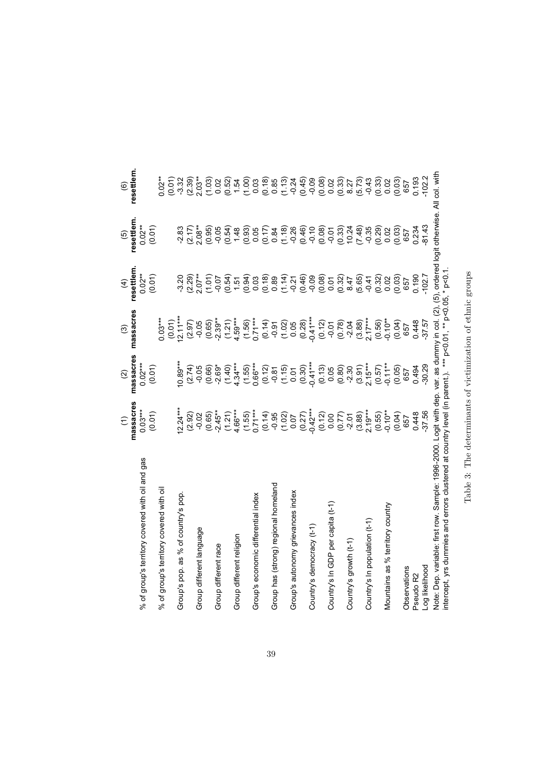| | (1) massacres | (2) massacres | (3) massacres | (4) resettlem. | (5) resettlem. | (6) resettlem. |
|---|---|---|---|---|---|---|
| % of group's territory covered with oil and gas | 0.03*** | 0.02*** | | 0.02** | 0.02** | |
| | (0.01) | (0.01) | | (0.01) | (0.01) | |
| % of group's territory covered with oil | | | 0.03*** | | | 0.02** |
| | | | (0.01) | | | (0.01) |
| Group's pop. as % of country's pop. | 12.24*** | 10.89*** | 12.11*** | -3.20 | -2.83 | -3.32 |
| | (2.92) | (2.74) | (2.97) | (2.29) | (2.17) | (2.39) |
| Group different language | -0.02 | -0.05 | -0.05 | 2.07** | 2.08** | 2.03** |
| | (0.65) | (0.66) | (0.65) | (1.01) | (0.95) | (1.03) |
| Group different race | -2.45** | -2.69* | -2.39** | -0.07 | -0.05 | 0.02 |
| | (1.21) | (1.40) | (1.21) | (0.54) | (0.54) | (0.52) |
| Group different religion | 4.66*** | 4.34*** | 4.59*** | 1.51 | 1.48 | 1.54 |
| | (1.55) | (1.55) | (1.56) | (0.94) | (0.93) | (1.00) |
| Group's economic differential index | 0.71*** | 0.66*** | 0.71*** | 0.03 | 0.05 | 0.03 |
| | (0.14) | (0.12) | (0.14) | (0.18) | (0.17) | (0.18) |
| Group has (strong) regional homeland | -0.95 | -0.81 | -0.91 | 0.89 | 0.84 | 0.85 |
| | (1.02) | (1.15) | (1.02) | (1.14) | (1.18) | (1.13) |
| Group's autonomy grievances index | 0.07 | 0.01 | 0.05 | -0.21 | -0.26 | -0.24 |
| | (0.27) | (0.30) | (0.28) | (0.46) | (0.46) | (0.45) |
| Country's democracy (t-1) | -0.42*** | -0.41*** | -0.41*** | -0.09 | -0.10 | -0.09 |
| | (0.12) | (0.13) | (0.12) | (0.08) | (0.08) | (0.08) |
| Country's ln GDP per capita (t-1) | 0.00 | 0.05 | -0.01 | 0.01 | -0.01 | 0.02 |
| | (0.77) | (0.80) | (0.78) | (0.32) | (0.33) | (0.33) |
| Country's growth (t-1) | -2.01 | -2.30 | -2.04 | 8.47 | 10.24 | 8.27 |
| | (3.88) | (3.91) | (3.88) | (5.65) | (7.48) | (5.73) |
| Country's ln population (t-1) | 2.19*** | 2.15*** | 2.17*** | -0.41 | -0.35 | -0.43 |
| | (0.55) | (0.57) | (0.56) | (0.32) | (0.29) | (0.33) |
| Mountains as % territory country | -0.10** | -0.11** | -0.10** | 0.02 | 0.02 | 0.02 |
| | (0.04) | (0.05) | (0.04) | (0.03) | (0.03) | (0.03) |
| Observations | 657 | 657 | 657 | 657 | 657 | 657 |
| Pseudo R2 | 0.448 | 0.494 | 0.448 | 0.190 | 0.234 | 0.193 |
| Log likelihood | -37.56 | -30.29 | -37.57 | -102.7 | -81.43 | -102.2 |

Note: Dep. variable: first row. Sample: 1996-2000. Logit with dep. var. as dummy in col. (2), (5), ordered logit otherwise. All col. with intercept, yrs dummies and errors clustered at country level (in parent.). *** p<0.01, ** p<0.05, * p<0.1.

Table 3: The determinants of victimization of ethnic groups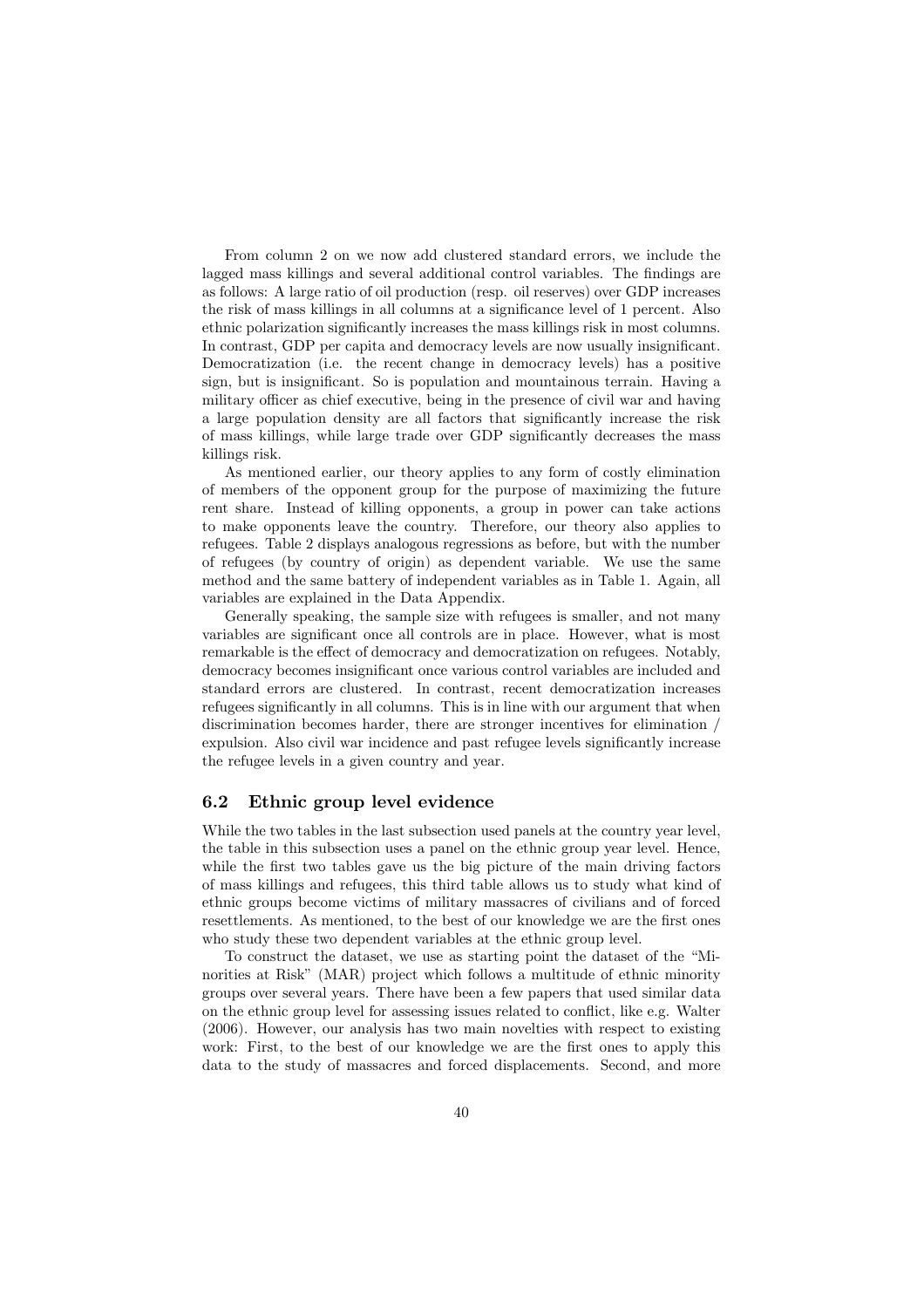From column 2 on we now add clustered standard errors, we include the lagged mass killings and several additional control variables. The findings are as follows: A large ratio of oil production (resp. oil reserves) over GDP increases the risk of mass killings in all columns at a significance level of 1 percent. Also ethnic polarization significantly increases the mass killings risk in most columns. In contrast, GDP per capita and democracy levels are now usually insignificant. Democratization (i.e. the recent change in democracy levels) has a positive sign, but is insignificant. So is population and mountainous terrain. Having a military officer as chief executive, being in the presence of civil war and having a large population density are all factors that significantly increase the risk of mass killings, while large trade over GDP significantly decreases the mass killings risk.

As mentioned earlier, our theory applies to any form of costly elimination of members of the opponent group for the purpose of maximizing the future rent share. Instead of killing opponents, a group in power can take actions to make opponents leave the country. Therefore, our theory also applies to refugees. Table 2 displays analogous regressions as before, but with the number of refugees (by country of origin) as dependent variable. We use the same method and the same battery of independent variables as in Table 1. Again, all variables are explained in the Data Appendix.

Generally speaking, the sample size with refugees is smaller, and not many variables are significant once all controls are in place. However, what is most remarkable is the effect of democracy and democratization on refugees. Notably, democracy becomes insignificant once various control variables are included and standard errors are clustered. In contrast, recent democratization increases refugees significantly in all columns. This is in line with our argument that when discrimination becomes harder, there are stronger incentives for elimination / expulsion. Also civil war incidence and past refugee levels significantly increase the refugee levels in a given country and year.

## 6.2 Ethnic group level evidence

While the two tables in the last subsection used panels at the country year level, the table in this subsection uses a panel on the ethnic group year level. Hence, while the first two tables gave us the big picture of the main driving factors of mass killings and refugees, this third table allows us to study what kind of ethnic groups become victims of military massacres of civilians and of forced resettlements. As mentioned, to the best of our knowledge we are the first ones who study these two dependent variables at the ethnic group level.

To construct the dataset, we use as starting point the dataset of the "Minorities at Risk" (MAR) project which follows a multitude of ethnic minority groups over several years. There have been a few papers that used similar data on the ethnic group level for assessing issues related to conflict, like e.g. Walter (2006). However, our analysis has two main novelties with respect to existing work: First, to the best of our knowledge we are the first ones to apply this data to the study of massacres and forced displacements. Second, and more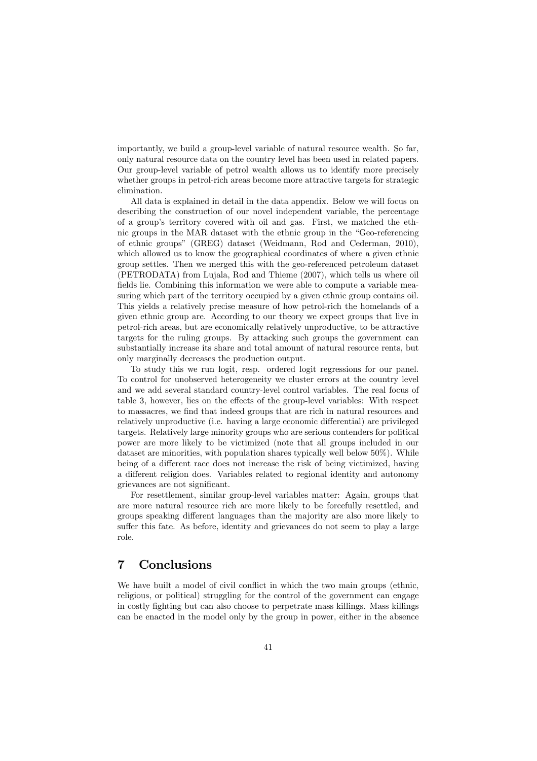importantly, we build a group-level variable of natural resource wealth. So far, only natural resource data on the country level has been used in related papers. Our group-level variable of petrol wealth allows us to identify more precisely whether groups in petrol-rich areas become more attractive targets for strategic elimination.

All data is explained in detail in the data appendix. Below we will focus on describing the construction of our novel independent variable, the percentage of a group's territory covered with oil and gas. First, we matched the ethnic groups in the MAR dataset with the ethnic group in the "Geo-referencing of ethnic groups" (GREG) dataset (Weidmann, Rod and Cederman, 2010), which allowed us to know the geographical coordinates of where a given ethnic group settles. Then we merged this with the geo-referenced petroleum dataset (PETRODATA) from Lujala, Rod and Thieme (2007), which tells us where oil fields lie. Combining this information we were able to compute a variable measuring which part of the territory occupied by a given ethnic group contains oil. This yields a relatively precise measure of how petrol-rich the homelands of a given ethnic group are. According to our theory we expect groups that live in petrol-rich areas, but are economically relatively unproductive, to be attractive targets for the ruling groups. By attacking such groups the government can substantially increase its share and total amount of natural resource rents, but only marginally decreases the production output.

To study this we run logit, resp. ordered logit regressions for our panel. To control for unobserved heterogeneity we cluster errors at the country level and we add several standard country-level control variables. The real focus of table 3, however, lies on the effects of the group-level variables: With respect to massacres, we find that indeed groups that are rich in natural resources and relatively unproductive (i.e. having a large economic differential) are privileged targets. Relatively large minority groups who are serious contenders for political power are more likely to be victimized (note that all groups included in our dataset are minorities, with population shares typically well below 50%). While being of a different race does not increase the risk of being victimized, having a different religion does. Variables related to regional identity and autonomy grievances are not significant.

For resettlement, similar group-level variables matter: Again, groups that are more natural resource rich are more likely to be forcefully resettled, and groups speaking different languages than the majority are also more likely to suffer this fate. As before, identity and grievances do not seem to play a large role.

# 7 Conclusions

We have built a model of civil conflict in which the two main groups (ethnic, religious, or political) struggling for the control of the government can engage in costly fighting but can also choose to perpetrate mass killings. Mass killings can be enacted in the model only by the group in power, either in the absence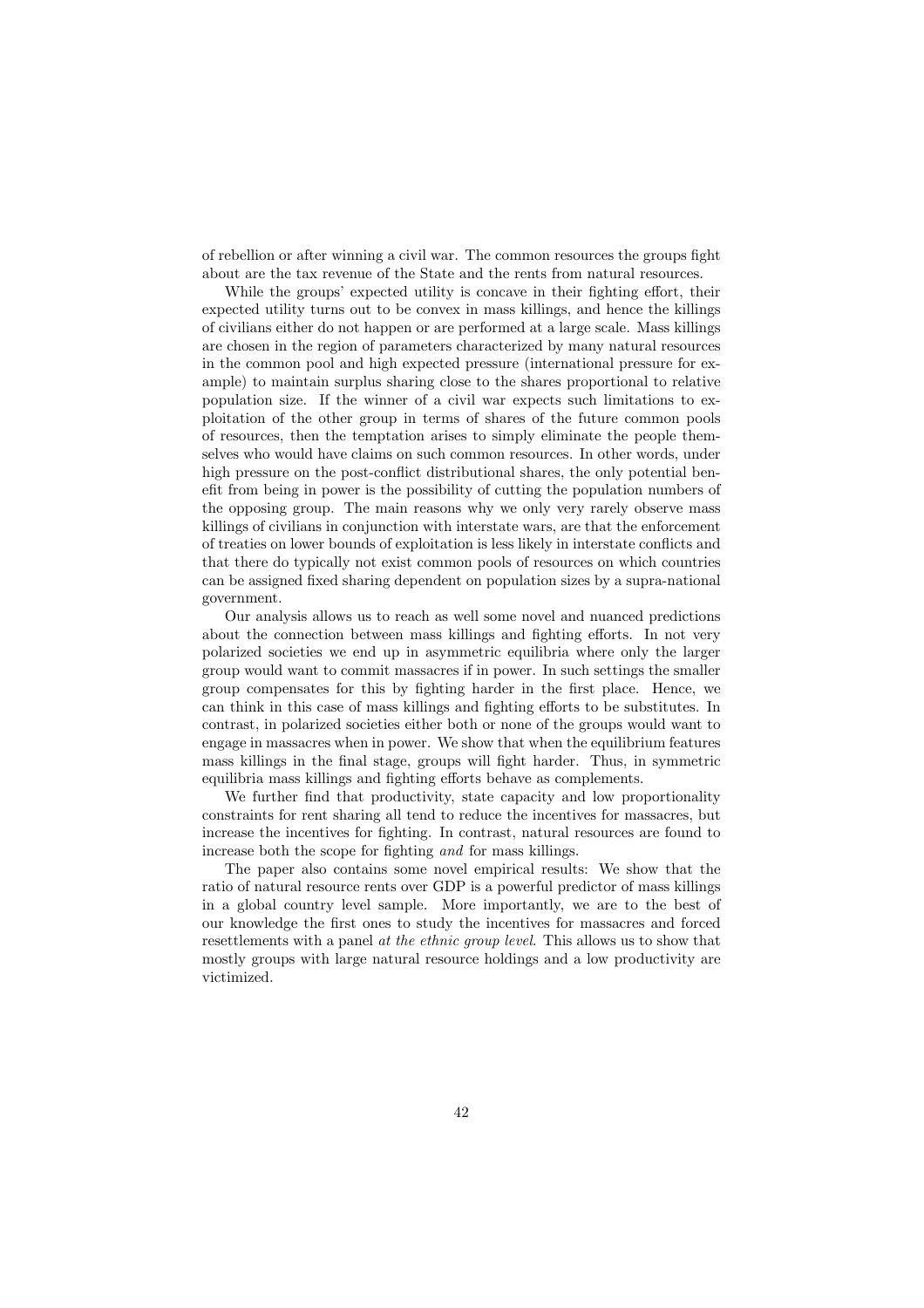of rebellion or after winning a civil war. The common resources the groups fight about are the tax revenue of the State and the rents from natural resources.

While the groups' expected utility is concave in their fighting effort, their expected utility turns out to be convex in mass killings, and hence the killings of civilians either do not happen or are performed at a large scale. Mass killings are chosen in the region of parameters characterized by many natural resources in the common pool and high expected pressure (international pressure for example) to maintain surplus sharing close to the shares proportional to relative population size. If the winner of a civil war expects such limitations to exploitation of the other group in terms of shares of the future common pools of resources, then the temptation arises to simply eliminate the people themselves who would have claims on such common resources. In other words, under high pressure on the post-conflict distributional shares, the only potential benefit from being in power is the possibility of cutting the population numbers of the opposing group. The main reasons why we only very rarely observe mass killings of civilians in conjunction with interstate wars, are that the enforcement of treaties on lower bounds of exploitation is less likely in interstate conflicts and that there do typically not exist common pools of resources on which countries can be assigned fixed sharing dependent on population sizes by a supra-national government.

Our analysis allows us to reach as well some novel and nuanced predictions about the connection between mass killings and fighting efforts. In not very polarized societies we end up in asymmetric equilibria where only the larger group would want to commit massacres if in power. In such settings the smaller group compensates for this by fighting harder in the first place. Hence, we can think in this case of mass killings and fighting efforts to be substitutes. In contrast, in polarized societies either both or none of the groups would want to engage in massacres when in power. We show that when the equilibrium features mass killings in the final stage, groups will fight harder. Thus, in symmetric equilibria mass killings and fighting efforts behave as complements.

We further find that productivity, state capacity and low proportionality constraints for rent sharing all tend to reduce the incentives for massacres, but increase the incentives for fighting. In contrast, natural resources are found to increase both the scope for fighting *and* for mass killings.

The paper also contains some novel empirical results: We show that the ratio of natural resource rents over GDP is a powerful predictor of mass killings in a global country level sample. More importantly, we are to the best of our knowledge the first ones to study the incentives for massacres and forced resettlements with a panel *at the ethnic group level*. This allows us to show that mostly groups with large natural resource holdings and a low productivity are victimized.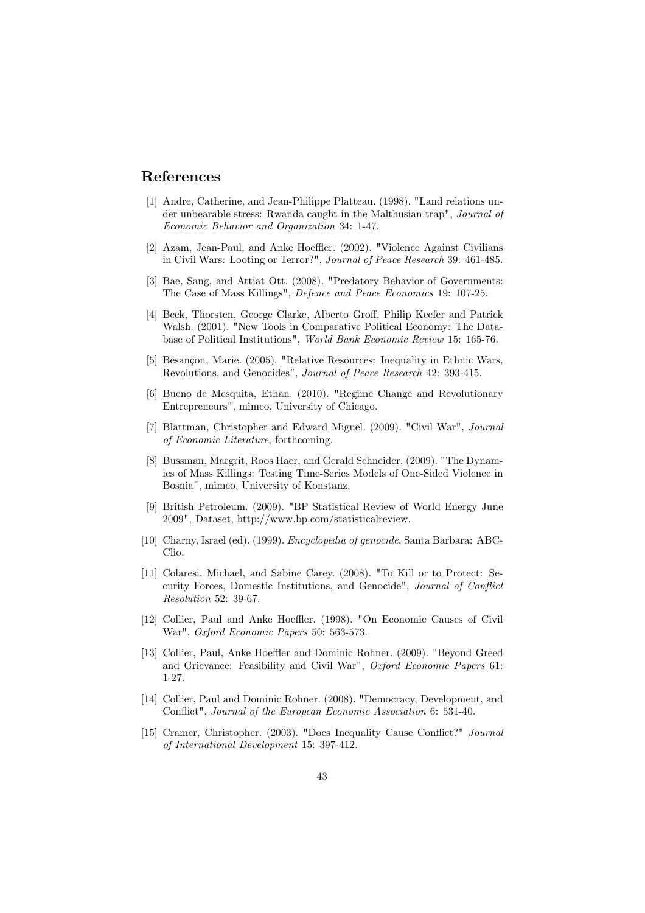## References

[1] Andre, Catherine, and Jean-Philippe Platteau. (1998). "Land relations under unbearable stress: Rwanda caught in the Malthusian trap", *Journal of Economic Behavior and Organization* 34: 1-47.

[2] Azam, Jean-Paul, and Anke Hoeffler. (2002). "Violence Against Civilians in Civil Wars: Looting or Terror?", *Journal of Peace Research* 39: 461-485.

[3] Bae, Sang, and Attiat Ott. (2008). "Predatory Behavior of Governments: The Case of Mass Killings", *Defence and Peace Economics* 19: 107-25.

[4] Beck, Thorsten, George Clarke, Alberto Groff, Philip Keefer and Patrick Walsh. (2001). "New Tools in Comparative Political Economy: The Database of Political Institutions", *World Bank Economic Review* 15: 165-76.

[5] Besançon, Marie. (2005). "Relative Resources: Inequality in Ethnic Wars, Revolutions, and Genocides", *Journal of Peace Research* 42: 393-415.

[6] Bueno de Mesquita, Ethan. (2010). "Regime Change and Revolutionary Entrepreneurs", mimeo, University of Chicago.

[7] Blattman, Christopher and Edward Miguel. (2009). "Civil War", *Journal of Economic Literature*, forthcoming.

[8] Bussman, Margrit, Roos Haer, and Gerald Schneider. (2009). "The Dynamics of Mass Killings: Testing Time-Series Models of One-Sided Violence in Bosnia", mimeo, University of Konstanz.

[9] British Petroleum. (2009). "BP Statistical Review of World Energy June 2009", Dataset, http://www.bp.com/statisticalreview.

[10] Charny, Israel (ed). (1999). *Encyclopedia of genocide*, Santa Barbara: ABC-Clio.

[11] Colaresi, Michael, and Sabine Carey. (2008). "To Kill or to Protect: Security Forces, Domestic Institutions, and Genocide", *Journal of Conflict Resolution* 52: 39-67.

[12] Collier, Paul and Anke Hoeffler. (1998). "On Economic Causes of Civil War", *Oxford Economic Papers* 50: 563-573.

[13] Collier, Paul, Anke Hoeffler and Dominic Rohner. (2009). "Beyond Greed and Grievance: Feasibility and Civil War", *Oxford Economic Papers* 61: 1-27.

[14] Collier, Paul and Dominic Rohner. (2008). "Democracy, Development, and Conflict", *Journal of the European Economic Association* 6: 531-40.

[15] Cramer, Christopher. (2003). "Does Inequality Cause Conflict?" *Journal of International Development* 15: 397-412.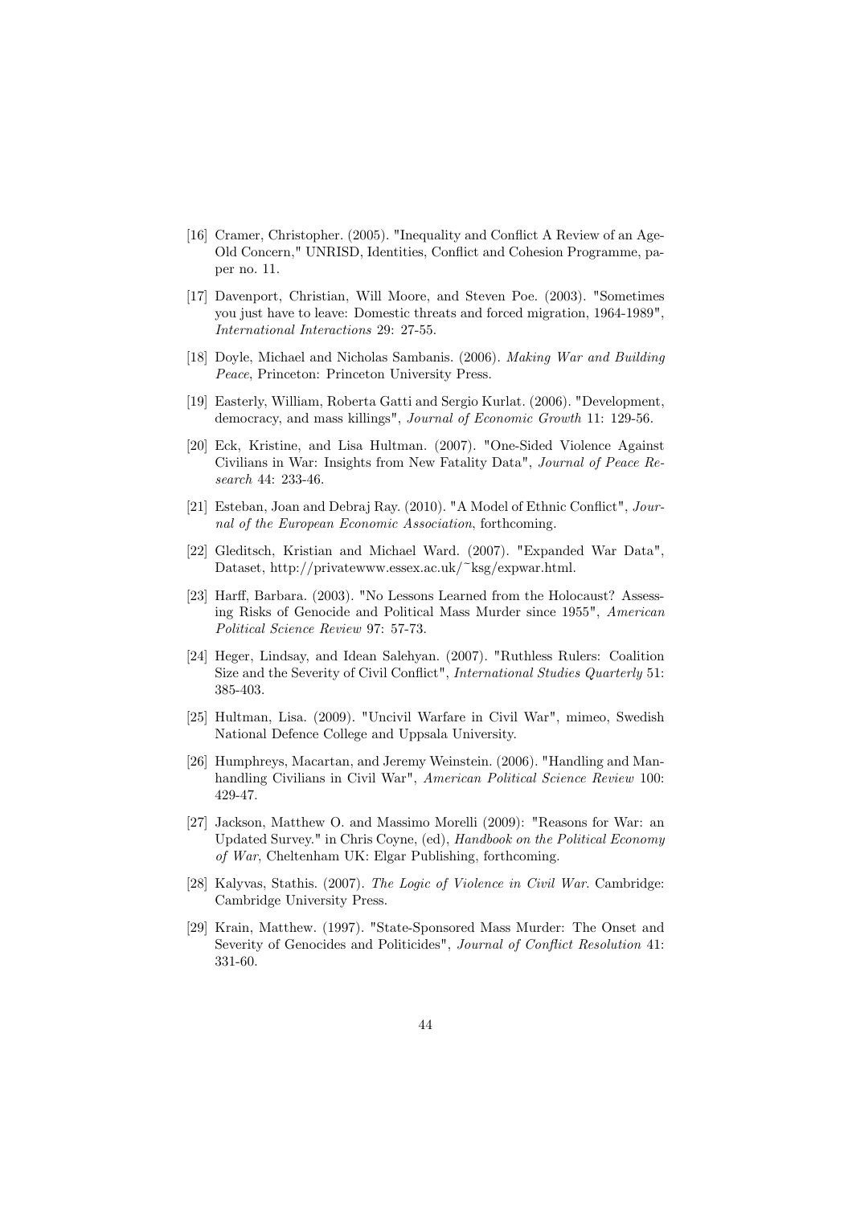[16] Cramer, Christopher. (2005). "Inequality and Conflict A Review of an Age-Old Concern," UNRISD, Identities, Conflict and Cohesion Programme, paper no. 11.

[17] Davenport, Christian, Will Moore, and Steven Poe. (2003). "Sometimes you just have to leave: Domestic threats and forced migration, 1964-1989", *International Interactions* 29: 27-55.

[18] Doyle, Michael and Nicholas Sambanis. (2006). *Making War and Building Peace*, Princeton: Princeton University Press.

[19] Easterly, William, Roberta Gatti and Sergio Kurlat. (2006). "Development, democracy, and mass killings", *Journal of Economic Growth* 11: 129-56.

[20] Eck, Kristine, and Lisa Hultman. (2007). "One-Sided Violence Against Civilians in War: Insights from New Fatality Data", *Journal of Peace Research* 44: 233-46.

[21] Esteban, Joan and Debraj Ray. (2010). "A Model of Ethnic Conflict", *Journal of the European Economic Association*, forthcoming.

[22] Gleditsch, Kristian and Michael Ward. (2007). "Expanded War Data", Dataset, http://privatewww.essex.ac.uk/~ksg/expwar.html.

[23] Harff, Barbara. (2003). "No Lessons Learned from the Holocaust? Assessing Risks of Genocide and Political Mass Murder since 1955", *American Political Science Review* 97: 57-73.

[24] Heger, Lindsay, and Idean Salehyan. (2007). "Ruthless Rulers: Coalition Size and the Severity of Civil Conflict", *International Studies Quarterly* 51: 385-403.

[25] Hultman, Lisa. (2009). "Uncivil Warfare in Civil War", mimeo, Swedish National Defence College and Uppsala University.

[26] Humphreys, Macartan, and Jeremy Weinstein. (2006). "Handling and Manhandling Civilians in Civil War", *American Political Science Review* 100: 429-47.

[27] Jackson, Matthew O. and Massimo Morelli (2009): "Reasons for War: an Updated Survey." in Chris Coyne, (ed), *Handbook on the Political Economy of War*, Cheltenham UK: Elgar Publishing, forthcoming.

[28] Kalyvas, Stathis. (2007). *The Logic of Violence in Civil War*. Cambridge: Cambridge University Press.

[29] Krain, Matthew. (1997). "State-Sponsored Mass Murder: The Onset and Severity of Genocides and Politicides", *Journal of Conflict Resolution* 41: 331-60.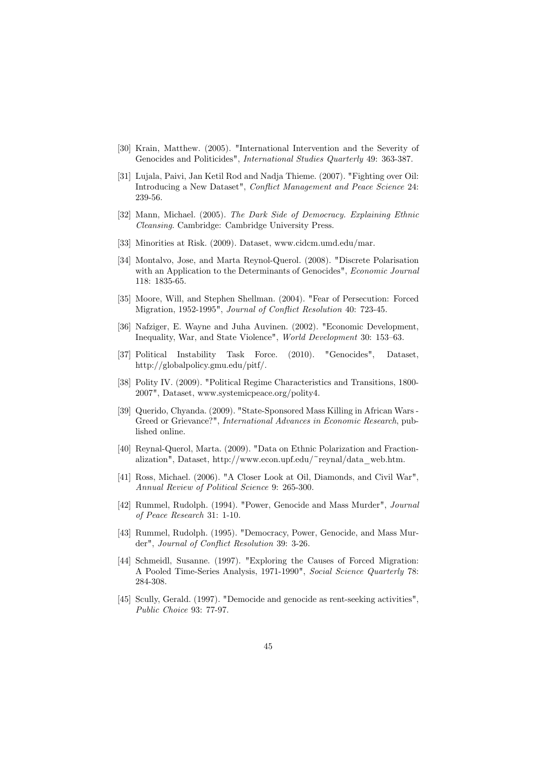[30] Krain, Matthew. (2005). "International Intervention and the Severity of Genocides and Politicides", *International Studies Quarterly* 49: 363-387.

[31] Lujala, Paivi, Jan Ketil Rod and Nadja Thieme. (2007). "Fighting over Oil: Introducing a New Dataset", *Conflict Management and Peace Science* 24: 239-56.

[32] Mann, Michael. (2005). *The Dark Side of Democracy. Explaining Ethnic Cleansing*. Cambridge: Cambridge University Press.

[33] Minorities at Risk. (2009). Dataset, www.cidcm.umd.edu/mar.

[34] Montalvo, Jose, and Marta Reynol-Querol. (2008). "Discrete Polarisation with an Application to the Determinants of Genocides", *Economic Journal* 118: 1835-65.

[35] Moore, Will, and Stephen Shellman. (2004). "Fear of Persecution: Forced Migration, 1952-1995", *Journal of Conflict Resolution* 40: 723-45.

[36] Nafziger, E. Wayne and Juha Auvinen. (2002). "Economic Development, Inequality, War, and State Violence", *World Development* 30: 153–63.

[37] Political Instability Task Force. (2010). "Genocides", Dataset, http://globalpolicy.gmu.edu/pitf/.

[38] Polity IV. (2009). "Political Regime Characteristics and Transitions, 1800-2007", Dataset, www.systemicpeace.org/polity4.

[39] Querido, Chyanda. (2009). "State-Sponsored Mass Killing in African Wars - Greed or Grievance?", *International Advances in Economic Research*, published online.

[40] Reynal-Querol, Marta. (2009). "Data on Ethnic Polarization and Fractionalization", Dataset, http://www.econ.upf.edu/~reynal/data_web.htm.

[41] Ross, Michael. (2006). "A Closer Look at Oil, Diamonds, and Civil War", *Annual Review of Political Science* 9: 265-300.

[42] Rummel, Rudolph. (1994). "Power, Genocide and Mass Murder", *Journal of Peace Research* 31: 1-10.

[43] Rummel, Rudolph. (1995). "Democracy, Power, Genocide, and Mass Murder", *Journal of Conflict Resolution* 39: 3-26.

[44] Schmeidl, Susanne. (1997). "Exploring the Causes of Forced Migration: A Pooled Time-Series Analysis, 1971-1990", *Social Science Quarterly* 78: 284-308.

[45] Scully, Gerald. (1997). "Democide and genocide as rent-seeking activities", *Public Choice* 93: 77-97.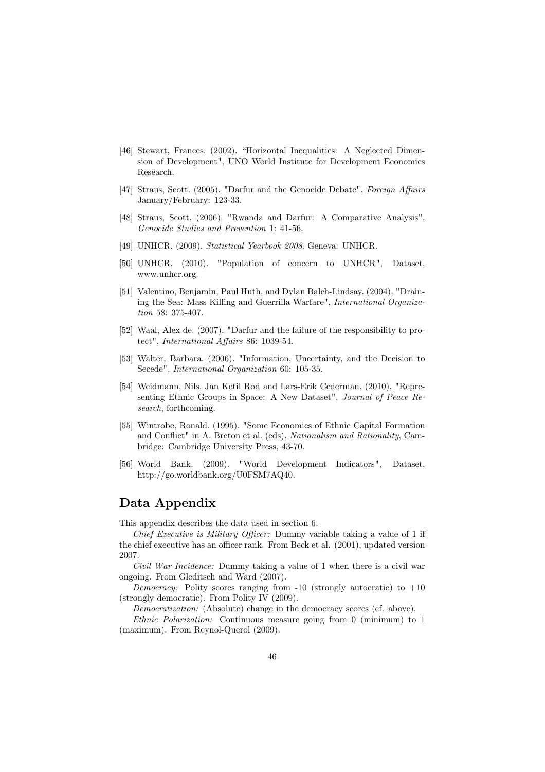[46] Stewart, Frances. (2002). "Horizontal Inequalities: A Neglected Dimension of Development", UNO World Institute for Development Economics Research.

[47] Straus, Scott. (2005). "Darfur and the Genocide Debate", *Foreign Affairs* January/February: 123-33.

[48] Straus, Scott. (2006). "Rwanda and Darfur: A Comparative Analysis", *Genocide Studies and Prevention* 1: 41-56.

[49] UNHCR. (2009). *Statistical Yearbook 2008*. Geneva: UNHCR.

[50] UNHCR. (2010). "Population of concern to UNHCR", Dataset, www.unhcr.org.

[51] Valentino, Benjamin, Paul Huth, and Dylan Balch-Lindsay. (2004). "Draining the Sea: Mass Killing and Guerrilla Warfare", *International Organization* 58: 375-407.

[52] Waal, Alex de. (2007). "Darfur and the failure of the responsibility to protect", *International Affairs* 86: 1039-54.

[53] Walter, Barbara. (2006). "Information, Uncertainty, and the Decision to Secede", *International Organization* 60: 105-35.

[54] Weidmann, Nils, Jan Ketil Rod and Lars-Erik Cederman. (2010). "Representing Ethnic Groups in Space: A New Dataset", *Journal of Peace Research*, forthcoming.

[55] Wintrobe, Ronald. (1995). "Some Economics of Ethnic Capital Formation and Conflict" in A. Breton et al. (eds), *Nationalism and Rationality*, Cambridge: Cambridge University Press, 43-70.

[56] World Bank. (2009). "World Development Indicators", Dataset, http://go.worldbank.org/U0FSM7AQ40.

## Data Appendix

This appendix describes the data used in section 6.

*Chief Executive is Military Officer:* Dummy variable taking a value of 1 if the chief executive has an officer rank. From Beck et al. (2001), updated version 2007.

*Civil War Incidence:* Dummy taking a value of 1 when there is a civil war ongoing. From Gleditsch and Ward (2007).

*Democracy:* Polity scores ranging from -10 (strongly autocratic) to +10 (strongly democratic). From Polity IV (2009).

*Democratization:* (Absolute) change in the democracy scores (cf. above).

*Ethnic Polarization:* Continuous measure going from 0 (minimum) to 1 (maximum). From Reynol-Querol (2009).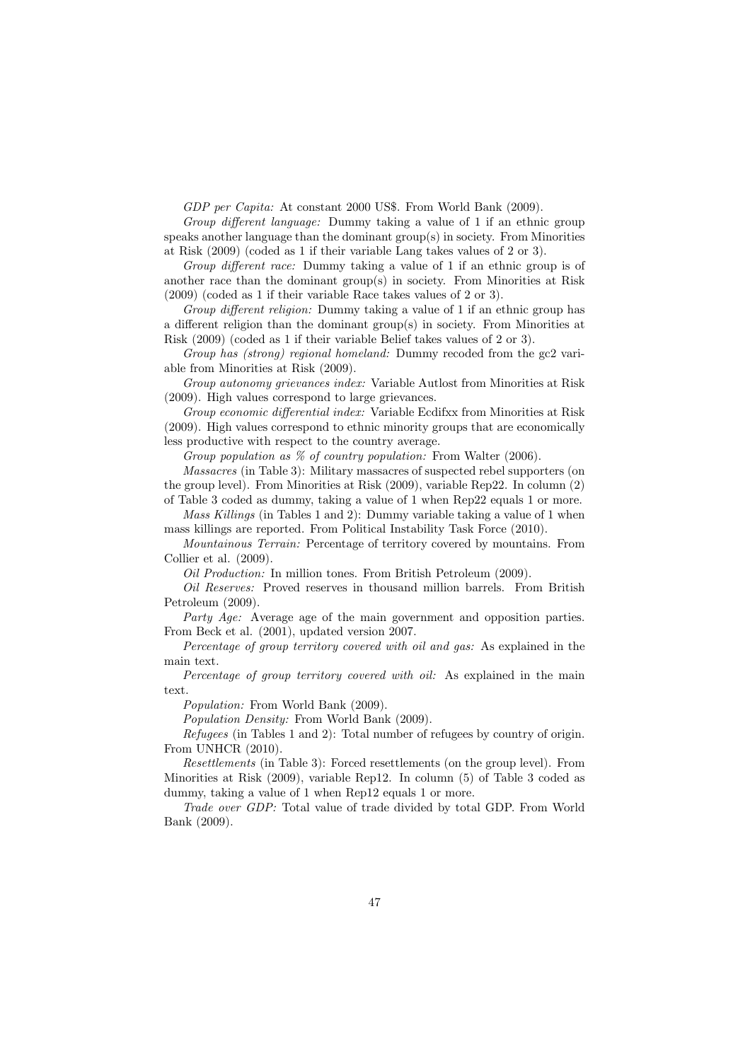*GDP per Capita:* At constant 2000 US$. From World Bank (2009).

*Group different language:* Dummy taking a value of 1 if an ethnic group speaks another language than the dominant group(s) in society. From Minorities at Risk (2009) (coded as 1 if their variable Lang takes values of 2 or 3).

*Group different race:* Dummy taking a value of 1 if an ethnic group is of another race than the dominant group(s) in society. From Minorities at Risk (2009) (coded as 1 if their variable Race takes values of 2 or 3).

*Group different religion:* Dummy taking a value of 1 if an ethnic group has a different religion than the dominant group(s) in society. From Minorities at Risk (2009) (coded as 1 if their variable Belief takes values of 2 or 3).

*Group has (strong) regional homeland:* Dummy recoded from the gc2 variable from Minorities at Risk (2009).

*Group autonomy grievances index:* Variable Autlost from Minorities at Risk (2009). High values correspond to large grievances.

*Group economic differential index:* Variable Ecdifxx from Minorities at Risk (2009). High values correspond to ethnic minority groups that are economically less productive with respect to the country average.

*Group population as % of country population:* From Walter (2006).

*Massacres* (in Table 3): Military massacres of suspected rebel supporters (on the group level). From Minorities at Risk (2009), variable Rep22. In column (2) of Table 3 coded as dummy, taking a value of 1 when Rep22 equals 1 or more.

*Mass Killings* (in Tables 1 and 2): Dummy variable taking a value of 1 when mass killings are reported. From Political Instability Task Force (2010).

*Mountainous Terrain:* Percentage of territory covered by mountains. From Collier et al. (2009).

*Oil Production:* In million tones. From British Petroleum (2009).

*Oil Reserves:* Proved reserves in thousand million barrels. From British Petroleum (2009).

*Party Age:* Average age of the main government and opposition parties. From Beck et al. (2001), updated version 2007.

*Percentage of group territory covered with oil and gas:* As explained in the main text.

*Percentage of group territory covered with oil:* As explained in the main text.

*Population:* From World Bank (2009).

*Population Density:* From World Bank (2009).

*Refugees* (in Tables 1 and 2): Total number of refugees by country of origin. From UNHCR (2010).

*Resettlements* (in Table 3): Forced resettlements (on the group level). From Minorities at Risk (2009), variable Rep12. In column (5) of Table 3 coded as dummy, taking a value of 1 when Rep12 equals 1 or more.

*Trade over GDP:* Total value of trade divided by total GDP. From World Bank (2009).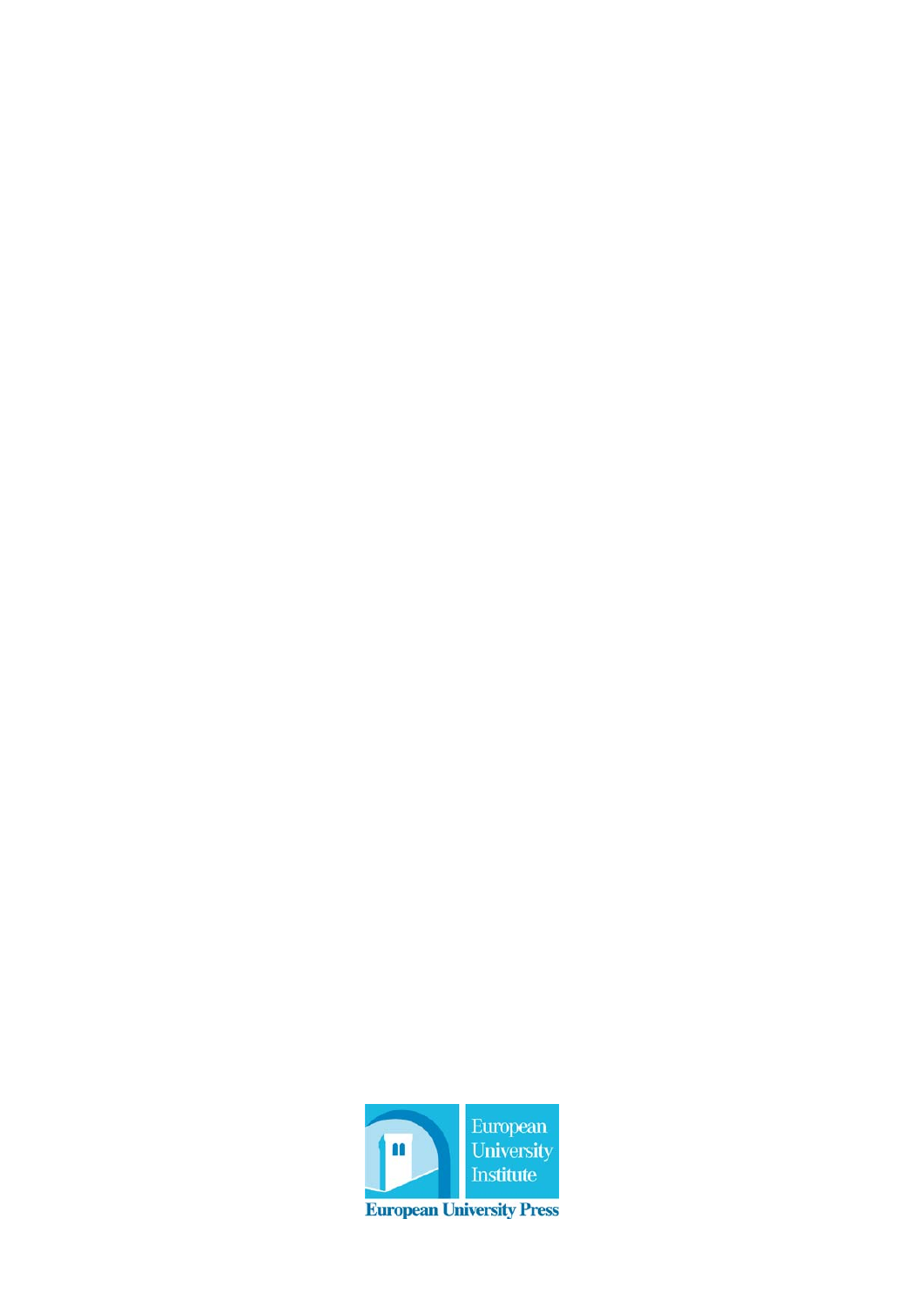European University Institute

European University Press